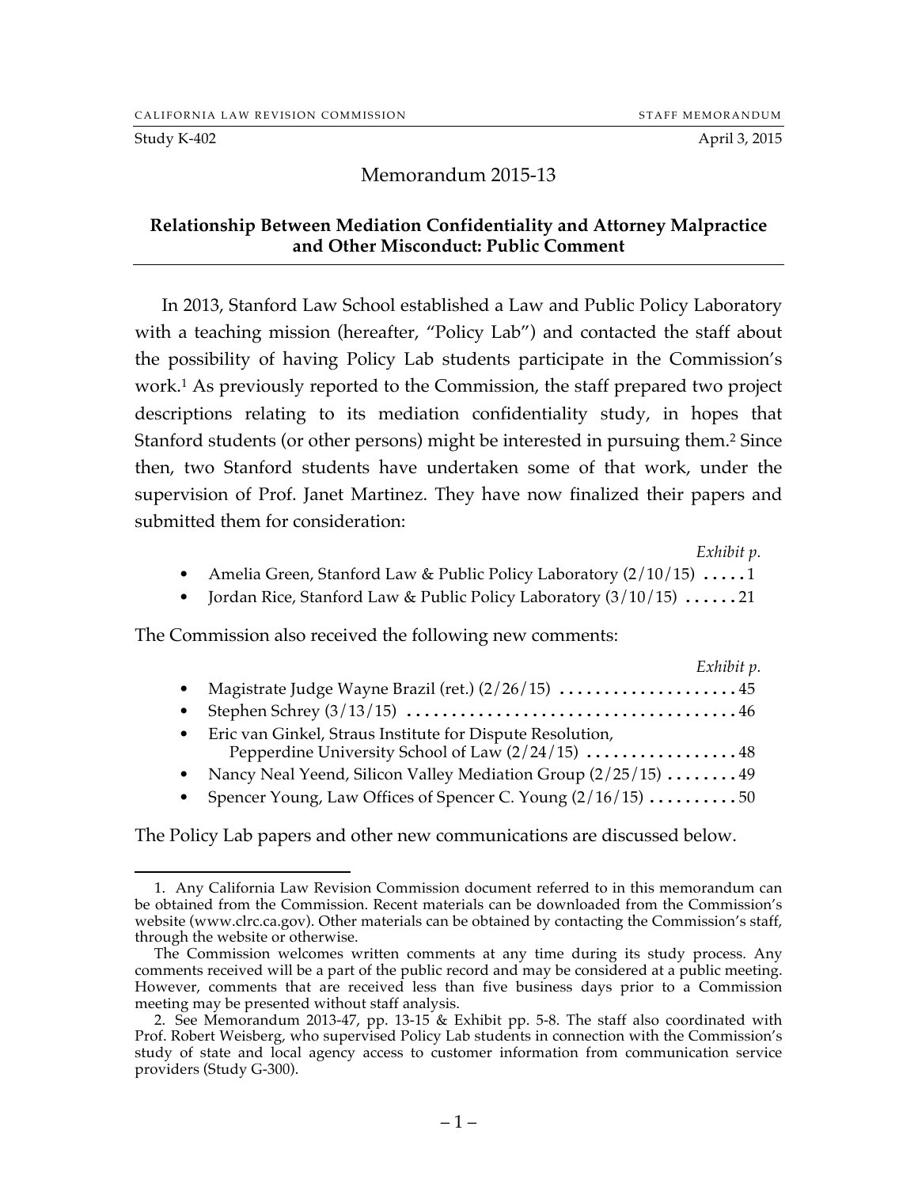CALIFORNIA LAW REVISION COMMISSION STAFF MEMORANDUM

Study K-402 April 3, 2015

# Memorandum 2015-13

## Relationship Between Mediation Confidentiality and Attorney Malpractice and Other Misconduct: Public Comment

In 2013, Stanford Law School established a Law and Public Policy Laboratory with a teaching mission (hereafter, "Policy Lab") and contacted the staff about the possibility of having Policy Lab students participate in the Commission's work.[1] As previously reported to the Commission, the staff prepared two project descriptions relating to its mediation confidentiality study, in hopes that Stanford students (or other persons) might be interested in pursuing them.[2] Since then, two Stanford students have undertaken some of that work, under the supervision of Prof. Janet Martinez. They have now finalized their papers and submitted them for consideration:

*Exhibit p.*

- Amelia Green, Stanford Law & Public Policy Laboratory (2/10/15) ..... 1
- Jordan Rice, Stanford Law & Public Policy Laboratory (3/10/15) ...... 21

The Commission also received the following new comments:

*Exhibit p.*

- Magistrate Judge Wayne Brazil (ret.) (2/26/15) .................... 45
- Stephen Schrey (3/13/15) .................................... 46
- Eric van Ginkel, Straus Institute for Dispute Resolution, Pepperdine University School of Law (2/24/15) ................. 48
- Nancy Neal Yeend, Silicon Valley Mediation Group (2/25/15) ........ 49
- Spencer Young, Law Offices of Spencer C. Young (2/16/15) .......... 50

The Policy Lab papers and other new communications are discussed below.

---

1. Any California Law Revision Commission document referred to in this memorandum can be obtained from the Commission. Recent materials can be downloaded from the Commission's website (www.clrc.ca.gov). Other materials can be obtained by contacting the Commission's staff, through the website or otherwise.

The Commission welcomes written comments at any time during its study process. Any comments received will be a part of the public record and may be considered at a public meeting. However, comments that are received less than five business days prior to a Commission meeting may be presented without staff analysis.

2. See Memorandum 2013-47, pp. 13-15 & Exhibit pp. 5-8. The staff also coordinated with Prof. Robert Weisberg, who supervised Policy Lab students in connection with the Commission's study of state and local agency access to customer information from communication service providers (Study G-300).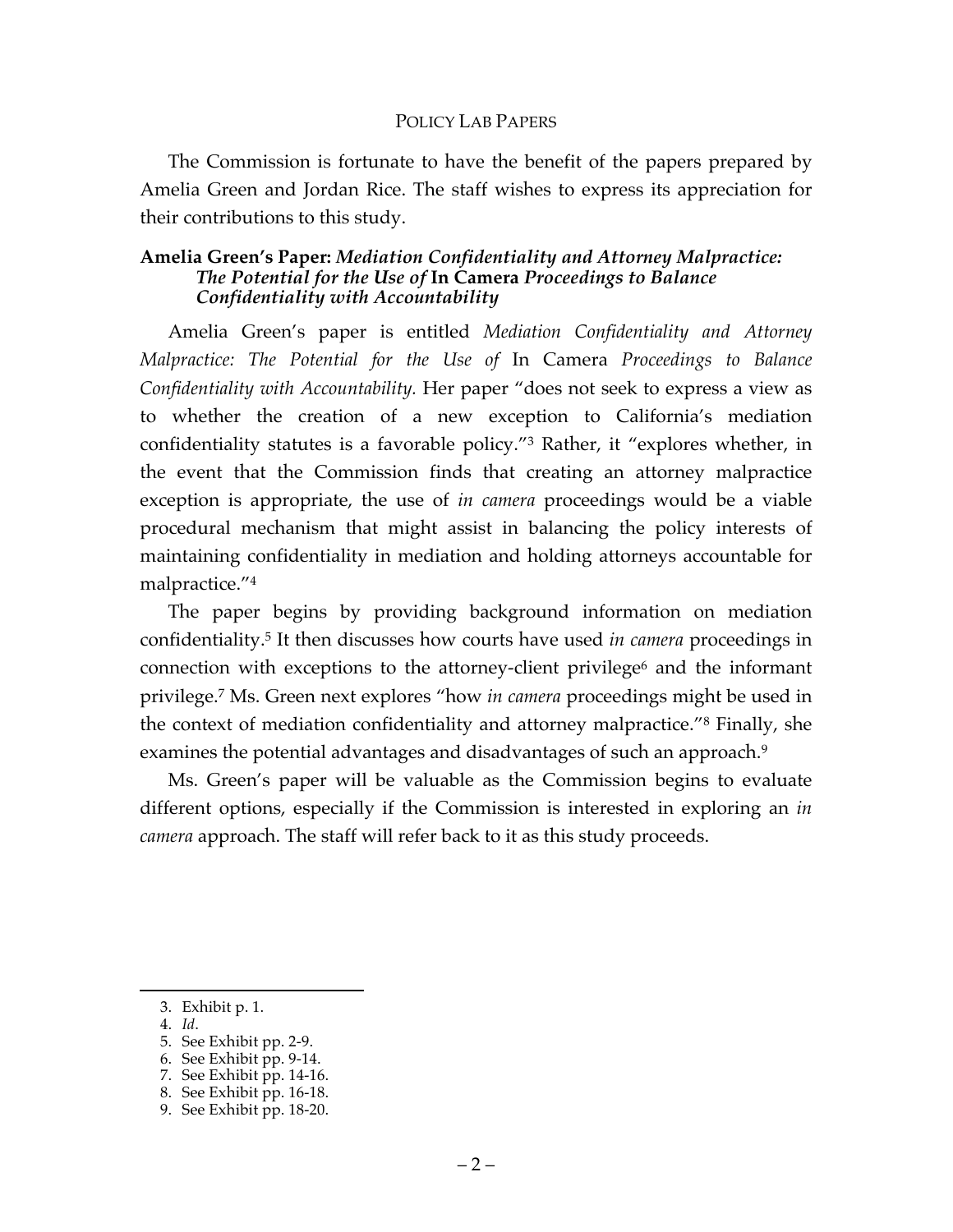## POLICY LAB PAPERS

The Commission is fortunate to have the benefit of the papers prepared by Amelia Green and Jordan Rice. The staff wishes to express its appreciation for their contributions to this study.

### Amelia Green's Paper: *Mediation Confidentiality and Attorney Malpractice: The Potential for the Use of* In Camera *Proceedings to Balance Confidentiality with Accountability*

Amelia Green's paper is entitled *Mediation Confidentiality and Attorney Malpractice: The Potential for the Use of* In Camera *Proceedings to Balance Confidentiality with Accountability.* Her paper "does not seek to express a view as to whether the creation of a new exception to California's mediation confidentiality statutes is a favorable policy."[3] Rather, it "explores whether, in the event that the Commission finds that creating an attorney malpractice exception is appropriate, the use of *in camera* proceedings would be a viable procedural mechanism that might assist in balancing the policy interests of maintaining confidentiality in mediation and holding attorneys accountable for malpractice."[4]

The paper begins by providing background information on mediation confidentiality.[5] It then discusses how courts have used *in camera* proceedings in connection with exceptions to the attorney-client privilege[6] and the informant privilege.[7] Ms. Green next explores "how *in camera* proceedings might be used in the context of mediation confidentiality and attorney malpractice."[8] Finally, she examines the potential advantages and disadvantages of such an approach.[9]

Ms. Green's paper will be valuable as the Commission begins to evaluate different options, especially if the Commission is interested in exploring an *in camera* approach. The staff will refer back to it as this study proceeds.

---

3. Exhibit p. 1.
4. *Id*.
5. See Exhibit pp. 2-9.
6. See Exhibit pp. 9-14.
7. See Exhibit pp. 14-16.
8. See Exhibit pp. 16-18.
9. See Exhibit pp. 18-20.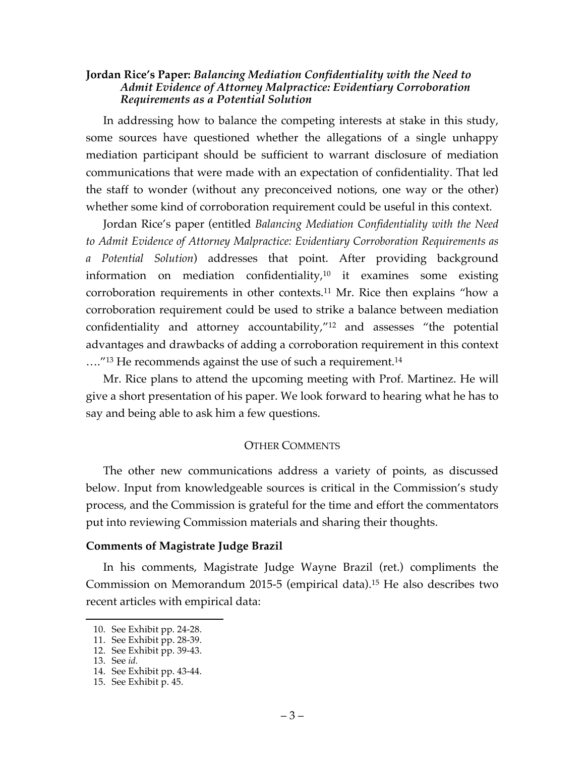**Jordan Rice's Paper:** *Balancing Mediation Confidentiality with the Need to Admit Evidence of Attorney Malpractice: Evidentiary Corroboration Requirements as a Potential Solution*

In addressing how to balance the competing interests at stake in this study, some sources have questioned whether the allegations of a single unhappy mediation participant should be sufficient to warrant disclosure of mediation communications that were made with an expectation of confidentiality. That led the staff to wonder (without any preconceived notions, one way or the other) whether some kind of corroboration requirement could be useful in this context.

Jordan Rice's paper (entitled *Balancing Mediation Confidentiality with the Need to Admit Evidence of Attorney Malpractice: Evidentiary Corroboration Requirements as a Potential Solution*) addresses that point. After providing background information on mediation confidentiality,[10] it examines some existing corroboration requirements in other contexts.[11] Mr. Rice then explains "how a corroboration requirement could be used to strike a balance between mediation confidentiality and attorney accountability,"[12] and assesses "the potential advantages and drawbacks of adding a corroboration requirement in this context …."[13] He recommends against the use of such a requirement.[14]

Mr. Rice plans to attend the upcoming meeting with Prof. Martinez. He will give a short presentation of his paper. We look forward to hearing what he has to say and being able to ask him a few questions.

## OTHER COMMENTS

The other new communications address a variety of points, as discussed below. Input from knowledgeable sources is critical in the Commission's study process, and the Commission is grateful for the time and effort the commentators put into reviewing Commission materials and sharing their thoughts.

**Comments of Magistrate Judge Brazil**

In his comments, Magistrate Judge Wayne Brazil (ret.) compliments the Commission on Memorandum 2015-5 (empirical data).[15] He also describes two recent articles with empirical data:

---

10. See Exhibit pp. 24-28.
11. See Exhibit pp. 28-39.
12. See Exhibit pp. 39-43.
13. See *id.*
14. See Exhibit pp. 43-44.
15. See Exhibit p. 45.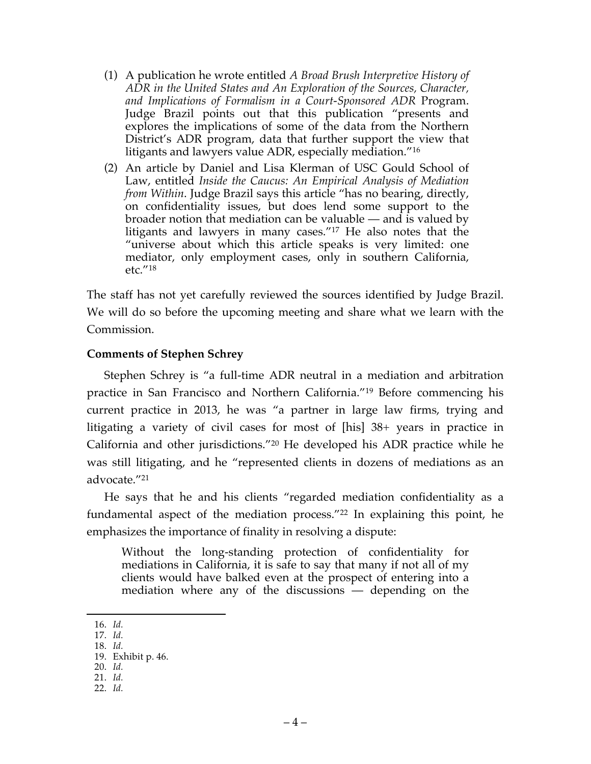(1) A publication he wrote entitled *A Broad Brush Interpretive History of ADR in the United States and An Exploration of the Sources, Character, and Implications of Formalism in a Court-Sponsored ADR* Program. Judge Brazil points out that this publication "presents and explores the implications of some of the data from the Northern District's ADR program, data that further support the view that litigants and lawyers value ADR, especially mediation."[16]

(2) An article by Daniel and Lisa Klerman of USC Gould School of Law, entitled *Inside the Caucus: An Empirical Analysis of Mediation from Within*. Judge Brazil says this article "has no bearing, directly, on confidentiality issues, but does lend some support to the broader notion that mediation can be valuable — and is valued by litigants and lawyers in many cases."[17] He also notes that the "universe about which this article speaks is very limited: one mediator, only employment cases, only in southern California, etc."[18]

The staff has not yet carefully reviewed the sources identified by Judge Brazil. We will do so before the upcoming meeting and share what we learn with the Commission.

### Comments of Stephen Schrey

Stephen Schrey is "a full-time ADR neutral in a mediation and arbitration practice in San Francisco and Northern California."[19] Before commencing his current practice in 2013, he was "a partner in large law firms, trying and litigating a variety of civil cases for most of [his] 38+ years in practice in California and other jurisdictions."[20] He developed his ADR practice while he was still litigating, and he "represented clients in dozens of mediations as an advocate."[21]

He says that he and his clients "regarded mediation confidentiality as a fundamental aspect of the mediation process."[22] In explaining this point, he emphasizes the importance of finality in resolving a dispute:

> Without the long-standing protection of confidentiality for mediations in California, it is safe to say that many if not all of my clients would have balked even at the prospect of entering into a mediation where any of the discussions — depending on the

16. *Id.*
17. *Id.*
18. *Id.*
19. Exhibit p. 46.
20. *Id.*
21. *Id.*
22. *Id.*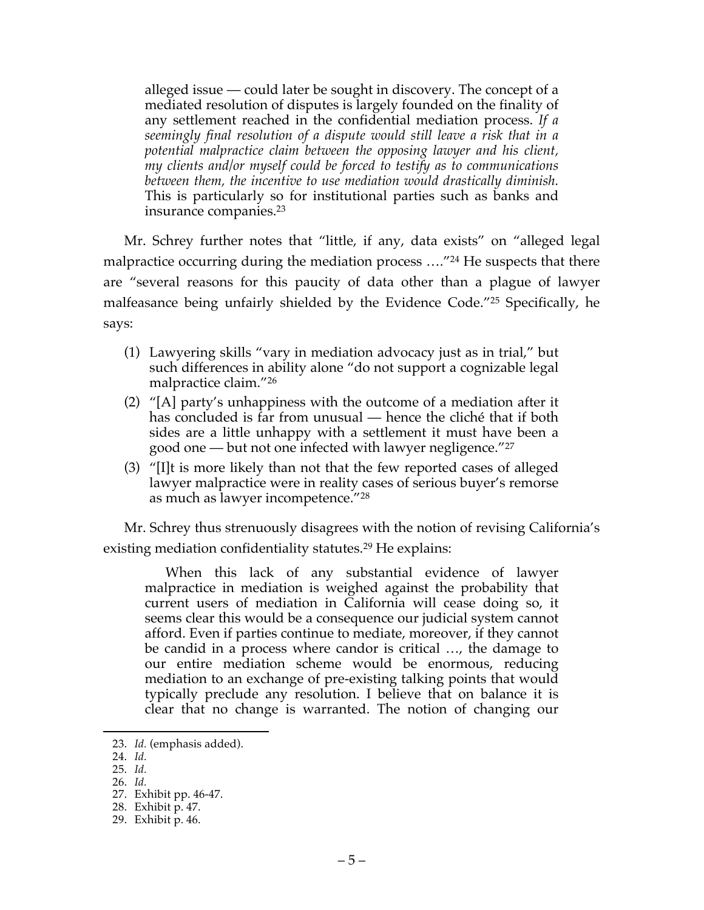> alleged issue — could later be sought in discovery. The concept of a mediated resolution of disputes is largely founded on the finality of any settlement reached in the confidential mediation process. *If a seemingly final resolution of a dispute would still leave a risk that in a potential malpractice claim between the opposing lawyer and his client, my clients and/or myself could be forced to testify as to communications between them, the incentive to use mediation would drastically diminish.* This is particularly so for institutional parties such as banks and insurance companies.[23]

Mr. Schrey further notes that "little, if any, data exists" on "alleged legal malpractice occurring during the mediation process …."[24] He suspects that there are "several reasons for this paucity of data other than a plague of lawyer malfeasance being unfairly shielded by the Evidence Code."[25] Specifically, he says:

> (1) Lawyering skills "vary in mediation advocacy just as in trial," but such differences in ability alone "do not support a cognizable legal malpractice claim."[26]
>
> (2) "[A] party's unhappiness with the outcome of a mediation after it has concluded is far from unusual — hence the cliché that if both sides are a little unhappy with a settlement it must have been a good one — but not one infected with lawyer negligence."[27]
>
> (3) "[I]t is more likely than not that the few reported cases of alleged lawyer malpractice were in reality cases of serious buyer's remorse as much as lawyer incompetence."[28]

Mr. Schrey thus strenuously disagrees with the notion of revising California's existing mediation confidentiality statutes.[29] He explains:

> When this lack of any substantial evidence of lawyer malpractice in mediation is weighed against the probability that current users of mediation in California will cease doing so, it seems clear this would be a consequence our judicial system cannot afford. Even if parties continue to mediate, moreover, if they cannot be candid in a process where candor is critical …, the damage to our entire mediation scheme would be enormous, reducing mediation to an exchange of pre-existing talking points that would typically preclude any resolution. I believe that on balance it is clear that no change is warranted. The notion of changing our

---

23. *Id.* (emphasis added).
24. *Id.*
25. *Id.*
26. *Id.*
27. Exhibit pp. 46-47.
28. Exhibit p. 47.
29. Exhibit p. 46.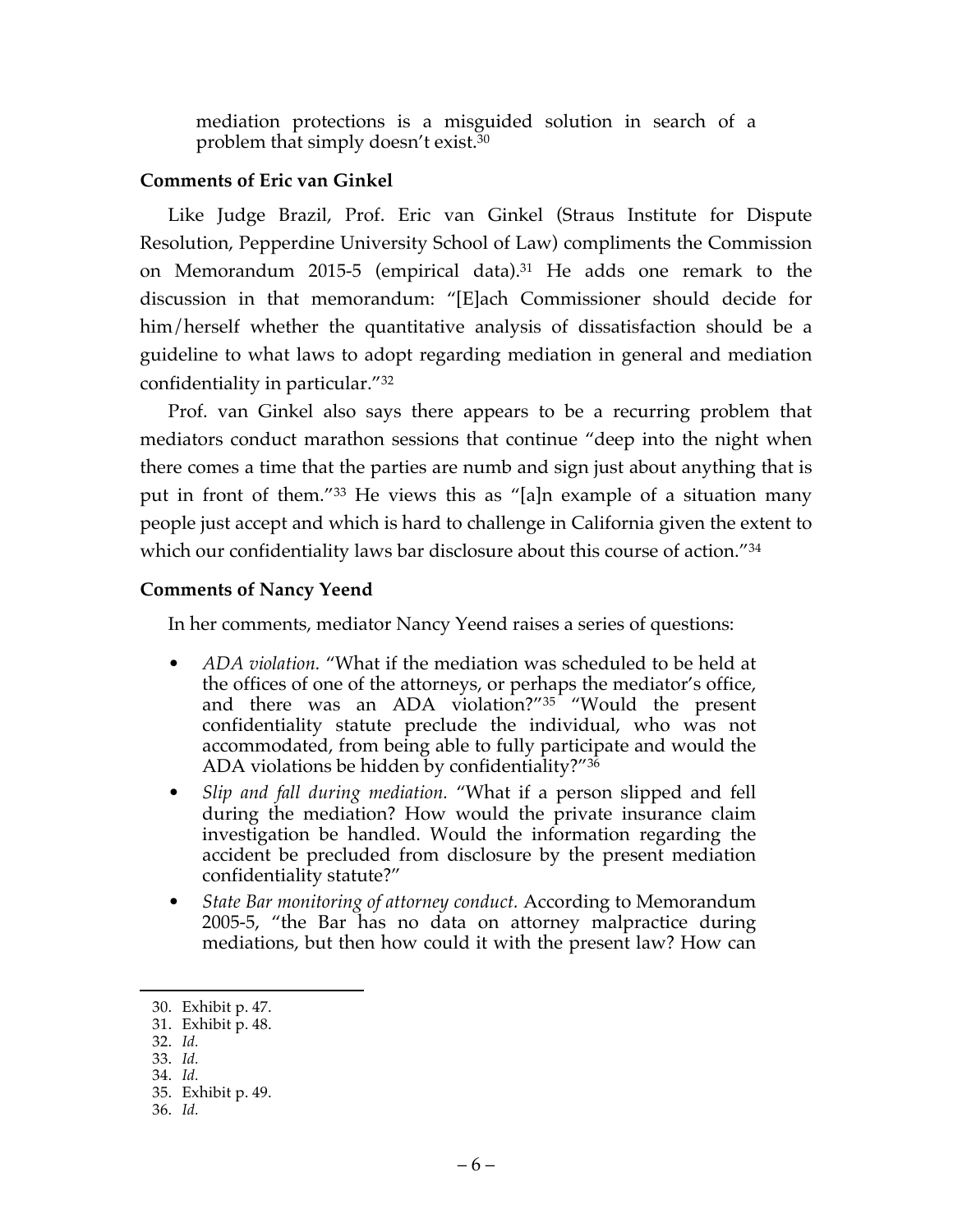> mediation protections is a misguided solution in search of a problem that simply doesn't exist.[30]

**Comments of Eric van Ginkel**

Like Judge Brazil, Prof. Eric van Ginkel (Straus Institute for Dispute Resolution, Pepperdine University School of Law) compliments the Commission on Memorandum 2015-5 (empirical data).[31] He adds one remark to the discussion in that memorandum: "[E]ach Commissioner should decide for him/herself whether the quantitative analysis of dissatisfaction should be a guideline to what laws to adopt regarding mediation in general and mediation confidentiality in particular."[32]

Prof. van Ginkel also says there appears to be a recurring problem that mediators conduct marathon sessions that continue "deep into the night when there comes a time that the parties are numb and sign just about anything that is put in front of them."[33] He views this as "[a]n example of a situation many people just accept and which is hard to challenge in California given the extent to which our confidentiality laws bar disclosure about this course of action."[34]

**Comments of Nancy Yeend**

In her comments, mediator Nancy Yeend raises a series of questions:

- *ADA violation.* "What if the mediation was scheduled to be held at the offices of one of the attorneys, or perhaps the mediator's office, and there was an ADA violation?"[35] "Would the present confidentiality statute preclude the individual, who was not accommodated, from being able to fully participate and would the ADA violations be hidden by confidentiality?"[36]
- *Slip and fall during mediation.* "What if a person slipped and fell during the mediation? How would the private insurance claim investigation be handled. Would the information regarding the accident be precluded from disclosure by the present mediation confidentiality statute?"
- *State Bar monitoring of attorney conduct.* According to Memorandum 2005-5, "the Bar has no data on attorney malpractice during mediations, but then how could it with the present law? How can

30. Exhibit p. 47.
31. Exhibit p. 48.
32. *Id.*
33. *Id.*
34. *Id.*
35. Exhibit p. 49.
36. *Id.*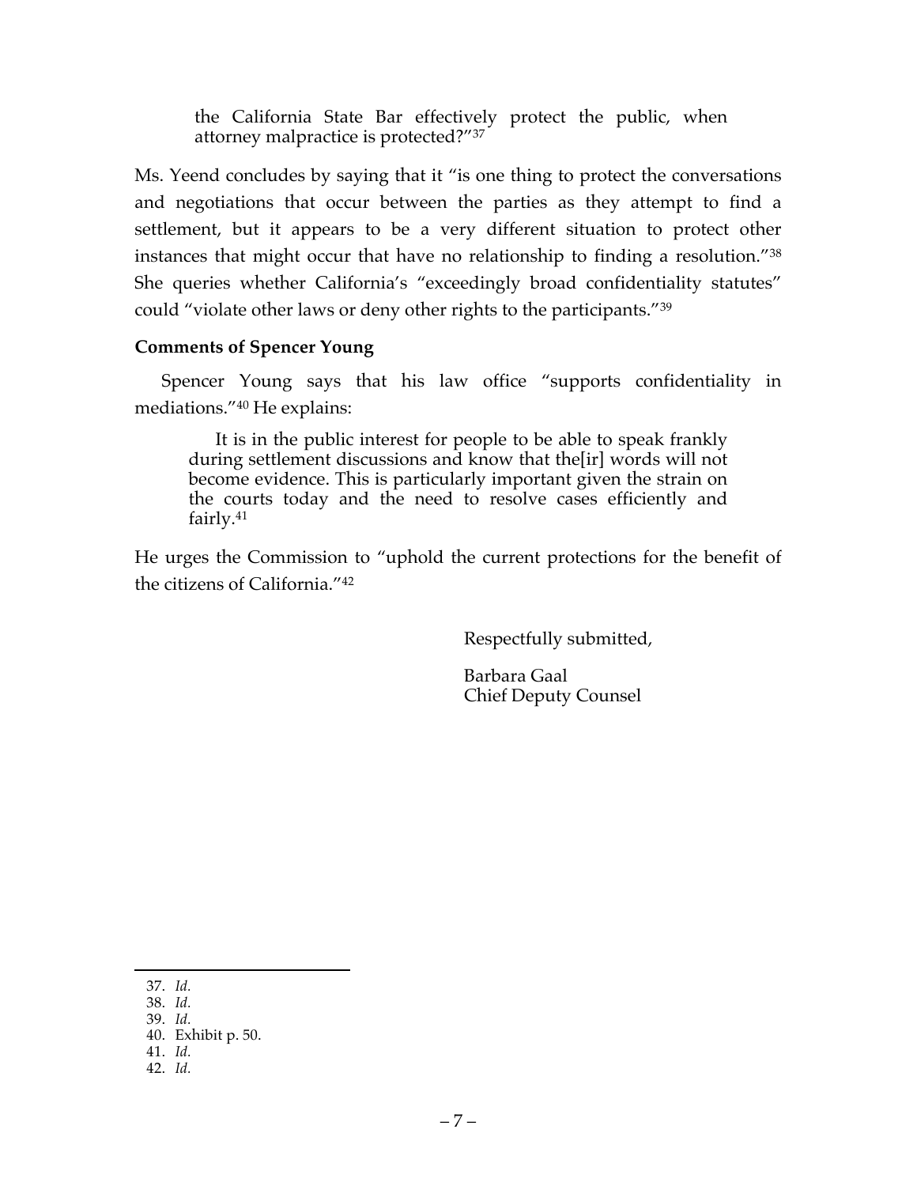> the California State Bar effectively protect the public, when attorney malpractice is protected?"[37]

Ms. Yeend concludes by saying that it "is one thing to protect the conversations and negotiations that occur between the parties as they attempt to find a settlement, but it appears to be a very different situation to protect other instances that might occur that have no relationship to finding a resolution."[38] She queries whether California's "exceedingly broad confidentiality statutes" could "violate other laws or deny other rights to the participants."[39]

**Comments of Spencer Young**

Spencer Young says that his law office "supports confidentiality in mediations."[40] He explains:

> It is in the public interest for people to be able to speak frankly during settlement discussions and know that the[ir] words will not become evidence. This is particularly important given the strain on the courts today and the need to resolve cases efficiently and fairly.[41]

He urges the Commission to "uphold the current protections for the benefit of the citizens of California."[42]

Respectfully submitted,

Barbara Gaal
Chief Deputy Counsel

---

37. *Id.*
38. *Id.*
39. *Id.*
40. Exhibit p. 50.
41. *Id.*
42. *Id.*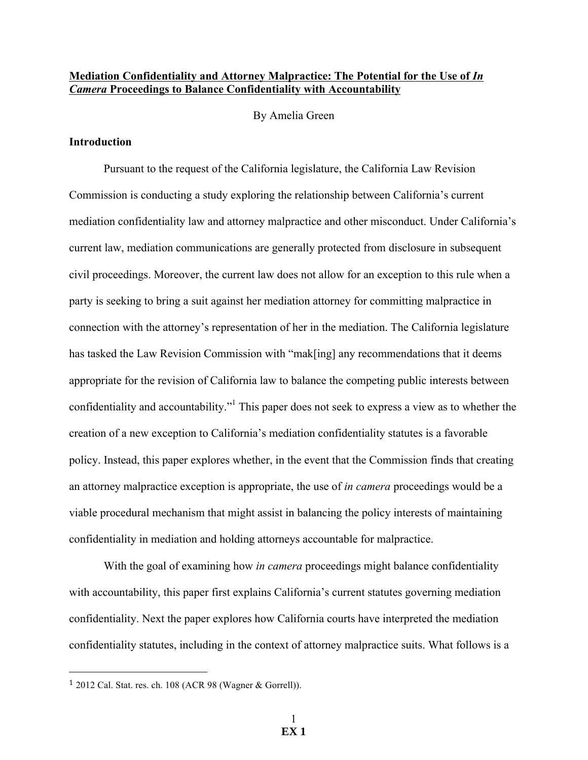**Mediation Confidentiality and Attorney Malpractice: The Potential for the Use of *In Camera* Proceedings to Balance Confidentiality with Accountability**

By Amelia Green

**Introduction**

Pursuant to the request of the California legislature, the California Law Revision Commission is conducting a study exploring the relationship between California's current mediation confidentiality law and attorney malpractice and other misconduct. Under California's current law, mediation communications are generally protected from disclosure in subsequent civil proceedings. Moreover, the current law does not allow for an exception to this rule when a party is seeking to bring a suit against her mediation attorney for committing malpractice in connection with the attorney's representation of her in the mediation. The California legislature has tasked the Law Revision Commission with "mak[ing] any recommendations that it deems appropriate for the revision of California law to balance the competing public interests between confidentiality and accountability."[1] This paper does not seek to express a view as to whether the creation of a new exception to California's mediation confidentiality statutes is a favorable policy. Instead, this paper explores whether, in the event that the Commission finds that creating an attorney malpractice exception is appropriate, the use of *in camera* proceedings would be a viable procedural mechanism that might assist in balancing the policy interests of maintaining confidentiality in mediation and holding attorneys accountable for malpractice.

With the goal of examining how *in camera* proceedings might balance confidentiality with accountability, this paper first explains California's current statutes governing mediation confidentiality. Next the paper explores how California courts have interpreted the mediation confidentiality statutes, including in the context of attorney malpractice suits. What follows is a

[1] 2012 Cal. Stat. res. ch. 108 (ACR 98 (Wagner & Gorrell)).

**EX 1**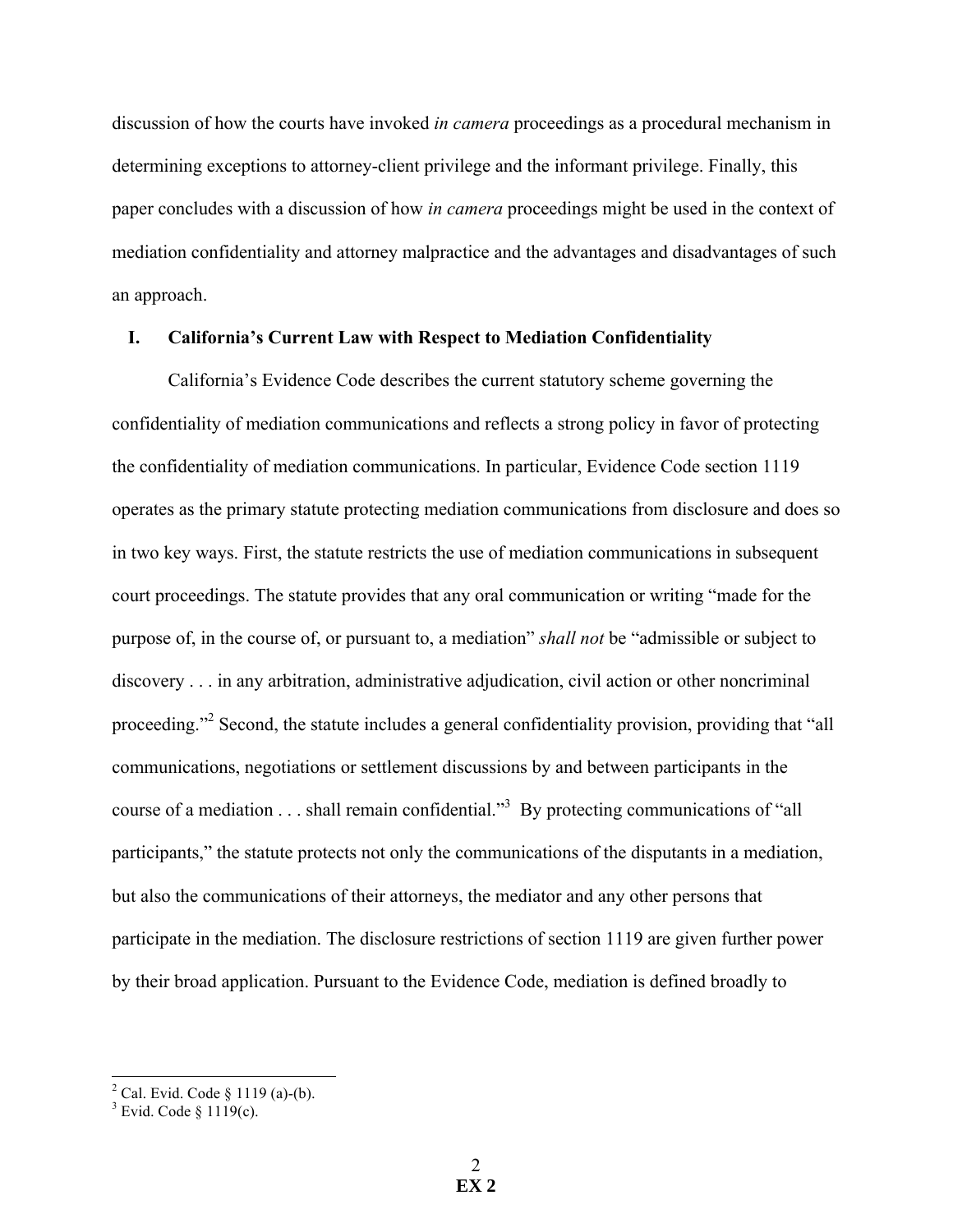discussion of how the courts have invoked *in camera* proceedings as a procedural mechanism in determining exceptions to attorney-client privilege and the informant privilege. Finally, this paper concludes with a discussion of how *in camera* proceedings might be used in the context of mediation confidentiality and attorney malpractice and the advantages and disadvantages of such an approach.

## I. California's Current Law with Respect to Mediation Confidentiality

California's Evidence Code describes the current statutory scheme governing the confidentiality of mediation communications and reflects a strong policy in favor of protecting the confidentiality of mediation communications. In particular, Evidence Code section 1119 operates as the primary statute protecting mediation communications from disclosure and does so in two key ways. First, the statute restricts the use of mediation communications in subsequent court proceedings. The statute provides that any oral communication or writing "made for the purpose of, in the course of, or pursuant to, a mediation" *shall not* be "admissible or subject to discovery . . . in any arbitration, administrative adjudication, civil action or other noncriminal proceeding."[2] Second, the statute includes a general confidentiality provision, providing that "all communications, negotiations or settlement discussions by and between participants in the course of a mediation . . . shall remain confidential."[3] By protecting communications of "all participants," the statute protects not only the communications of the disputants in a mediation, but also the communications of their attorneys, the mediator and any other persons that participate in the mediation. The disclosure restrictions of section 1119 are given further power by their broad application. Pursuant to the Evidence Code, mediation is defined broadly to

---

[2] Cal. Evid. Code § 1119 (a)-(b).

[3] Evid. Code § 1119(c).

**EX 2**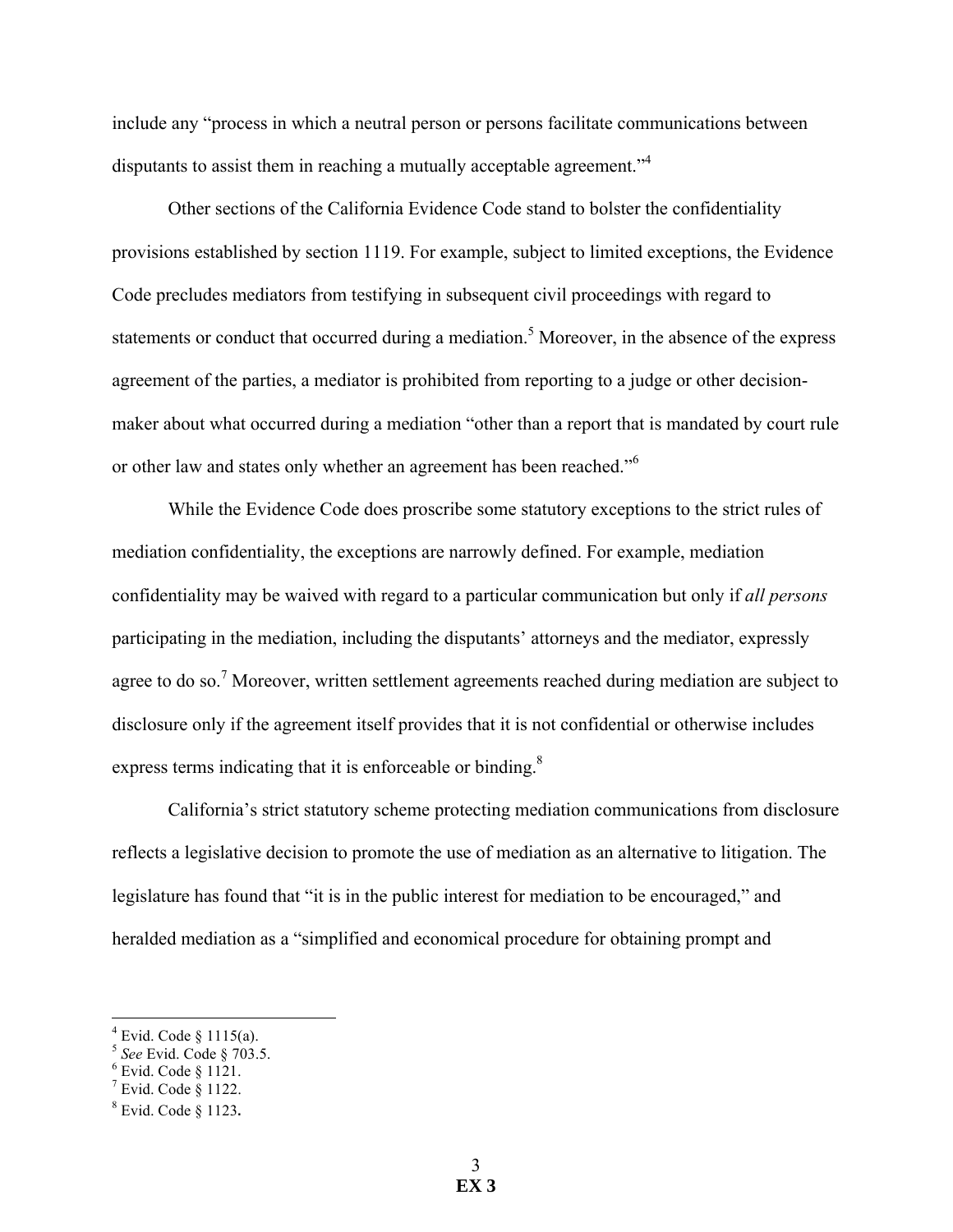include any "process in which a neutral person or persons facilitate communications between disputants to assist them in reaching a mutually acceptable agreement."[4]

Other sections of the California Evidence Code stand to bolster the confidentiality provisions established by section 1119. For example, subject to limited exceptions, the Evidence Code precludes mediators from testifying in subsequent civil proceedings with regard to statements or conduct that occurred during a mediation.[5] Moreover, in the absence of the express agreement of the parties, a mediator is prohibited from reporting to a judge or other decision-maker about what occurred during a mediation "other than a report that is mandated by court rule or other law and states only whether an agreement has been reached."[6]

While the Evidence Code does proscribe some statutory exceptions to the strict rules of mediation confidentiality, the exceptions are narrowly defined. For example, mediation confidentiality may be waived with regard to a particular communication but only if *all persons* participating in the mediation, including the disputants' attorneys and the mediator, expressly agree to do so.[7] Moreover, written settlement agreements reached during mediation are subject to disclosure only if the agreement itself provides that it is not confidential or otherwise includes express terms indicating that it is enforceable or binding.[8]

California's strict statutory scheme protecting mediation communications from disclosure reflects a legislative decision to promote the use of mediation as an alternative to litigation. The legislature has found that "it is in the public interest for mediation to be encouraged," and heralded mediation as a "simplified and economical procedure for obtaining prompt and

---

[4] Evid. Code § 1115(a).

[5] *See* Evid. Code § 703.5.

[6] Evid. Code § 1121.

[7] Evid. Code § 1122.

[8] Evid. Code § 1123**.**

**EX 3**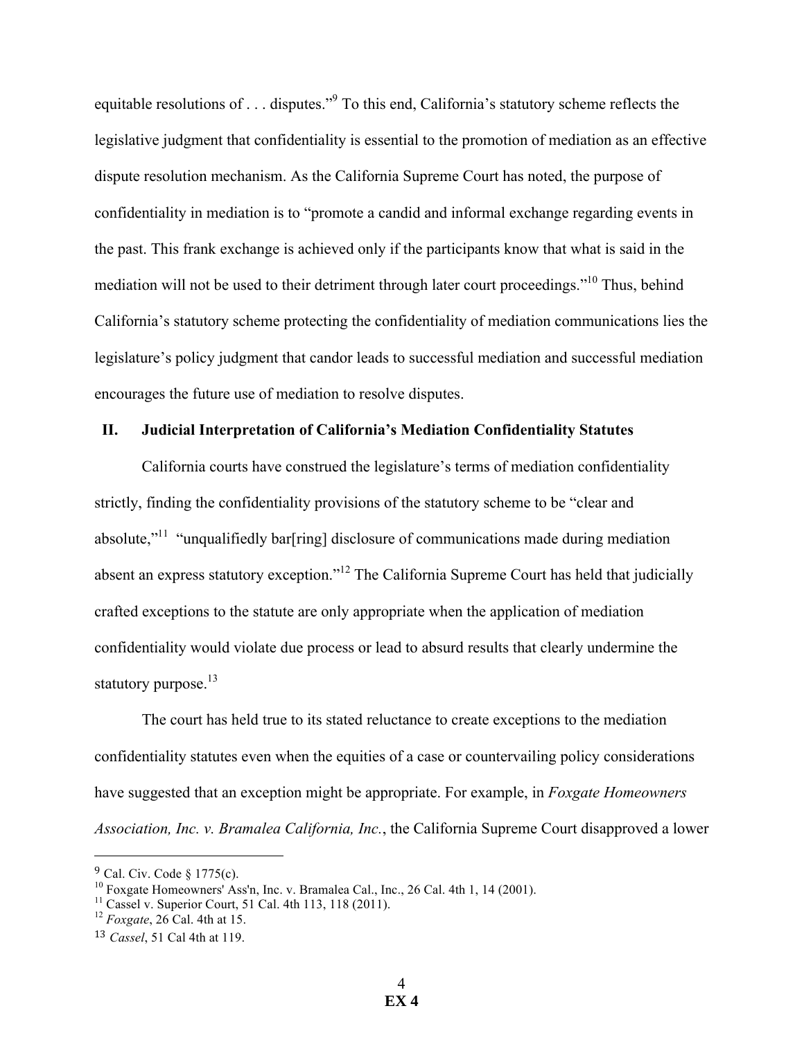equitable resolutions of . . . disputes."[9] To this end, California's statutory scheme reflects the legislative judgment that confidentiality is essential to the promotion of mediation as an effective dispute resolution mechanism. As the California Supreme Court has noted, the purpose of confidentiality in mediation is to "promote a candid and informal exchange regarding events in the past. This frank exchange is achieved only if the participants know that what is said in the mediation will not be used to their detriment through later court proceedings."[10] Thus, behind California's statutory scheme protecting the confidentiality of mediation communications lies the legislature's policy judgment that candor leads to successful mediation and successful mediation encourages the future use of mediation to resolve disputes.

## II. Judicial Interpretation of California's Mediation Confidentiality Statutes

California courts have construed the legislature's terms of mediation confidentiality strictly, finding the confidentiality provisions of the statutory scheme to be "clear and absolute,"[11] "unqualifiedly bar[ring] disclosure of communications made during mediation absent an express statutory exception."[12] The California Supreme Court has held that judicially crafted exceptions to the statute are only appropriate when the application of mediation confidentiality would violate due process or lead to absurd results that clearly undermine the statutory purpose.[13]

The court has held true to its stated reluctance to create exceptions to the mediation confidentiality statutes even when the equities of a case or countervailing policy considerations have suggested that an exception might be appropriate. For example, in *Foxgate Homeowners Association, Inc. v. Bramalea California, Inc.*, the California Supreme Court disapproved a lower

---

[9] Cal. Civ. Code § 1775(c).

[10] Foxgate Homeowners' Ass'n, Inc. v. Bramalea Cal., Inc., 26 Cal. 4th 1, 14 (2001).

[11] Cassel v. Superior Court, 51 Cal. 4th 113, 118 (2011).

[12] *Foxgate*, 26 Cal. 4th at 15.

[13] *Cassel*, 51 Cal 4th at 119.

EX 4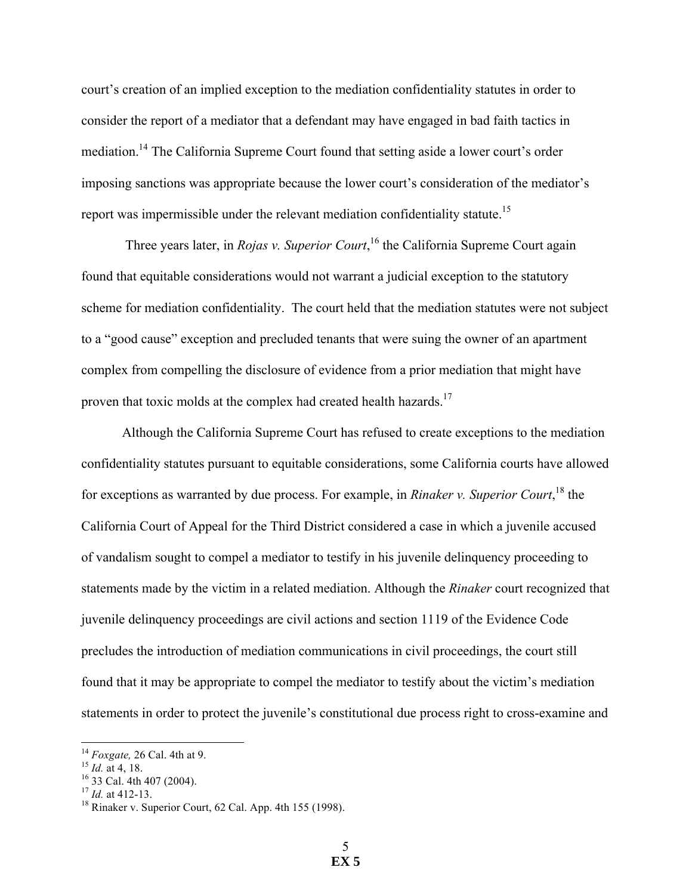court's creation of an implied exception to the mediation confidentiality statutes in order to consider the report of a mediator that a defendant may have engaged in bad faith tactics in mediation.[14] The California Supreme Court found that setting aside a lower court's order imposing sanctions was appropriate because the lower court's consideration of the mediator's report was impermissible under the relevant mediation confidentiality statute.[15]

Three years later, in *Rojas v. Superior Court*,[16] the California Supreme Court again found that equitable considerations would not warrant a judicial exception to the statutory scheme for mediation confidentiality. The court held that the mediation statutes were not subject to a "good cause" exception and precluded tenants that were suing the owner of an apartment complex from compelling the disclosure of evidence from a prior mediation that might have proven that toxic molds at the complex had created health hazards.[17]

Although the California Supreme Court has refused to create exceptions to the mediation confidentiality statutes pursuant to equitable considerations, some California courts have allowed for exceptions as warranted by due process. For example, in *Rinaker v. Superior Court*,[18] the California Court of Appeal for the Third District considered a case in which a juvenile accused of vandalism sought to compel a mediator to testify in his juvenile delinquency proceeding to statements made by the victim in a related mediation. Although the *Rinaker* court recognized that juvenile delinquency proceedings are civil actions and section 1119 of the Evidence Code precludes the introduction of mediation communications in civil proceedings, the court still found that it may be appropriate to compel the mediator to testify about the victim's mediation statements in order to protect the juvenile's constitutional due process right to cross-examine and

---

[14] *Foxgate,* 26 Cal. 4th at 9.
[15] *Id.* at 4, 18.
[16] 33 Cal. 4th 407 (2004).
[17] *Id.* at 412-13.
[18] Rinaker v. Superior Court, 62 Cal. App. 4th 155 (1998).

**EX 5**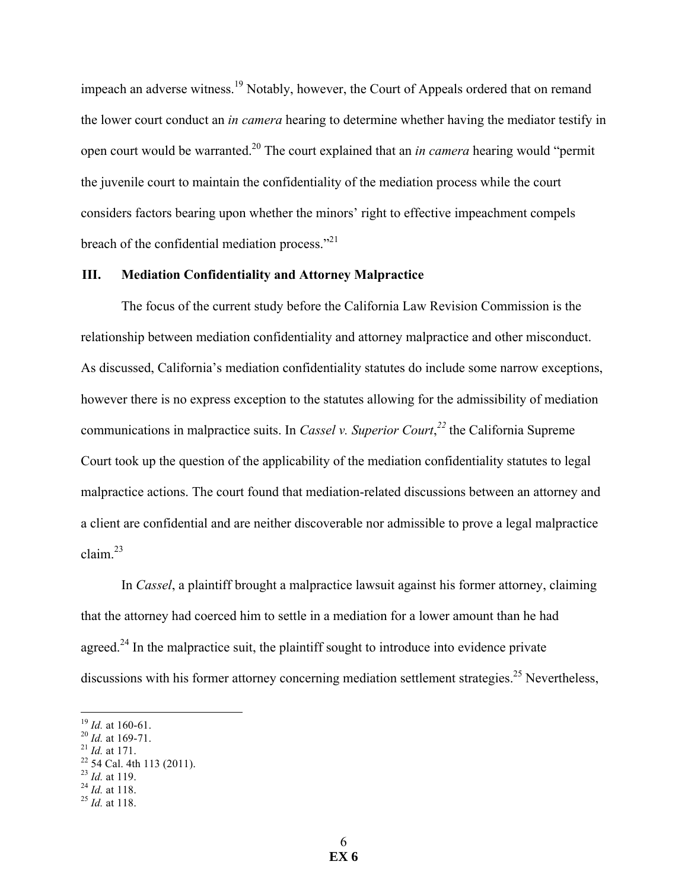impeach an adverse witness.[19] Notably, however, the Court of Appeals ordered that on remand the lower court conduct an *in camera* hearing to determine whether having the mediator testify in open court would be warranted.[20] The court explained that an *in camera* hearing would "permit the juvenile court to maintain the confidentiality of the mediation process while the court considers factors bearing upon whether the minors' right to effective impeachment compels breach of the confidential mediation process."[21]

## III. Mediation Confidentiality and Attorney Malpractice

The focus of the current study before the California Law Revision Commission is the relationship between mediation confidentiality and attorney malpractice and other misconduct. As discussed, California's mediation confidentiality statutes do include some narrow exceptions, however there is no express exception to the statutes allowing for the admissibility of mediation communications in malpractice suits. In *Cassel v. Superior Court*,[22] the California Supreme Court took up the question of the applicability of the mediation confidentiality statutes to legal malpractice actions. The court found that mediation-related discussions between an attorney and a client are confidential and are neither discoverable nor admissible to prove a legal malpractice claim.[23]

In *Cassel*, a plaintiff brought a malpractice lawsuit against his former attorney, claiming that the attorney had coerced him to settle in a mediation for a lower amount than he had agreed.[24] In the malpractice suit, the plaintiff sought to introduce into evidence private discussions with his former attorney concerning mediation settlement strategies.[25] Nevertheless,

---

[19] *Id.* at 160-61.
[20] *Id.* at 169-71.
[21] *Id.* at 171.
[22] 54 Cal. 4th 113 (2011).
[23] *Id.* at 119.
[24] *Id.* at 118.
[25] *Id.* at 118.

**EX 6**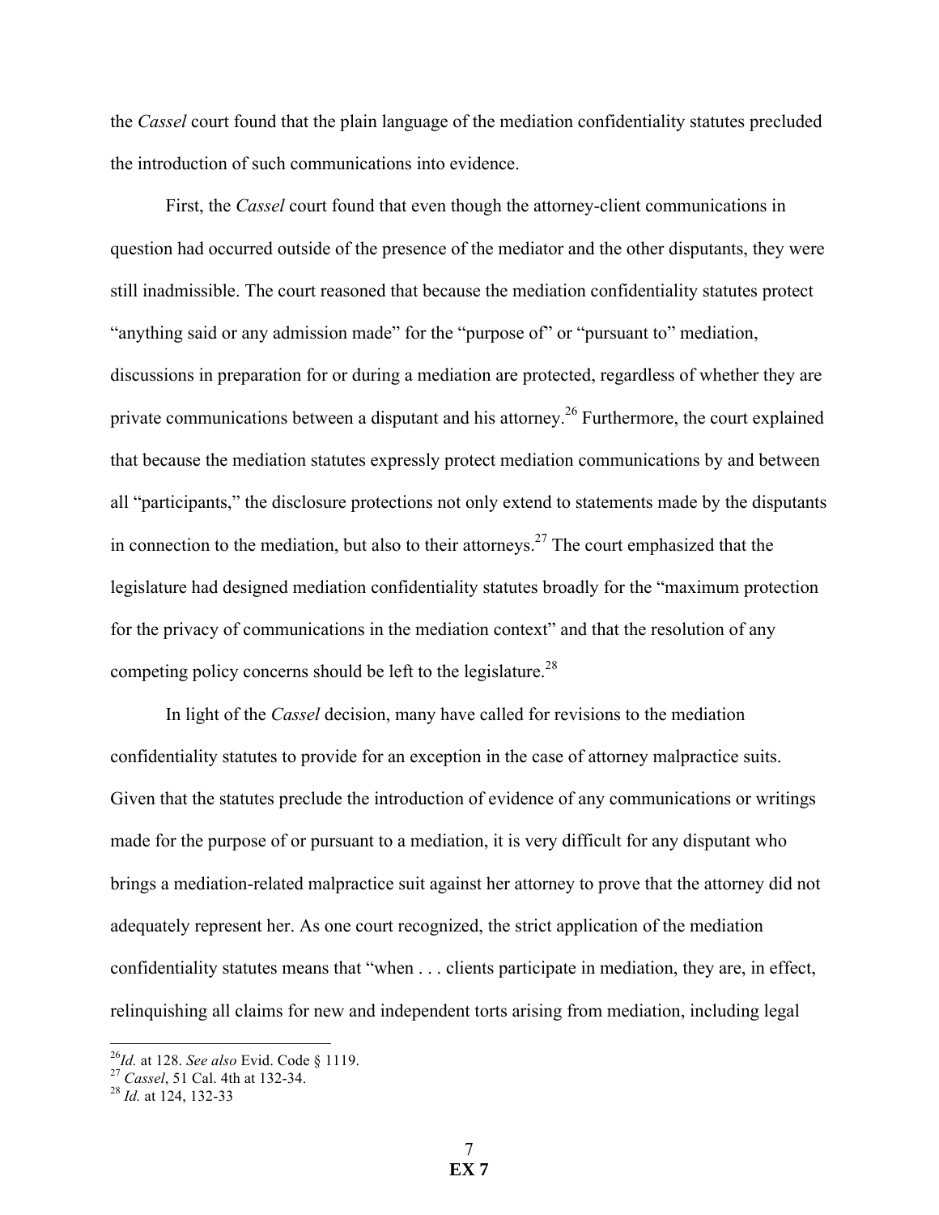the *Cassel* court found that the plain language of the mediation confidentiality statutes precluded the introduction of such communications into evidence.

First, the *Cassel* court found that even though the attorney-client communications in question had occurred outside of the presence of the mediator and the other disputants, they were still inadmissible. The court reasoned that because the mediation confidentiality statutes protect "anything said or any admission made" for the "purpose of" or "pursuant to" mediation, discussions in preparation for or during a mediation are protected, regardless of whether they are private communications between a disputant and his attorney.[26] Furthermore, the court explained that because the mediation statutes expressly protect mediation communications by and between all "participants," the disclosure protections not only extend to statements made by the disputants in connection to the mediation, but also to their attorneys.[27] The court emphasized that the legislature had designed mediation confidentiality statutes broadly for the "maximum protection for the privacy of communications in the mediation context" and that the resolution of any competing policy concerns should be left to the legislature.[28]

In light of the *Cassel* decision, many have called for revisions to the mediation confidentiality statutes to provide for an exception in the case of attorney malpractice suits. Given that the statutes preclude the introduction of evidence of any communications or writings made for the purpose of or pursuant to a mediation, it is very difficult for any disputant who brings a mediation-related malpractice suit against her attorney to prove that the attorney did not adequately represent her. As one court recognized, the strict application of the mediation confidentiality statutes means that "when . . . clients participate in mediation, they are, in effect, relinquishing all claims for new and independent torts arising from mediation, including legal

---

[26] *Id.* at 128. *See also* Evid. Code § 1119.

[27] *Cassel*, 51 Cal. 4th at 132-34.

[28] *Id.* at 124, 132-33

EX 7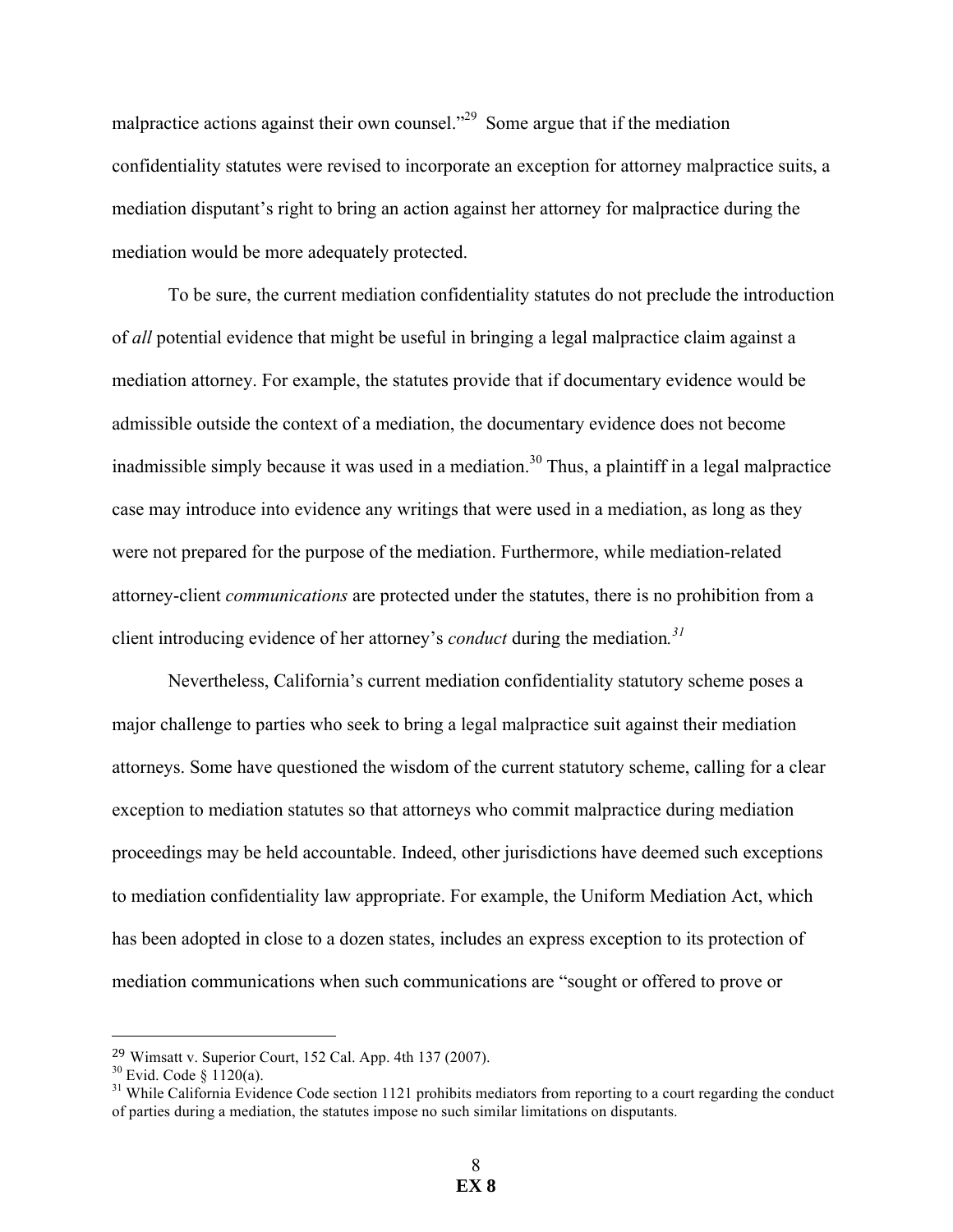malpractice actions against their own counsel."[29] Some argue that if the mediation confidentiality statutes were revised to incorporate an exception for attorney malpractice suits, a mediation disputant's right to bring an action against her attorney for malpractice during the mediation would be more adequately protected.

To be sure, the current mediation confidentiality statutes do not preclude the introduction of *all* potential evidence that might be useful in bringing a legal malpractice claim against a mediation attorney. For example, the statutes provide that if documentary evidence would be admissible outside the context of a mediation, the documentary evidence does not become inadmissible simply because it was used in a mediation.[30] Thus, a plaintiff in a legal malpractice case may introduce into evidence any writings that were used in a mediation, as long as they were not prepared for the purpose of the mediation. Furthermore, while mediation-related attorney-client *communications* are protected under the statutes, there is no prohibition from a client introducing evidence of her attorney's *conduct* during the mediation.[31]

Nevertheless, California's current mediation confidentiality statutory scheme poses a major challenge to parties who seek to bring a legal malpractice suit against their mediation attorneys. Some have questioned the wisdom of the current statutory scheme, calling for a clear exception to mediation statutes so that attorneys who commit malpractice during mediation proceedings may be held accountable. Indeed, other jurisdictions have deemed such exceptions to mediation confidentiality law appropriate. For example, the Uniform Mediation Act, which has been adopted in close to a dozen states, includes an express exception to its protection of mediation communications when such communications are "sought or offered to prove or

---

[29] Wimsatt v. Superior Court, 152 Cal. App. 4th 137 (2007).

[30] Evid. Code § 1120(a).

[31] While California Evidence Code section 1121 prohibits mediators from reporting to a court regarding the conduct of parties during a mediation, the statutes impose no such similar limitations on disputants.

**EX 8**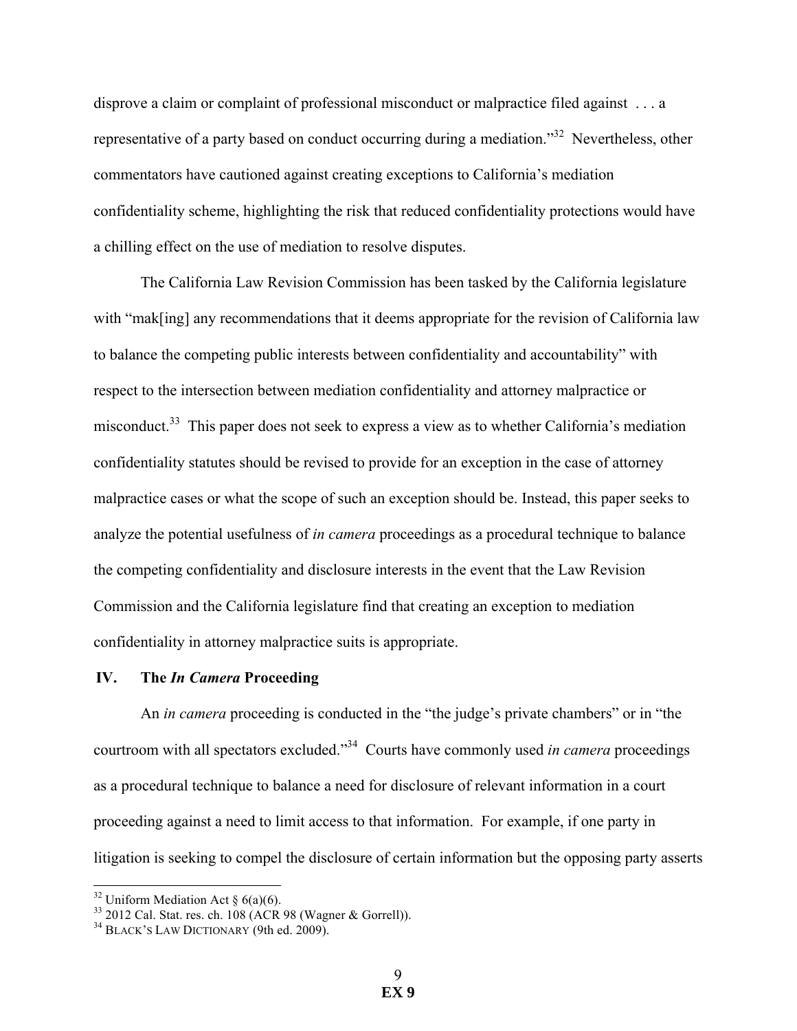disprove a claim or complaint of professional misconduct or malpractice filed against . . . a representative of a party based on conduct occurring during a mediation."[32] Nevertheless, other commentators have cautioned against creating exceptions to California's mediation confidentiality scheme, highlighting the risk that reduced confidentiality protections would have a chilling effect on the use of mediation to resolve disputes.

The California Law Revision Commission has been tasked by the California legislature with "mak[ing] any recommendations that it deems appropriate for the revision of California law to balance the competing public interests between confidentiality and accountability" with respect to the intersection between mediation confidentiality and attorney malpractice or misconduct.[33] This paper does not seek to express a view as to whether California's mediation confidentiality statutes should be revised to provide for an exception in the case of attorney malpractice cases or what the scope of such an exception should be. Instead, this paper seeks to analyze the potential usefulness of *in camera* proceedings as a procedural technique to balance the competing confidentiality and disclosure interests in the event that the Law Revision Commission and the California legislature find that creating an exception to mediation confidentiality in attorney malpractice suits is appropriate.

## IV. The *In Camera* Proceeding

An *in camera* proceeding is conducted in the "the judge's private chambers" or in "the courtroom with all spectators excluded."[34] Courts have commonly used *in camera* proceedings as a procedural technique to balance a need for disclosure of relevant information in a court proceeding against a need to limit access to that information. For example, if one party in litigation is seeking to compel the disclosure of certain information but the opposing party asserts

---

[32] Uniform Mediation Act § 6(a)(6).

[33] 2012 Cal. Stat. res. ch. 108 (ACR 98 (Wagner & Gorrell)).

[34] BLACK'S LAW DICTIONARY (9th ed. 2009).

**EX 9**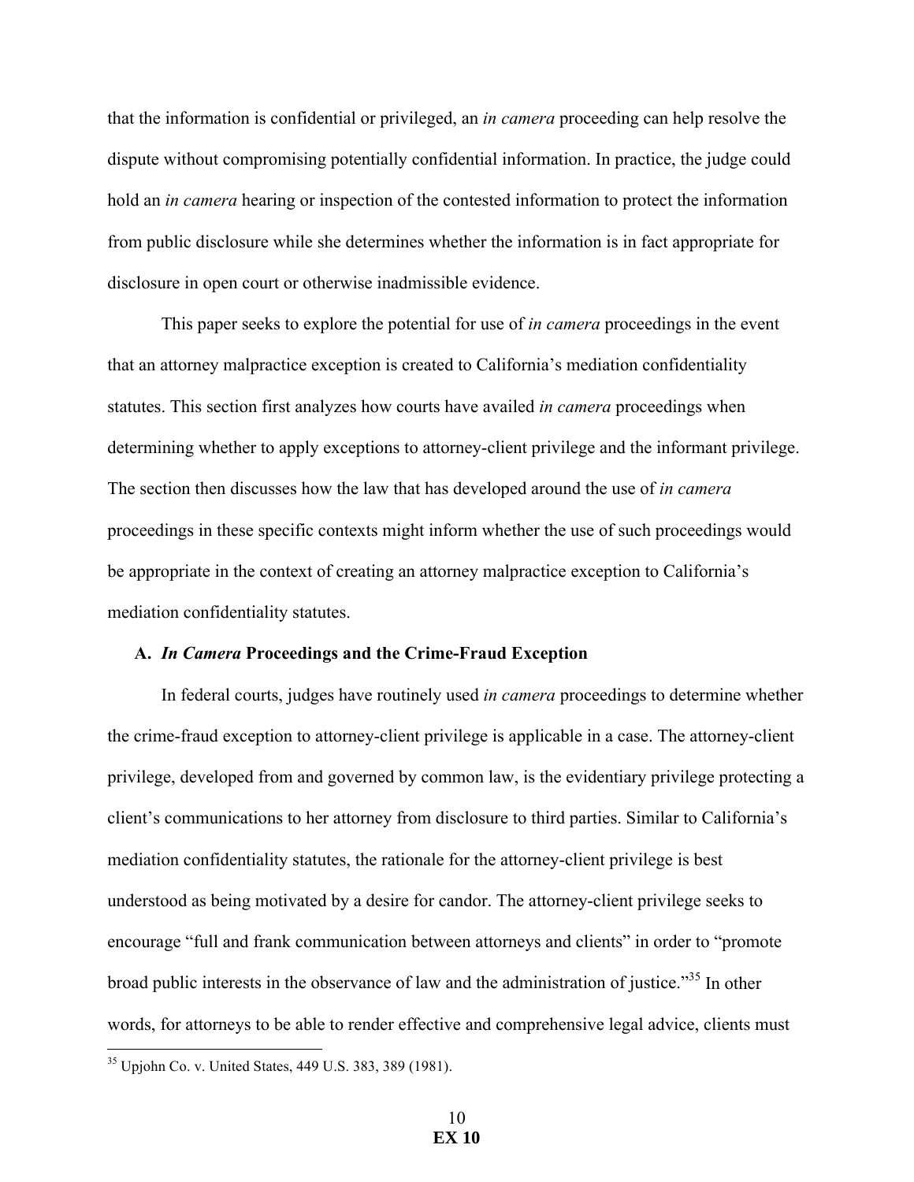that the information is confidential or privileged, an *in camera* proceeding can help resolve the dispute without compromising potentially confidential information. In practice, the judge could hold an *in camera* hearing or inspection of the contested information to protect the information from public disclosure while she determines whether the information is in fact appropriate for disclosure in open court or otherwise inadmissible evidence.

This paper seeks to explore the potential for use of *in camera* proceedings in the event that an attorney malpractice exception is created to California's mediation confidentiality statutes. This section first analyzes how courts have availed *in camera* proceedings when determining whether to apply exceptions to attorney-client privilege and the informant privilege. The section then discusses how the law that has developed around the use of *in camera* proceedings in these specific contexts might inform whether the use of such proceedings would be appropriate in the context of creating an attorney malpractice exception to California's mediation confidentiality statutes.

### A. *In Camera* Proceedings and the Crime-Fraud Exception

In federal courts, judges have routinely used *in camera* proceedings to determine whether the crime-fraud exception to attorney-client privilege is applicable in a case. The attorney-client privilege, developed from and governed by common law, is the evidentiary privilege protecting a client's communications to her attorney from disclosure to third parties. Similar to California's mediation confidentiality statutes, the rationale for the attorney-client privilege is best understood as being motivated by a desire for candor. The attorney-client privilege seeks to encourage "full and frank communication between attorneys and clients" in order to "promote broad public interests in the observance of law and the administration of justice."[35] In other words, for attorneys to be able to render effective and comprehensive legal advice, clients must

[35] Upjohn Co. v. United States, 449 U.S. 383, 389 (1981).

**EX 10**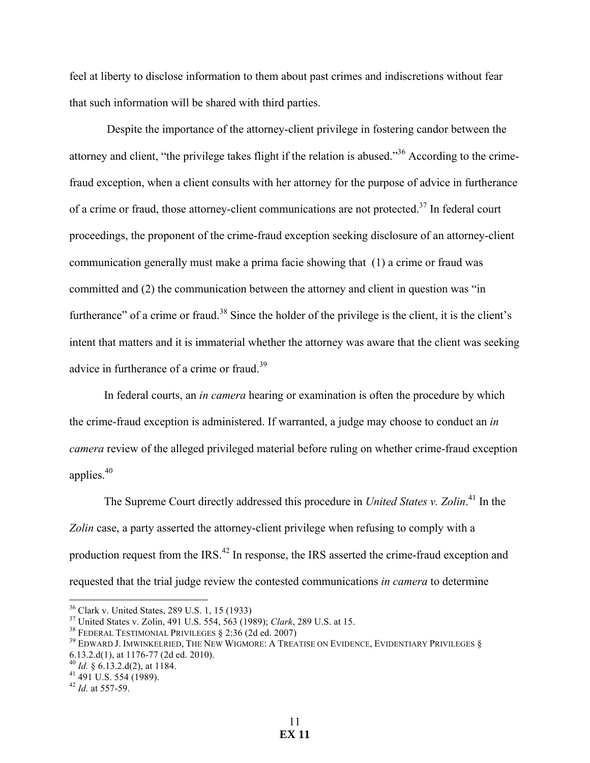feel at liberty to disclose information to them about past crimes and indiscretions without fear that such information will be shared with third parties.

Despite the importance of the attorney-client privilege in fostering candor between the attorney and client, "the privilege takes flight if the relation is abused."[36] According to the crime-fraud exception, when a client consults with her attorney for the purpose of advice in furtherance of a crime or fraud, those attorney-client communications are not protected.[37] In federal court proceedings, the proponent of the crime-fraud exception seeking disclosure of an attorney-client communication generally must make a prima facie showing that (1) a crime or fraud was committed and (2) the communication between the attorney and client in question was "in furtherance" of a crime or fraud.[38] Since the holder of the privilege is the client, it is the client's intent that matters and it is immaterial whether the attorney was aware that the client was seeking advice in furtherance of a crime or fraud.[39]

In federal courts, an *in camera* hearing or examination is often the procedure by which the crime-fraud exception is administered. If warranted, a judge may choose to conduct an *in camera* review of the alleged privileged material before ruling on whether crime-fraud exception applies.[40]

The Supreme Court directly addressed this procedure in *United States v. Zolin*.[41] In the *Zolin* case, a party asserted the attorney-client privilege when refusing to comply with a production request from the IRS.[42] In response, the IRS asserted the crime-fraud exception and requested that the trial judge review the contested communications *in camera* to determine

---

[36] Clark v. United States, 289 U.S. 1, 15 (1933)

[37] United States v. Zolin, 491 U.S. 554, 563 (1989); *Clark*, 289 U.S. at 15.

[38] FEDERAL TESTIMONIAL PRIVILEGES § 2:36 (2d ed. 2007)

[39] EDWARD J. IMWINKELRIED, THE NEW WIGMORE: A TREATISE ON EVIDENCE, EVIDENTIARY PRIVILEGES § 6.13.2.d(1), at 1176-77 (2d ed. 2010).

[40] *Id.* § 6.13.2.d(2), at 1184.

[41] 491 U.S. 554 (1989).

[42] *Id.* at 557-59.

**EX 11**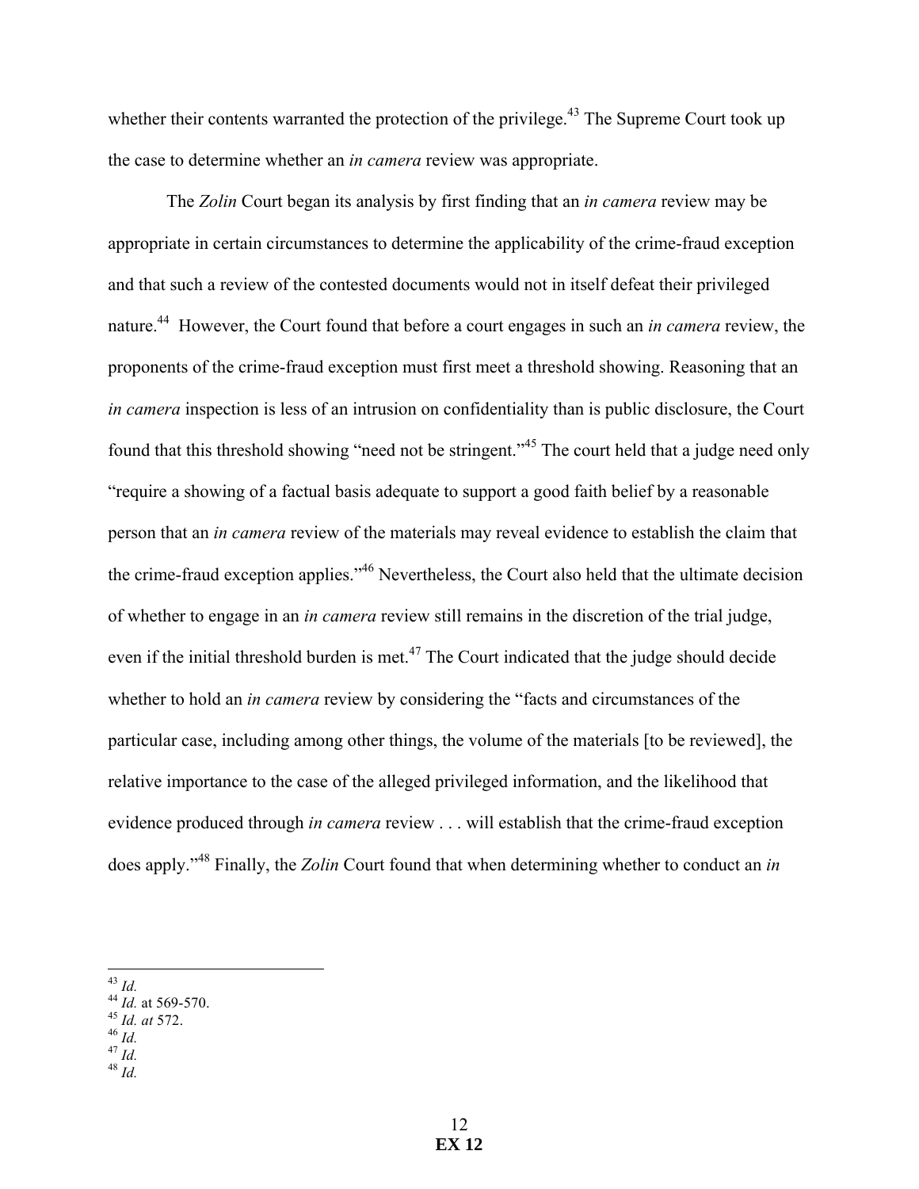whether their contents warranted the protection of the privilege.[43] The Supreme Court took up the case to determine whether an *in camera* review was appropriate.

The *Zolin* Court began its analysis by first finding that an *in camera* review may be appropriate in certain circumstances to determine the applicability of the crime-fraud exception and that such a review of the contested documents would not in itself defeat their privileged nature.[44] However, the Court found that before a court engages in such an *in camera* review, the proponents of the crime-fraud exception must first meet a threshold showing. Reasoning that an *in camera* inspection is less of an intrusion on confidentiality than is public disclosure, the Court found that this threshold showing "need not be stringent."[45] The court held that a judge need only "require a showing of a factual basis adequate to support a good faith belief by a reasonable person that an *in camera* review of the materials may reveal evidence to establish the claim that the crime-fraud exception applies."[46] Nevertheless, the Court also held that the ultimate decision of whether to engage in an *in camera* review still remains in the discretion of the trial judge, even if the initial threshold burden is met.[47] The Court indicated that the judge should decide whether to hold an *in camera* review by considering the "facts and circumstances of the particular case, including among other things, the volume of the materials [to be reviewed], the relative importance to the case of the alleged privileged information, and the likelihood that evidence produced through *in camera* review . . . will establish that the crime-fraud exception does apply."[48] Finally, the *Zolin* Court found that when determining whether to conduct an *in*

---

[43] *Id.*
[44] *Id.* at 569-570.
[45] *Id. at* 572.
[46] *Id.*
[47] *Id.*
[48] *Id.*

**EX 12**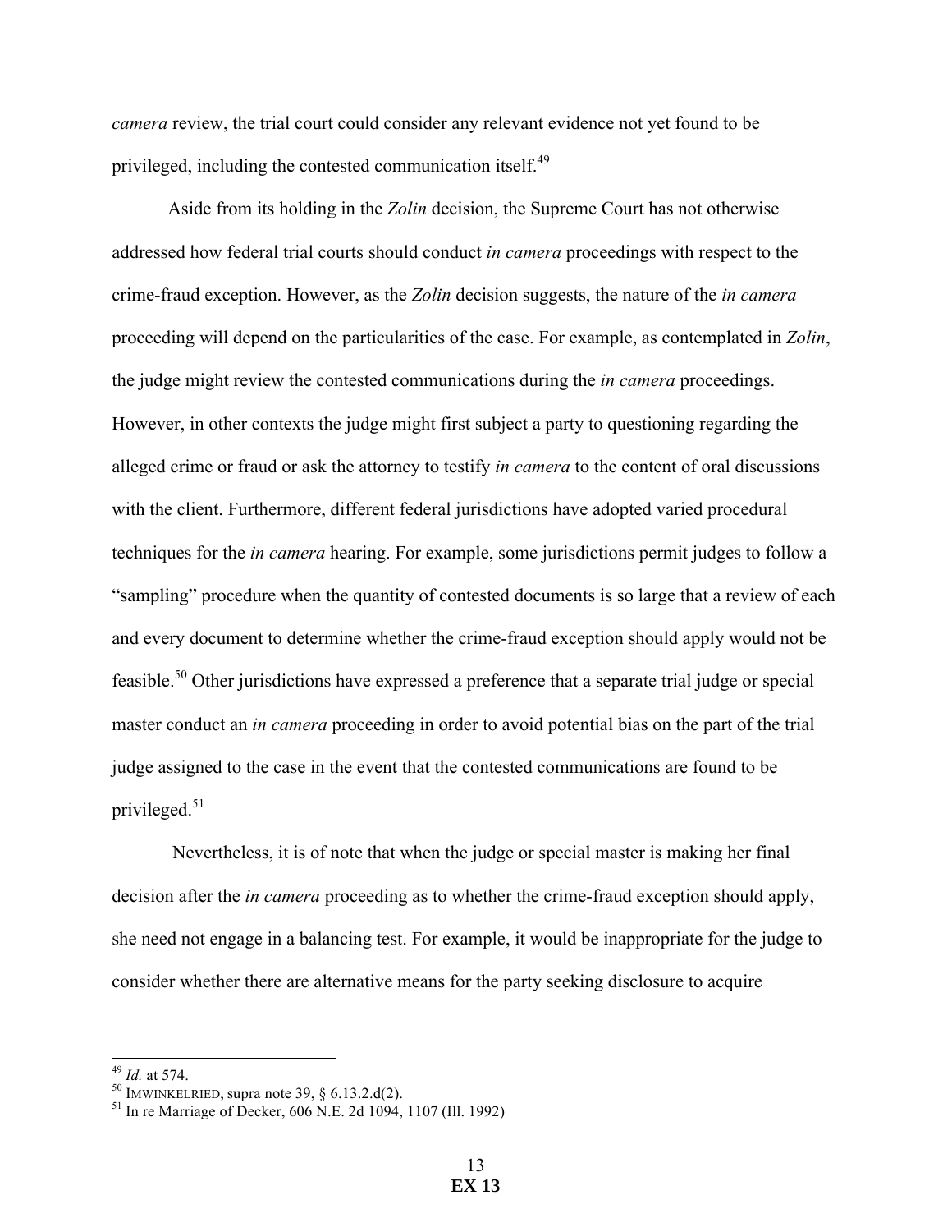*camera* review, the trial court could consider any relevant evidence not yet found to be privileged, including the contested communication itself.[49]

Aside from its holding in the *Zolin* decision, the Supreme Court has not otherwise addressed how federal trial courts should conduct *in camera* proceedings with respect to the crime-fraud exception. However, as the *Zolin* decision suggests, the nature of the *in camera* proceeding will depend on the particularities of the case. For example, as contemplated in *Zolin*, the judge might review the contested communications during the *in camera* proceedings. However, in other contexts the judge might first subject a party to questioning regarding the alleged crime or fraud or ask the attorney to testify *in camera* to the content of oral discussions with the client. Furthermore, different federal jurisdictions have adopted varied procedural techniques for the *in camera* hearing. For example, some jurisdictions permit judges to follow a "sampling" procedure when the quantity of contested documents is so large that a review of each and every document to determine whether the crime-fraud exception should apply would not be feasible.[50] Other jurisdictions have expressed a preference that a separate trial judge or special master conduct an *in camera* proceeding in order to avoid potential bias on the part of the trial judge assigned to the case in the event that the contested communications are found to be privileged.[51]

Nevertheless, it is of note that when the judge or special master is making her final decision after the *in camera* proceeding as to whether the crime-fraud exception should apply, she need not engage in a balancing test. For example, it would be inappropriate for the judge to consider whether there are alternative means for the party seeking disclosure to acquire

---

[49] *Id.* at 574.

[50] IMWINKELRIED, supra note 39, § 6.13.2.d(2).

[51] In re Marriage of Decker, 606 N.E. 2d 1094, 1107 (Ill. 1992)

**EX 13**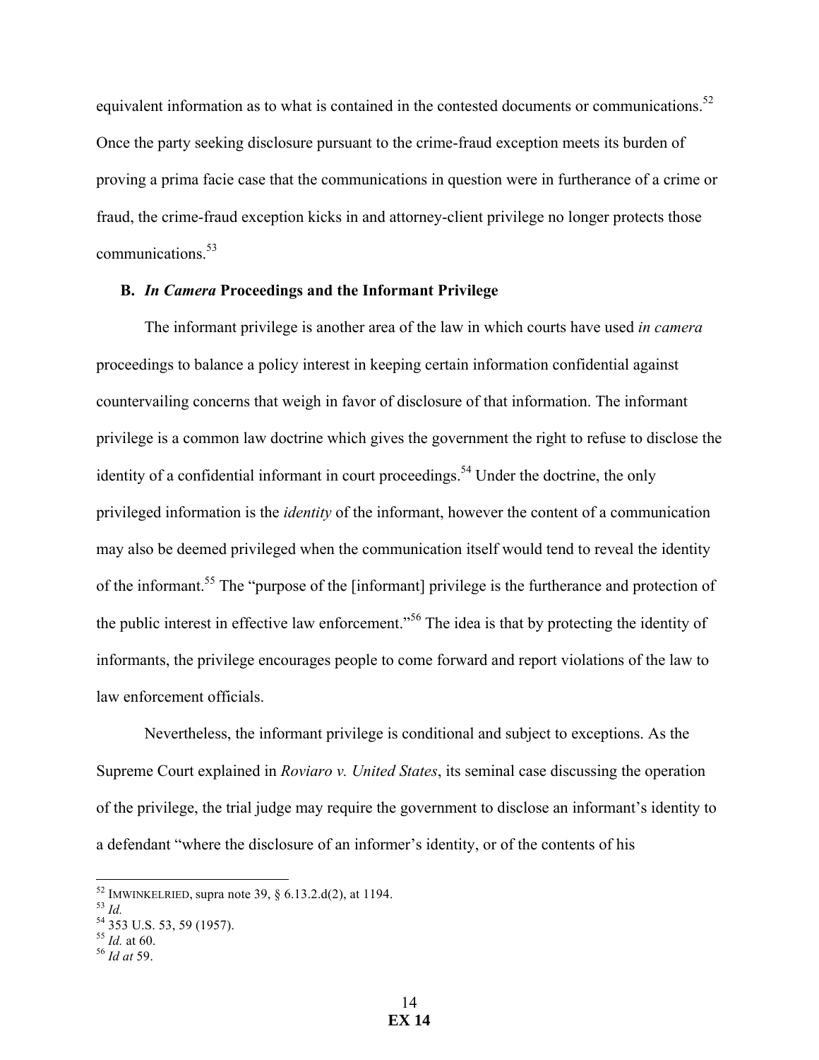equivalent information as to what is contained in the contested documents or communications.[52] Once the party seeking disclosure pursuant to the crime-fraud exception meets its burden of proving a prima facie case that the communications in question were in furtherance of a crime or fraud, the crime-fraud exception kicks in and attorney-client privilege no longer protects those communications.[53]

### B. *In Camera* Proceedings and the Informant Privilege

The informant privilege is another area of the law in which courts have used *in camera* proceedings to balance a policy interest in keeping certain information confidential against countervailing concerns that weigh in favor of disclosure of that information. The informant privilege is a common law doctrine which gives the government the right to refuse to disclose the identity of a confidential informant in court proceedings.[54] Under the doctrine, the only privileged information is the *identity* of the informant, however the content of a communication may also be deemed privileged when the communication itself would tend to reveal the identity of the informant.[55] The "purpose of the [informant] privilege is the furtherance and protection of the public interest in effective law enforcement."[56] The idea is that by protecting the identity of informants, the privilege encourages people to come forward and report violations of the law to law enforcement officials.

Nevertheless, the informant privilege is conditional and subject to exceptions. As the Supreme Court explained in *Roviaro v. United States*, its seminal case discussing the operation of the privilege, the trial judge may require the government to disclose an informant's identity to a defendant "where the disclosure of an informer's identity, or of the contents of his

---

[52] IMWINKELRIED, supra note 39, § 6.13.2.d(2), at 1194.
[53] *Id.*
[54] 353 U.S. 53, 59 (1957).
[55] *Id.* at 60.
[56] *Id at* 59.

**EX 14**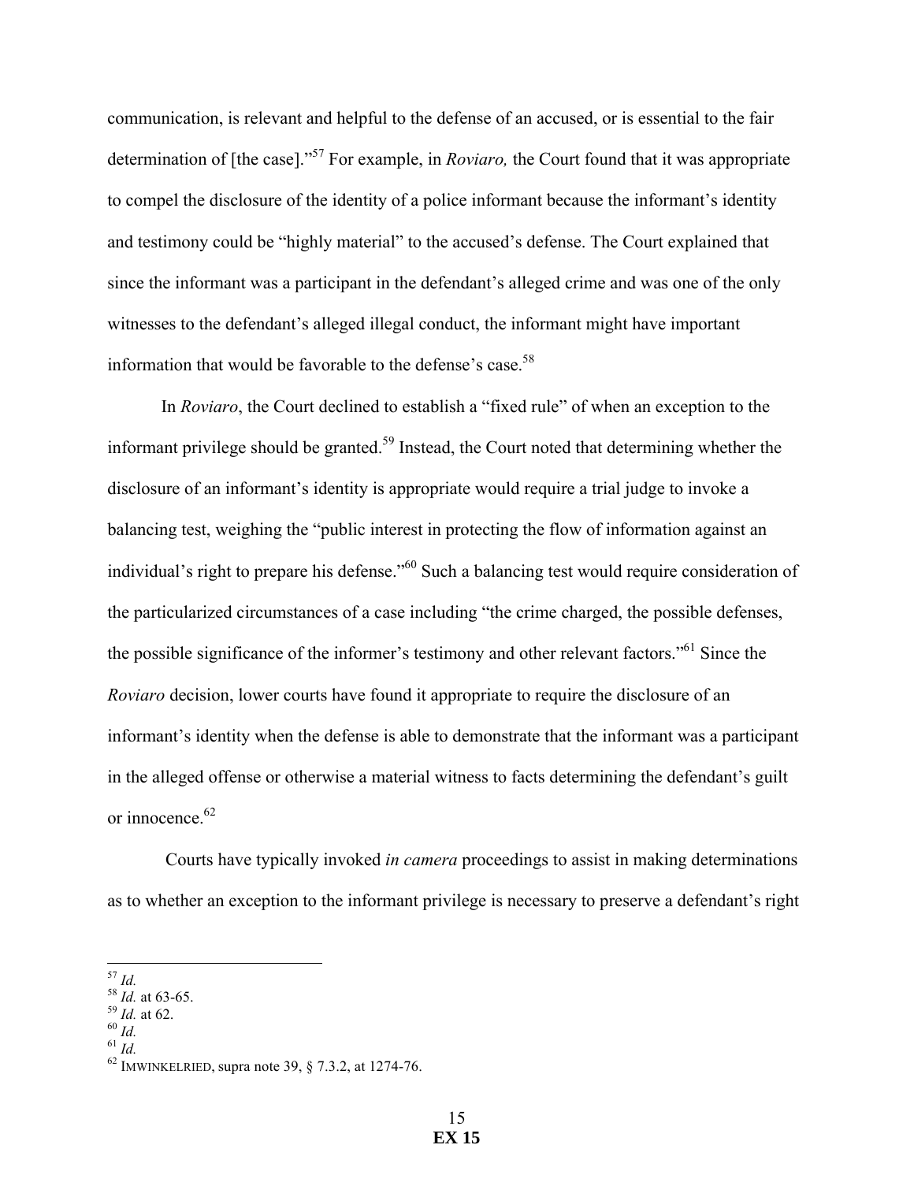communication, is relevant and helpful to the defense of an accused, or is essential to the fair determination of [the case]."[57] For example, in *Roviaro,* the Court found that it was appropriate to compel the disclosure of the identity of a police informant because the informant's identity and testimony could be "highly material" to the accused's defense. The Court explained that since the informant was a participant in the defendant's alleged crime and was one of the only witnesses to the defendant's alleged illegal conduct, the informant might have important information that would be favorable to the defense's case.[58]

In *Roviaro*, the Court declined to establish a "fixed rule" of when an exception to the informant privilege should be granted.[59] Instead, the Court noted that determining whether the disclosure of an informant's identity is appropriate would require a trial judge to invoke a balancing test, weighing the "public interest in protecting the flow of information against an individual's right to prepare his defense."[60] Such a balancing test would require consideration of the particularized circumstances of a case including "the crime charged, the possible defenses, the possible significance of the informer's testimony and other relevant factors."[61] Since the *Roviaro* decision, lower courts have found it appropriate to require the disclosure of an informant's identity when the defense is able to demonstrate that the informant was a participant in the alleged offense or otherwise a material witness to facts determining the defendant's guilt or innocence.[62]

Courts have typically invoked *in camera* proceedings to assist in making determinations as to whether an exception to the informant privilege is necessary to preserve a defendant's right

---

[57] *Id.*
[58] *Id.* at 63-65.
[59] *Id.* at 62.
[60] *Id.*
[61] *Id.*
[62] IMWINKELRIED, supra note 39, § 7.3.2, at 1274-76.

**EX 15**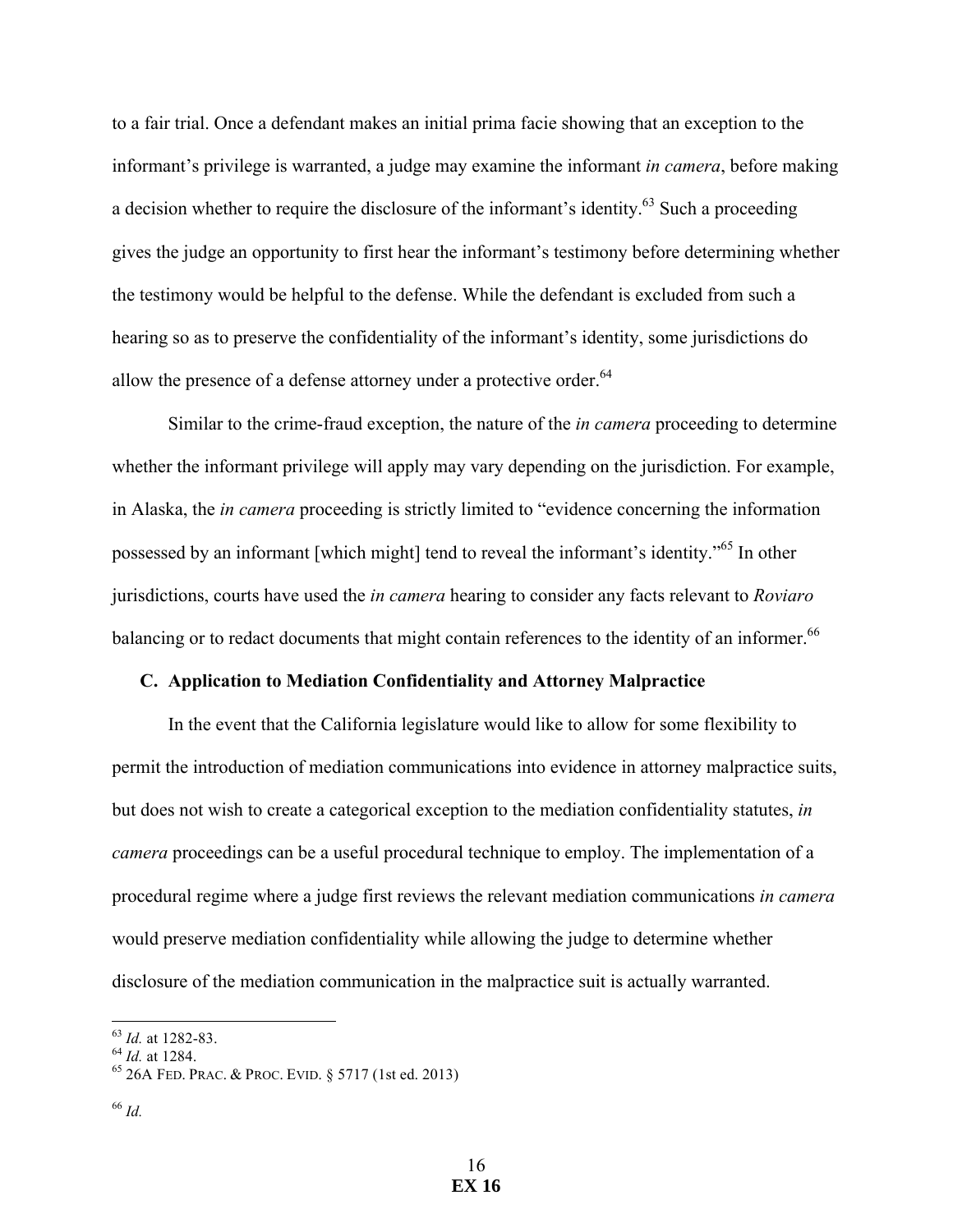to a fair trial. Once a defendant makes an initial prima facie showing that an exception to the informant's privilege is warranted, a judge may examine the informant *in camera*, before making a decision whether to require the disclosure of the informant's identity.[63] Such a proceeding gives the judge an opportunity to first hear the informant's testimony before determining whether the testimony would be helpful to the defense. While the defendant is excluded from such a hearing so as to preserve the confidentiality of the informant's identity, some jurisdictions do allow the presence of a defense attorney under a protective order.[64]

Similar to the crime-fraud exception, the nature of the *in camera* proceeding to determine whether the informant privilege will apply may vary depending on the jurisdiction. For example, in Alaska, the *in camera* proceeding is strictly limited to "evidence concerning the information possessed by an informant [which might] tend to reveal the informant's identity."[65] In other jurisdictions, courts have used the *in camera* hearing to consider any facts relevant to *Roviaro* balancing or to redact documents that might contain references to the identity of an informer.[66]

### C. Application to Mediation Confidentiality and Attorney Malpractice

In the event that the California legislature would like to allow for some flexibility to permit the introduction of mediation communications into evidence in attorney malpractice suits, but does not wish to create a categorical exception to the mediation confidentiality statutes, *in camera* proceedings can be a useful procedural technique to employ. The implementation of a procedural regime where a judge first reviews the relevant mediation communications *in camera* would preserve mediation confidentiality while allowing the judge to determine whether disclosure of the mediation communication in the malpractice suit is actually warranted.

---

[63] *Id.* at 1282-83.

[64] *Id.* at 1284.

[65] 26A FED. PRAC. & PROC. EVID. § 5717 (1st ed. 2013)

[66] *Id.*

EX 16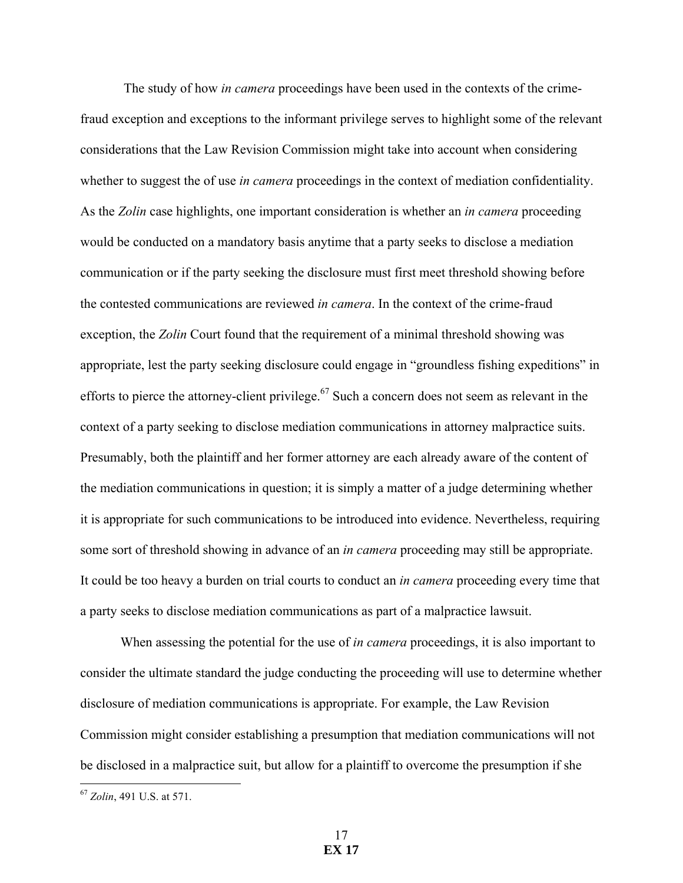The study of how *in camera* proceedings have been used in the contexts of the crime-fraud exception and exceptions to the informant privilege serves to highlight some of the relevant considerations that the Law Revision Commission might take into account when considering whether to suggest the of use *in camera* proceedings in the context of mediation confidentiality. As the *Zolin* case highlights, one important consideration is whether an *in camera* proceeding would be conducted on a mandatory basis anytime that a party seeks to disclose a mediation communication or if the party seeking the disclosure must first meet threshold showing before the contested communications are reviewed *in camera*. In the context of the crime-fraud exception, the *Zolin* Court found that the requirement of a minimal threshold showing was appropriate, lest the party seeking disclosure could engage in "groundless fishing expeditions" in efforts to pierce the attorney-client privilege.[67] Such a concern does not seem as relevant in the context of a party seeking to disclose mediation communications in attorney malpractice suits. Presumably, both the plaintiff and her former attorney are each already aware of the content of the mediation communications in question; it is simply a matter of a judge determining whether it is appropriate for such communications to be introduced into evidence. Nevertheless, requiring some sort of threshold showing in advance of an *in camera* proceeding may still be appropriate. It could be too heavy a burden on trial courts to conduct an *in camera* proceeding every time that a party seeks to disclose mediation communications as part of a malpractice lawsuit.

When assessing the potential for the use of *in camera* proceedings, it is also important to consider the ultimate standard the judge conducting the proceeding will use to determine whether disclosure of mediation communications is appropriate. For example, the Law Revision Commission might consider establishing a presumption that mediation communications will not be disclosed in a malpractice suit, but allow for a plaintiff to overcome the presumption if she

---

[67] *Zolin*, 491 U.S. at 571.

**EX 17**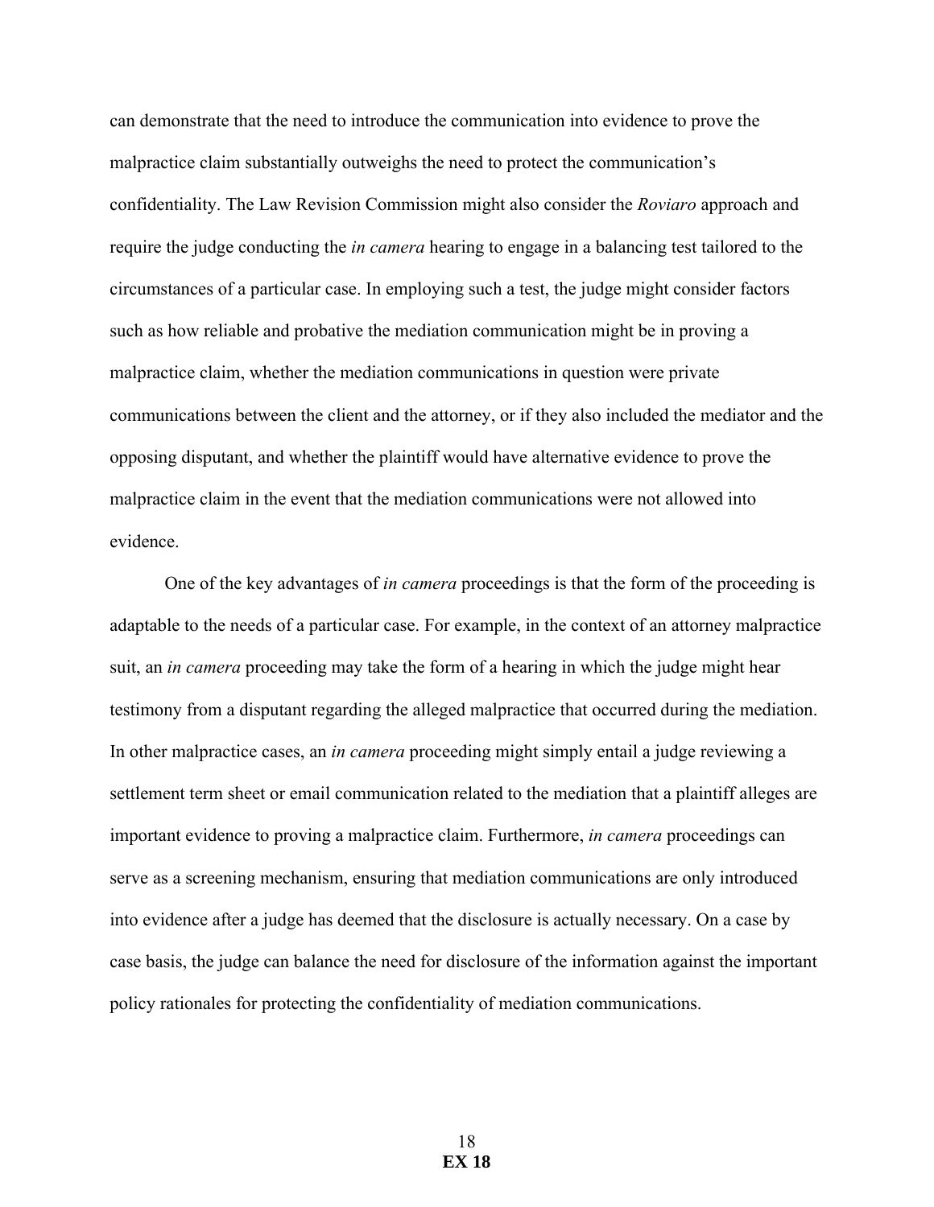can demonstrate that the need to introduce the communication into evidence to prove the malpractice claim substantially outweighs the need to protect the communication's confidentiality. The Law Revision Commission might also consider the *Roviaro* approach and require the judge conducting the *in camera* hearing to engage in a balancing test tailored to the circumstances of a particular case. In employing such a test, the judge might consider factors such as how reliable and probative the mediation communication might be in proving a malpractice claim, whether the mediation communications in question were private communications between the client and the attorney, or if they also included the mediator and the opposing disputant, and whether the plaintiff would have alternative evidence to prove the malpractice claim in the event that the mediation communications were not allowed into evidence.

One of the key advantages of *in camera* proceedings is that the form of the proceeding is adaptable to the needs of a particular case. For example, in the context of an attorney malpractice suit, an *in camera* proceeding may take the form of a hearing in which the judge might hear testimony from a disputant regarding the alleged malpractice that occurred during the mediation. In other malpractice cases, an *in camera* proceeding might simply entail a judge reviewing a settlement term sheet or email communication related to the mediation that a plaintiff alleges are important evidence to proving a malpractice claim. Furthermore, *in camera* proceedings can serve as a screening mechanism, ensuring that mediation communications are only introduced into evidence after a judge has deemed that the disclosure is actually necessary. On a case by case basis, the judge can balance the need for disclosure of the information against the important policy rationales for protecting the confidentiality of mediation communications.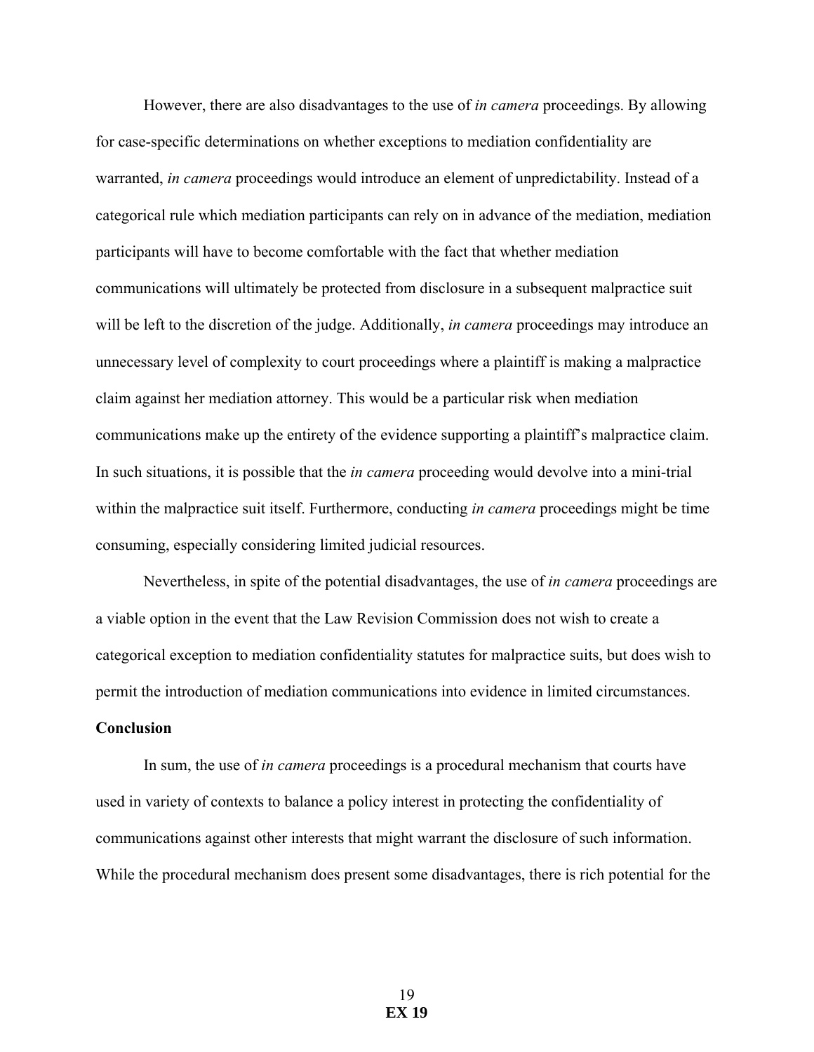However, there are also disadvantages to the use of *in camera* proceedings. By allowing for case-specific determinations on whether exceptions to mediation confidentiality are warranted, *in camera* proceedings would introduce an element of unpredictability. Instead of a categorical rule which mediation participants can rely on in advance of the mediation, mediation participants will have to become comfortable with the fact that whether mediation communications will ultimately be protected from disclosure in a subsequent malpractice suit will be left to the discretion of the judge. Additionally, *in camera* proceedings may introduce an unnecessary level of complexity to court proceedings where a plaintiff is making a malpractice claim against her mediation attorney. This would be a particular risk when mediation communications make up the entirety of the evidence supporting a plaintiff's malpractice claim. In such situations, it is possible that the *in camera* proceeding would devolve into a mini-trial within the malpractice suit itself. Furthermore, conducting *in camera* proceedings might be time consuming, especially considering limited judicial resources.

Nevertheless, in spite of the potential disadvantages, the use of *in camera* proceedings are a viable option in the event that the Law Revision Commission does not wish to create a categorical exception to mediation confidentiality statutes for malpractice suits, but does wish to permit the introduction of mediation communications into evidence in limited circumstances.

**Conclusion**

In sum, the use of *in camera* proceedings is a procedural mechanism that courts have used in variety of contexts to balance a policy interest in protecting the confidentiality of communications against other interests that might warrant the disclosure of such information. While the procedural mechanism does present some disadvantages, there is rich potential for the

**EX 19**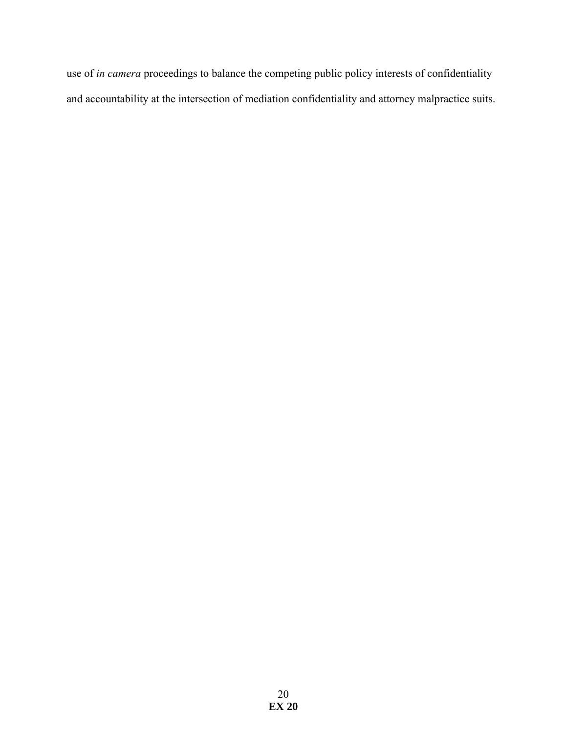use of *in camera* proceedings to balance the competing public policy interests of confidentiality and accountability at the intersection of mediation confidentiality and attorney malpractice suits.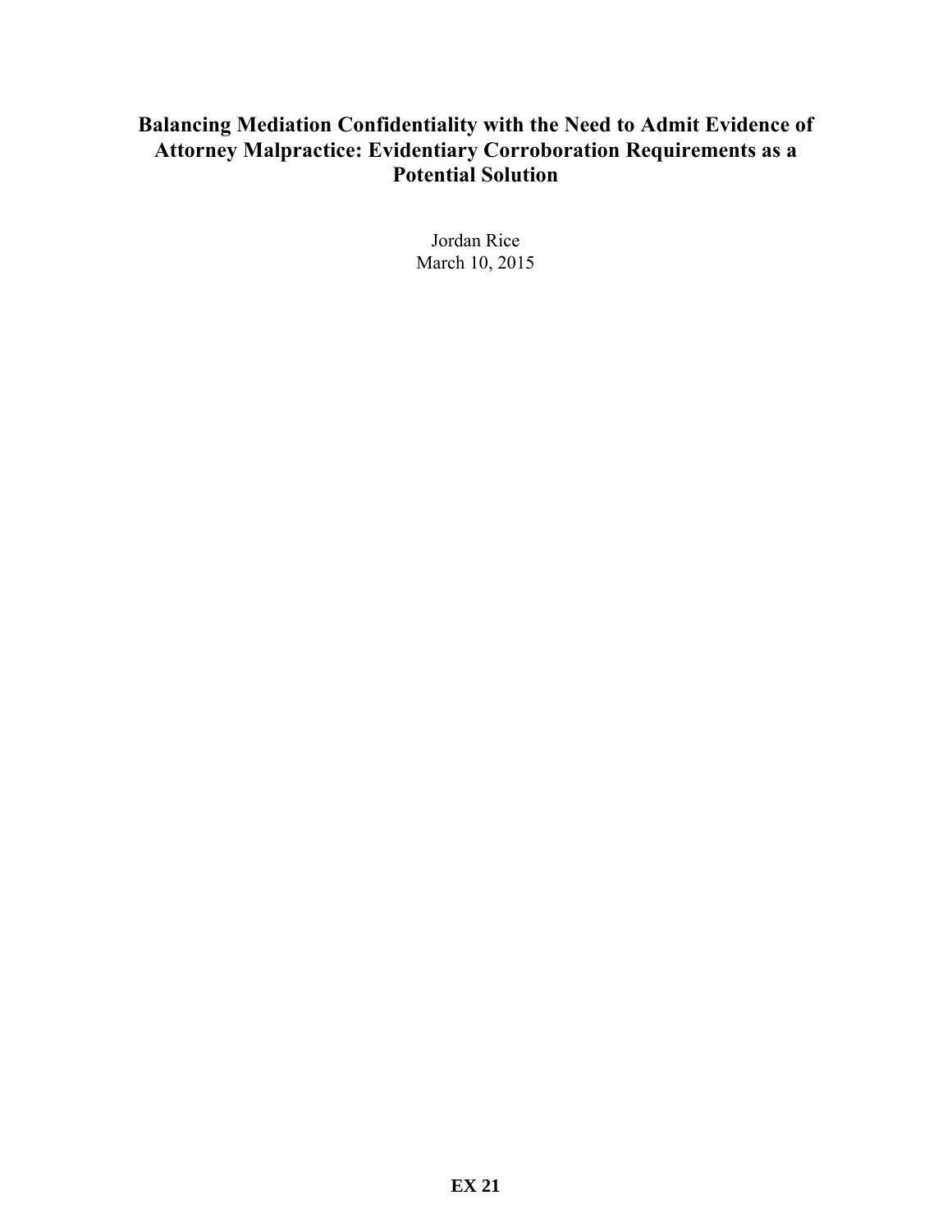# Balancing Mediation Confidentiality with the Need to Admit Evidence of Attorney Malpractice: Evidentiary Corroboration Requirements as a Potential Solution

Jordan Rice
March 10, 2015

**EX 21**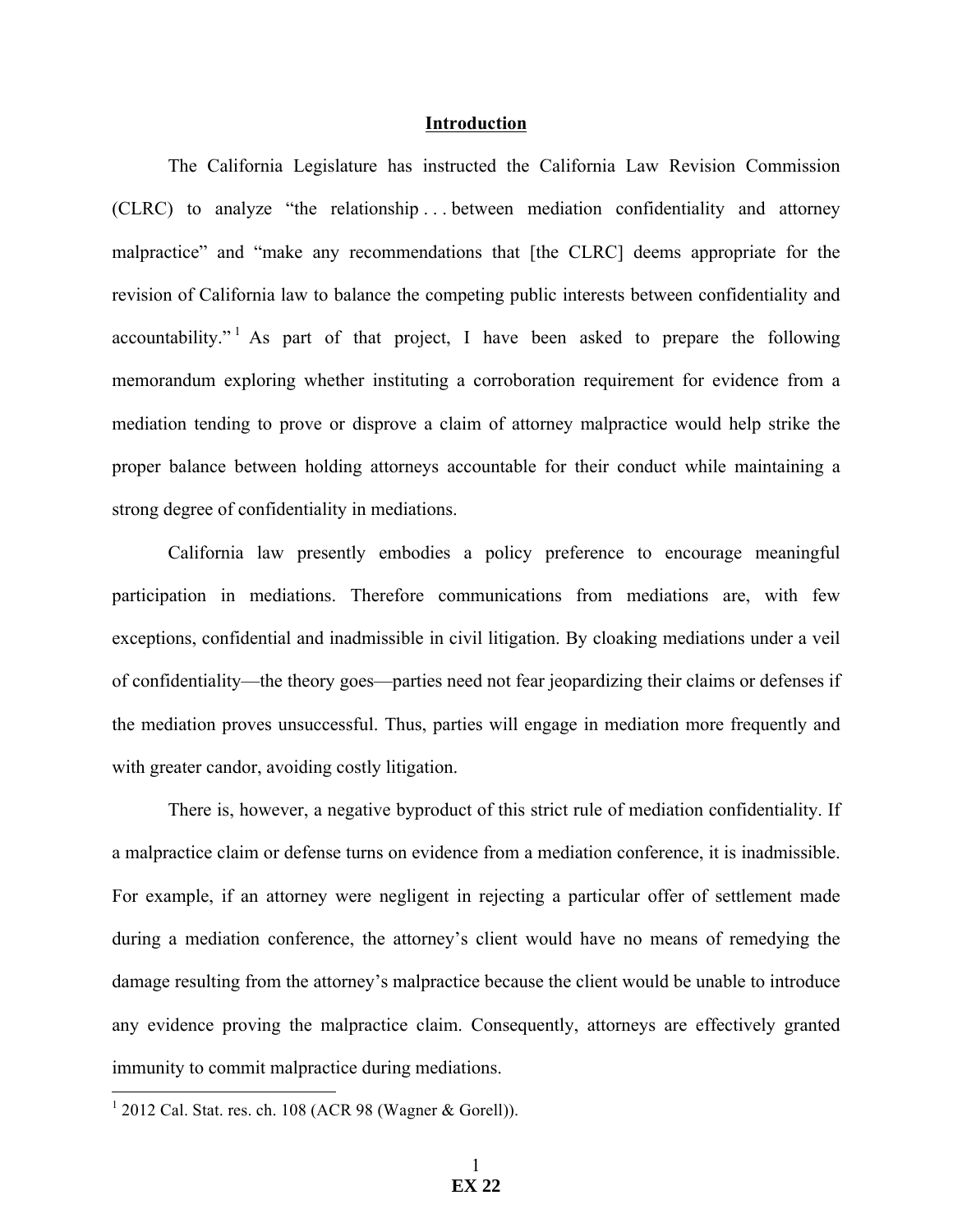## Introduction

The California Legislature has instructed the California Law Revision Commission (CLRC) to analyze "the relationship . . . between mediation confidentiality and attorney malpractice" and "make any recommendations that [the CLRC] deems appropriate for the revision of California law to balance the competing public interests between confidentiality and accountability."[1] As part of that project, I have been asked to prepare the following memorandum exploring whether instituting a corroboration requirement for evidence from a mediation tending to prove or disprove a claim of attorney malpractice would help strike the proper balance between holding attorneys accountable for their conduct while maintaining a strong degree of confidentiality in mediations.

California law presently embodies a policy preference to encourage meaningful participation in mediations. Therefore communications from mediations are, with few exceptions, confidential and inadmissible in civil litigation. By cloaking mediations under a veil of confidentiality—the theory goes—parties need not fear jeopardizing their claims or defenses if the mediation proves unsuccessful. Thus, parties will engage in mediation more frequently and with greater candor, avoiding costly litigation.

There is, however, a negative byproduct of this strict rule of mediation confidentiality. If a malpractice claim or defense turns on evidence from a mediation conference, it is inadmissible. For example, if an attorney were negligent in rejecting a particular offer of settlement made during a mediation conference, the attorney's client would have no means of remedying the damage resulting from the attorney's malpractice because the client would be unable to introduce any evidence proving the malpractice claim. Consequently, attorneys are effectively granted immunity to commit malpractice during mediations.

---

[1] 2012 Cal. Stat. res. ch. 108 (ACR 98 (Wagner & Gorell)).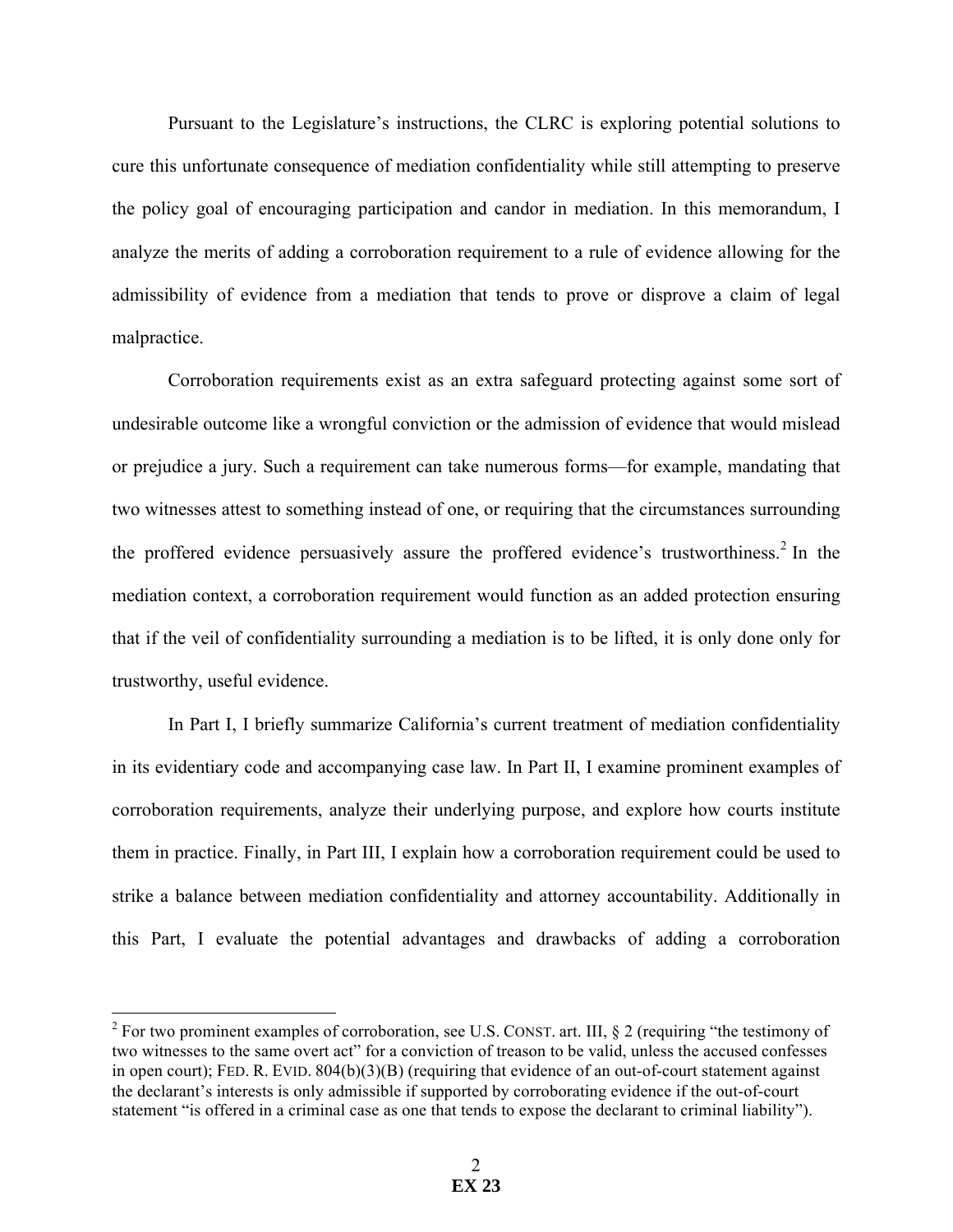Pursuant to the Legislature's instructions, the CLRC is exploring potential solutions to cure this unfortunate consequence of mediation confidentiality while still attempting to preserve the policy goal of encouraging participation and candor in mediation. In this memorandum, I analyze the merits of adding a corroboration requirement to a rule of evidence allowing for the admissibility of evidence from a mediation that tends to prove or disprove a claim of legal malpractice.

Corroboration requirements exist as an extra safeguard protecting against some sort of undesirable outcome like a wrongful conviction or the admission of evidence that would mislead or prejudice a jury. Such a requirement can take numerous forms—for example, mandating that two witnesses attest to something instead of one, or requiring that the circumstances surrounding the proffered evidence persuasively assure the proffered evidence's trustworthiness.[2] In the mediation context, a corroboration requirement would function as an added protection ensuring that if the veil of confidentiality surrounding a mediation is to be lifted, it is only done only for trustworthy, useful evidence.

In Part I, I briefly summarize California's current treatment of mediation confidentiality in its evidentiary code and accompanying case law. In Part II, I examine prominent examples of corroboration requirements, analyze their underlying purpose, and explore how courts institute them in practice. Finally, in Part III, I explain how a corroboration requirement could be used to strike a balance between mediation confidentiality and attorney accountability. Additionally in this Part, I evaluate the potential advantages and drawbacks of adding a corroboration

---

[2] For two prominent examples of corroboration, see U.S. CONST. art. III, § 2 (requiring "the testimony of two witnesses to the same overt act" for a conviction of treason to be valid, unless the accused confesses in open court); FED. R. EVID. 804(b)(3)(B) (requiring that evidence of an out-of-court statement against the declarant's interests is only admissible if supported by corroborating evidence if the out-of-court statement "is offered in a criminal case as one that tends to expose the declarant to criminal liability").

**EX 23**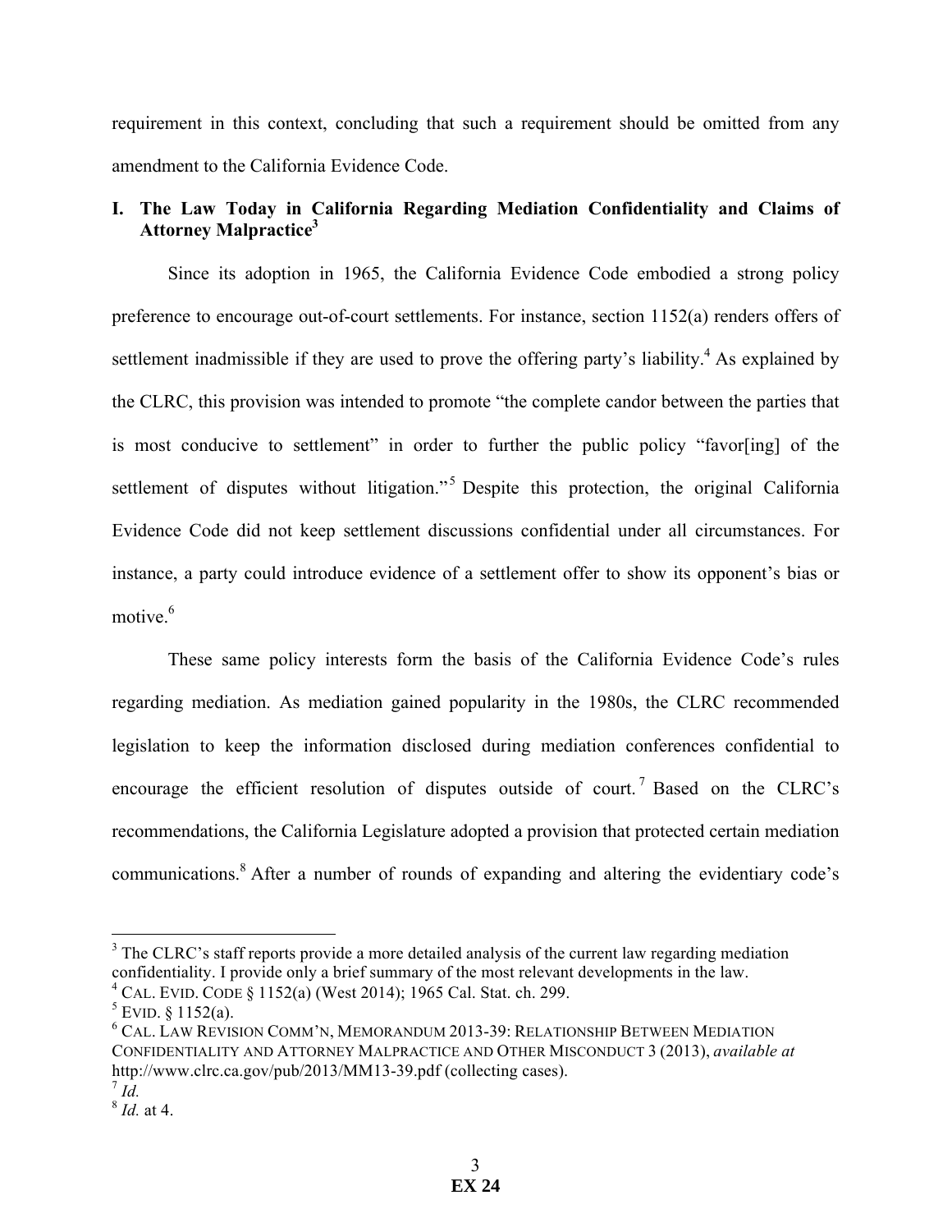requirement in this context, concluding that such a requirement should be omitted from any amendment to the California Evidence Code.

## I. The Law Today in California Regarding Mediation Confidentiality and Claims of Attorney Malpractice[3]

Since its adoption in 1965, the California Evidence Code embodied a strong policy preference to encourage out-of-court settlements. For instance, section 1152(a) renders offers of settlement inadmissible if they are used to prove the offering party's liability.[4] As explained by the CLRC, this provision was intended to promote "the complete candor between the parties that is most conducive to settlement" in order to further the public policy "favor[ing] of the settlement of disputes without litigation."[5] Despite this protection, the original California Evidence Code did not keep settlement discussions confidential under all circumstances. For instance, a party could introduce evidence of a settlement offer to show its opponent's bias or motive.[6]

These same policy interests form the basis of the California Evidence Code's rules regarding mediation. As mediation gained popularity in the 1980s, the CLRC recommended legislation to keep the information disclosed during mediation conferences confidential to encourage the efficient resolution of disputes outside of court.[7] Based on the CLRC's recommendations, the California Legislature adopted a provision that protected certain mediation communications.[8] After a number of rounds of expanding and altering the evidentiary code's

---

[3] The CLRC's staff reports provide a more detailed analysis of the current law regarding mediation confidentiality. I provide only a brief summary of the most relevant developments in the law.

[4] CAL. EVID. CODE § 1152(a) (West 2014); 1965 Cal. Stat. ch. 299.

[5] EVID. § 1152(a).

[6] CAL. LAW REVISION COMM'N, MEMORANDUM 2013-39: RELATIONSHIP BETWEEN MEDIATION CONFIDENTIALITY AND ATTORNEY MALPRACTICE AND OTHER MISCONDUCT 3 (2013), *available at* http://www.clrc.ca.gov/pub/2013/MM13-39.pdf (collecting cases).

[7] *Id.*

[8] *Id.* at 4.

EX 24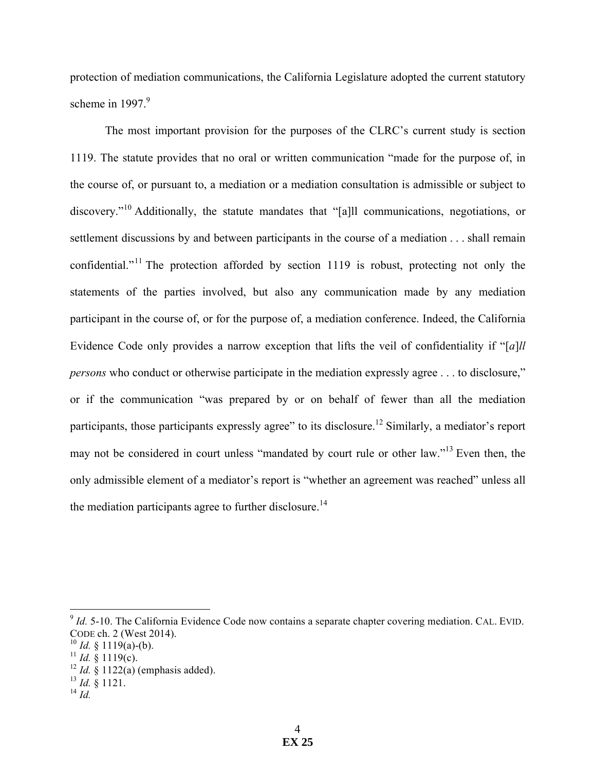protection of mediation communications, the California Legislature adopted the current statutory scheme in 1997.[9]

The most important provision for the purposes of the CLRC's current study is section 1119. The statute provides that no oral or written communication "made for the purpose of, in the course of, or pursuant to, a mediation or a mediation consultation is admissible or subject to discovery."[10] Additionally, the statute mandates that "[a]ll communications, negotiations, or settlement discussions by and between participants in the course of a mediation . . . shall remain confidential."[11] The protection afforded by section 1119 is robust, protecting not only the statements of the parties involved, but also any communication made by any mediation participant in the course of, or for the purpose of, a mediation conference. Indeed, the California Evidence Code only provides a narrow exception that lifts the veil of confidentiality if "[*a*]*ll persons* who conduct or otherwise participate in the mediation expressly agree . . . to disclosure," or if the communication "was prepared by or on behalf of fewer than all the mediation participants, those participants expressly agree" to its disclosure.[12] Similarly, a mediator's report may not be considered in court unless "mandated by court rule or other law."[13] Even then, the only admissible element of a mediator's report is "whether an agreement was reached" unless all the mediation participants agree to further disclosure.[14]

---

[9] *Id.* 5-10. The California Evidence Code now contains a separate chapter covering mediation. CAL. EVID. CODE ch. 2 (West 2014).

[10] *Id.* § 1119(a)-(b).

[11] *Id.* § 1119(c).

[12] *Id.* § 1122(a) (emphasis added).

[13] *Id.* § 1121.

[14] *Id.*

**EX 25**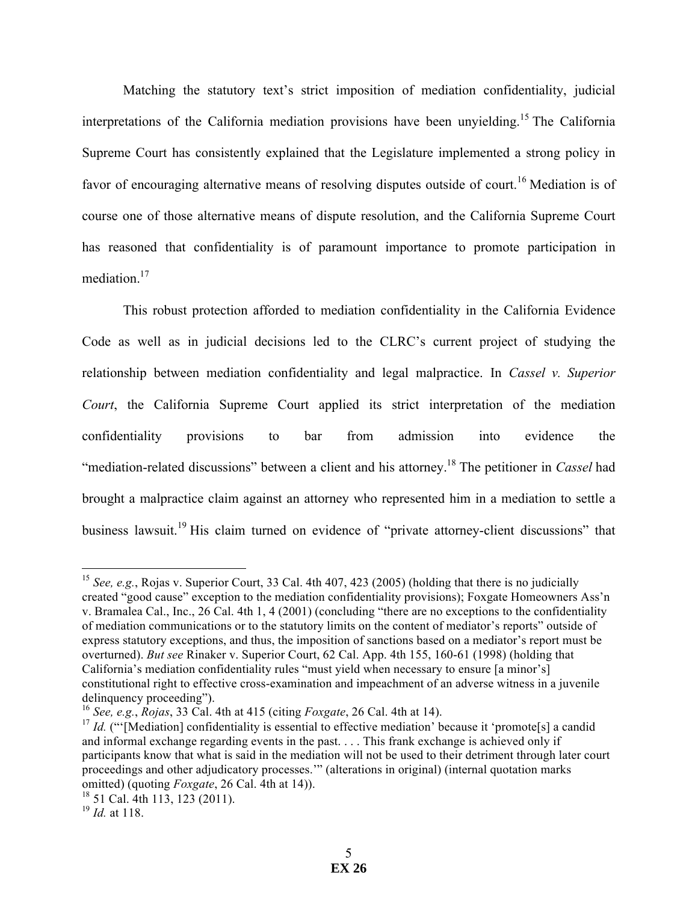Matching the statutory text's strict imposition of mediation confidentiality, judicial interpretations of the California mediation provisions have been unyielding.[15] The California Supreme Court has consistently explained that the Legislature implemented a strong policy in favor of encouraging alternative means of resolving disputes outside of court.[16] Mediation is of course one of those alternative means of dispute resolution, and the California Supreme Court has reasoned that confidentiality is of paramount importance to promote participation in mediation.[17]

This robust protection afforded to mediation confidentiality in the California Evidence Code as well as in judicial decisions led to the CLRC's current project of studying the relationship between mediation confidentiality and legal malpractice. In *Cassel v. Superior Court*, the California Supreme Court applied its strict interpretation of the mediation confidentiality provisions to bar from admission into evidence the "mediation-related discussions" between a client and his attorney.[18] The petitioner in *Cassel* had brought a malpractice claim against an attorney who represented him in a mediation to settle a business lawsuit.[19] His claim turned on evidence of "private attorney-client discussions" that

---

[15] *See, e.g.*, Rojas v. Superior Court, 33 Cal. 4th 407, 423 (2005) (holding that there is no judicially created "good cause" exception to the mediation confidentiality provisions); Foxgate Homeowners Ass'n v. Bramalea Cal., Inc., 26 Cal. 4th 1, 4 (2001) (concluding "there are no exceptions to the confidentiality of mediation communications or to the statutory limits on the content of mediator's reports" outside of express statutory exceptions, and thus, the imposition of sanctions based on a mediator's report must be overturned). *But see* Rinaker v. Superior Court, 62 Cal. App. 4th 155, 160-61 (1998) (holding that California's mediation confidentiality rules "must yield when necessary to ensure [a minor's] constitutional right to effective cross-examination and impeachment of an adverse witness in a juvenile delinquency proceeding").

[16] *See, e.g.*, *Rojas*, 33 Cal. 4th at 415 (citing *Foxgate*, 26 Cal. 4th at 14).

[17] *Id.* ("'[Mediation] confidentiality is essential to effective mediation' because it 'promote[s] a candid and informal exchange regarding events in the past. . . . This frank exchange is achieved only if participants know that what is said in the mediation will not be used to their detriment through later court proceedings and other adjudicatory processes.'" (alterations in original) (internal quotation marks omitted) (quoting *Foxgate*, 26 Cal. 4th at 14)).

[18] 51 Cal. 4th 113, 123 (2011).

[19] *Id.* at 118.

**EX 26**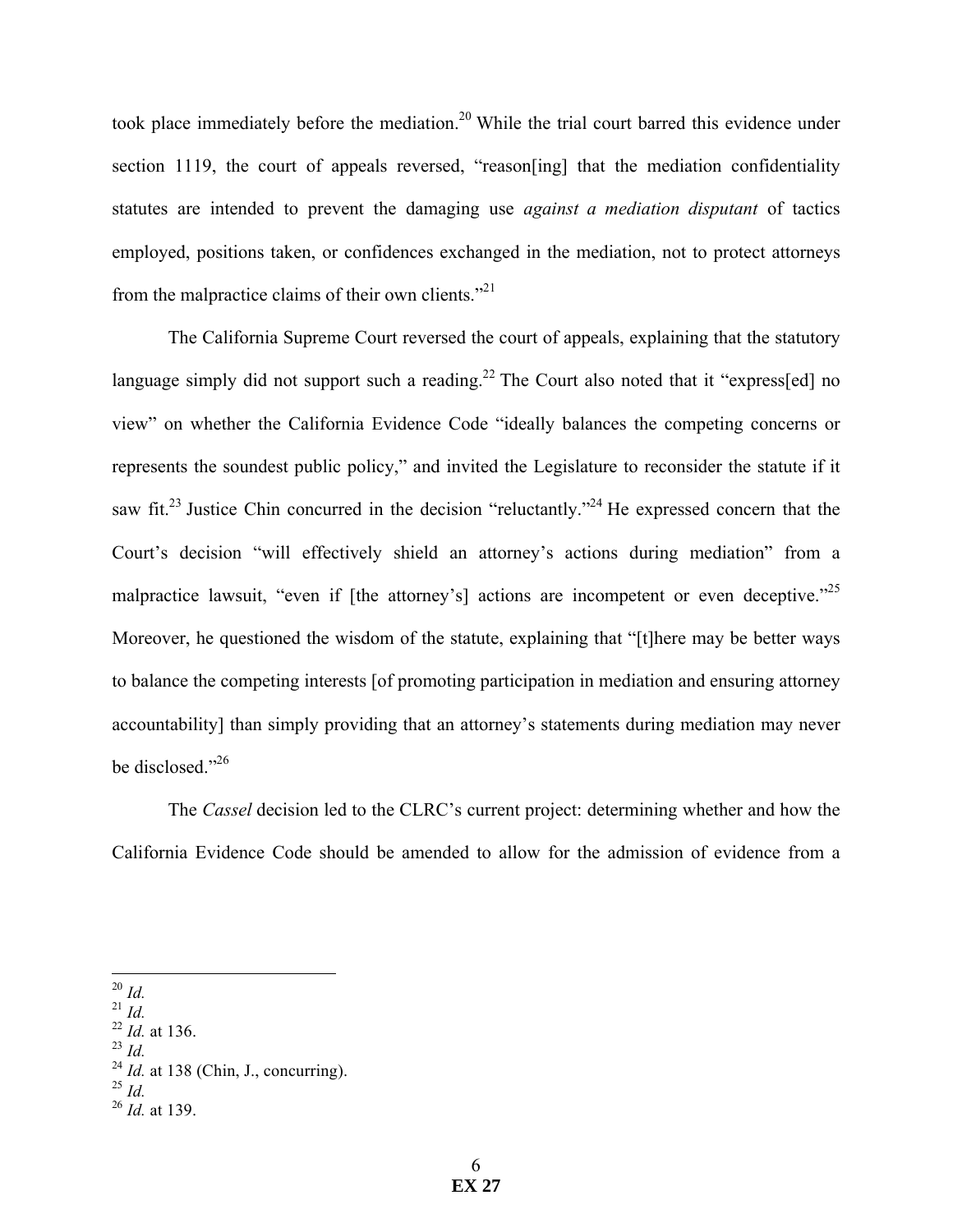took place immediately before the mediation.[20] While the trial court barred this evidence under section 1119, the court of appeals reversed, "reason[ing] that the mediation confidentiality statutes are intended to prevent the damaging use *against a mediation disputant* of tactics employed, positions taken, or confidences exchanged in the mediation, not to protect attorneys from the malpractice claims of their own clients."[21]

The California Supreme Court reversed the court of appeals, explaining that the statutory language simply did not support such a reading.[22] The Court also noted that it "express[ed] no view" on whether the California Evidence Code "ideally balances the competing concerns or represents the soundest public policy," and invited the Legislature to reconsider the statute if it saw fit.[23] Justice Chin concurred in the decision "reluctantly."[24] He expressed concern that the Court's decision "will effectively shield an attorney's actions during mediation" from a malpractice lawsuit, "even if [the attorney's] actions are incompetent or even deceptive."[25] Moreover, he questioned the wisdom of the statute, explaining that "[t]here may be better ways to balance the competing interests [of promoting participation in mediation and ensuring attorney accountability] than simply providing that an attorney's statements during mediation may never be disclosed."[26]

The *Cassel* decision led to the CLRC's current project: determining whether and how the California Evidence Code should be amended to allow for the admission of evidence from a

---

[20] *Id.*
[21] *Id.*
[22] *Id.* at 136.
[23] *Id.*
[24] *Id.* at 138 (Chin, J., concurring).
[25] *Id.*
[26] *Id.* at 139.

**EX 27**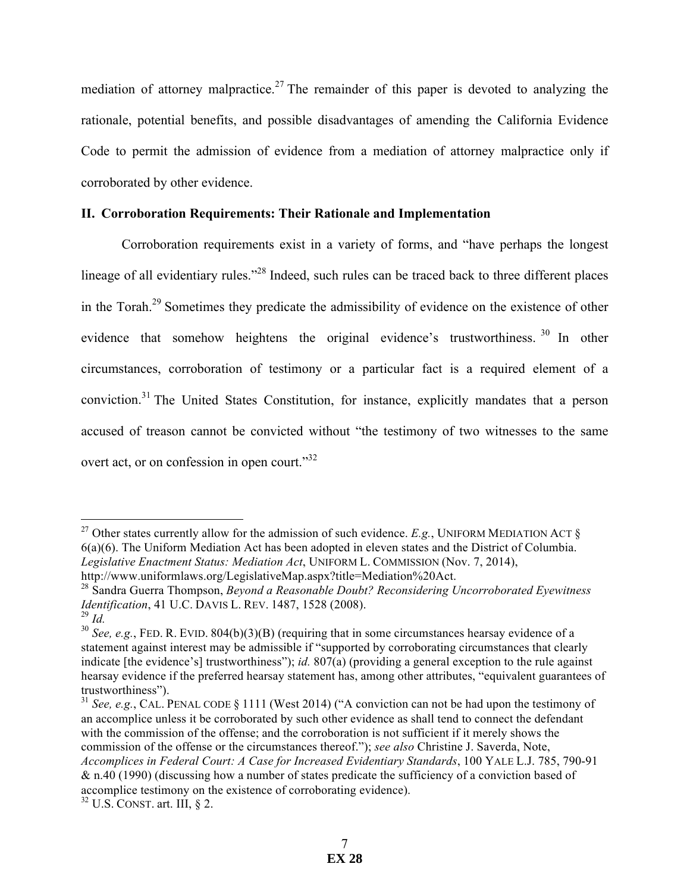mediation of attorney malpractice.[27] The remainder of this paper is devoted to analyzing the rationale, potential benefits, and possible disadvantages of amending the California Evidence Code to permit the admission of evidence from a mediation of attorney malpractice only if corroborated by other evidence.

## II. Corroboration Requirements: Their Rationale and Implementation

Corroboration requirements exist in a variety of forms, and "have perhaps the longest lineage of all evidentiary rules."[28] Indeed, such rules can be traced back to three different places in the Torah.[29] Sometimes they predicate the admissibility of evidence on the existence of other evidence that somehow heightens the original evidence's trustworthiness.[30] In other circumstances, corroboration of testimony or a particular fact is a required element of a conviction.[31] The United States Constitution, for instance, explicitly mandates that a person accused of treason cannot be convicted without "the testimony of two witnesses to the same overt act, or on confession in open court."[32]

---

[27] Other states currently allow for the admission of such evidence. *E.g.*, UNIFORM MEDIATION ACT § 6(a)(6). The Uniform Mediation Act has been adopted in eleven states and the District of Columbia. *Legislative Enactment Status: Mediation Act*, UNIFORM L. COMMISSION (Nov. 7, 2014), http://www.uniformlaws.org/LegislativeMap.aspx?title=Mediation%20Act.

[28] Sandra Guerra Thompson, *Beyond a Reasonable Doubt? Reconsidering Uncorroborated Eyewitness Identification*, 41 U.C. DAVIS L. REV. 1487, 1528 (2008).

[29] *Id.*

[30] *See, e.g.*, FED. R. EVID. 804(b)(3)(B) (requiring that in some circumstances hearsay evidence of a statement against interest may be admissible if "supported by corroborating circumstances that clearly indicate [the evidence's] trustworthiness"); *id.* 807(a) (providing a general exception to the rule against hearsay evidence if the preferred hearsay statement has, among other attributes, "equivalent guarantees of trustworthiness").

[31] *See, e.g.*, CAL. PENAL CODE § 1111 (West 2014) ("A conviction can not be had upon the testimony of an accomplice unless it be corroborated by such other evidence as shall tend to connect the defendant with the commission of the offense; and the corroboration is not sufficient if it merely shows the commission of the offense or the circumstances thereof."); *see also* Christine J. Saverda, Note, *Accomplices in Federal Court: A Case for Increased Evidentiary Standards*, 100 YALE L.J. 785, 790-91 & n.40 (1990) (discussing how a number of states predicate the sufficiency of a conviction based of accomplice testimony on the existence of corroborating evidence).

[32] U.S. CONST. art. III, § 2.

**EX 28**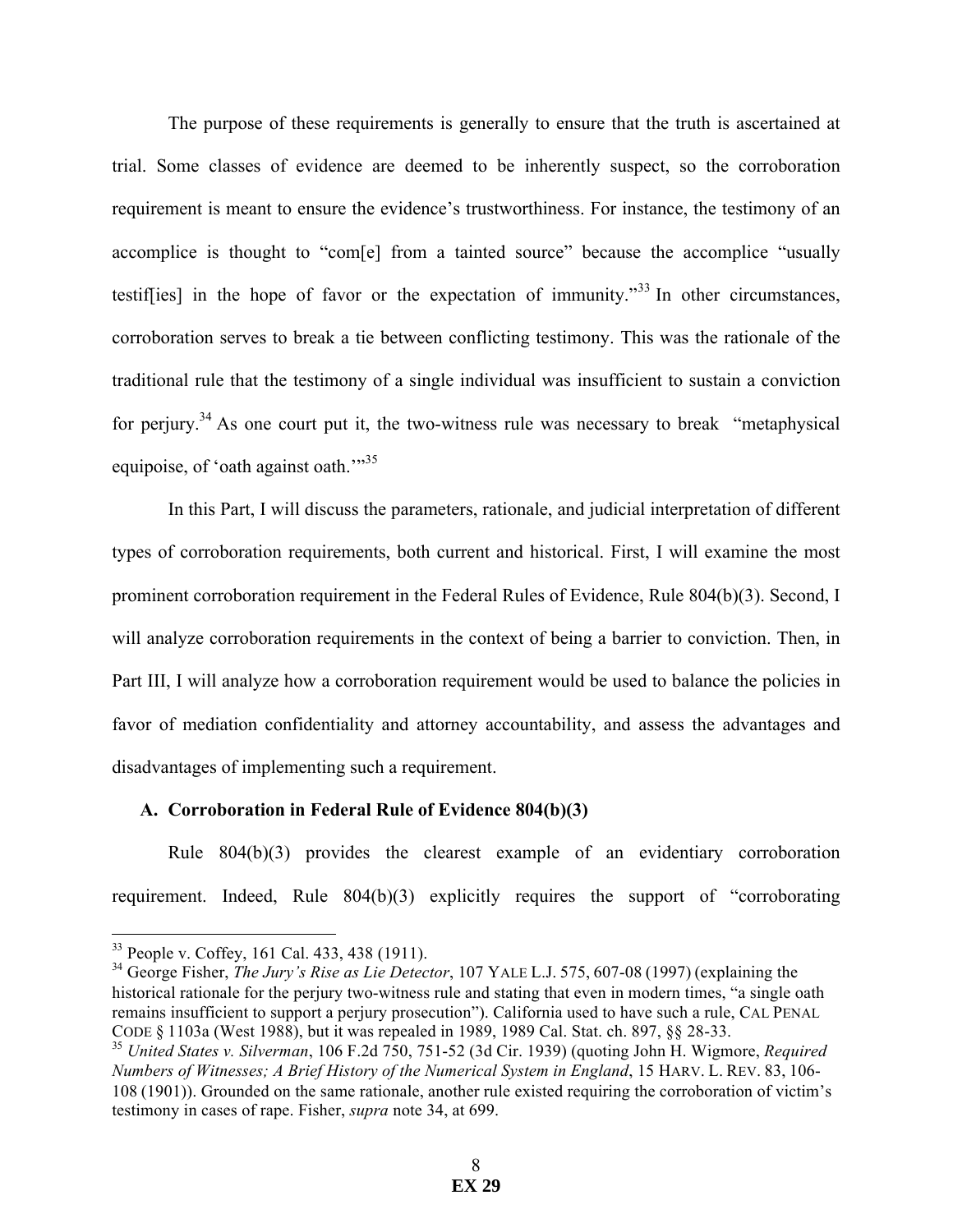The purpose of these requirements is generally to ensure that the truth is ascertained at trial. Some classes of evidence are deemed to be inherently suspect, so the corroboration requirement is meant to ensure the evidence's trustworthiness. For instance, the testimony of an accomplice is thought to "com[e] from a tainted source" because the accomplice "usually testif[ies] in the hope of favor or the expectation of immunity."[33] In other circumstances, corroboration serves to break a tie between conflicting testimony. This was the rationale of the traditional rule that the testimony of a single individual was insufficient to sustain a conviction for perjury.[34] As one court put it, the two-witness rule was necessary to break "metaphysical equipoise, of 'oath against oath.'"[35]

In this Part, I will discuss the parameters, rationale, and judicial interpretation of different types of corroboration requirements, both current and historical. First, I will examine the most prominent corroboration requirement in the Federal Rules of Evidence, Rule 804(b)(3). Second, I will analyze corroboration requirements in the context of being a barrier to conviction. Then, in Part III, I will analyze how a corroboration requirement would be used to balance the policies in favor of mediation confidentiality and attorney accountability, and assess the advantages and disadvantages of implementing such a requirement.

### A. Corroboration in Federal Rule of Evidence 804(b)(3)

Rule 804(b)(3) provides the clearest example of an evidentiary corroboration requirement. Indeed, Rule 804(b)(3) explicitly requires the support of "corroborating

---

[33] People v. Coffey, 161 Cal. 433, 438 (1911).

[34] George Fisher, *The Jury's Rise as Lie Detector*, 107 YALE L.J. 575, 607-08 (1997) (explaining the historical rationale for the perjury two-witness rule and stating that even in modern times, "a single oath remains insufficient to support a perjury prosecution"). California used to have such a rule, CAL PENAL CODE § 1103a (West 1988), but it was repealed in 1989, 1989 Cal. Stat. ch. 897, §§ 28-33.

[35] *United States v. Silverman*, 106 F.2d 750, 751-52 (3d Cir. 1939) (quoting John H. Wigmore, *Required Numbers of Witnesses; A Brief History of the Numerical System in England*, 15 HARV. L. REV. 83, 106-108 (1901)). Grounded on the same rationale, another rule existed requiring the corroboration of victim's testimony in cases of rape. Fisher, *supra* note 34, at 699.

EX 29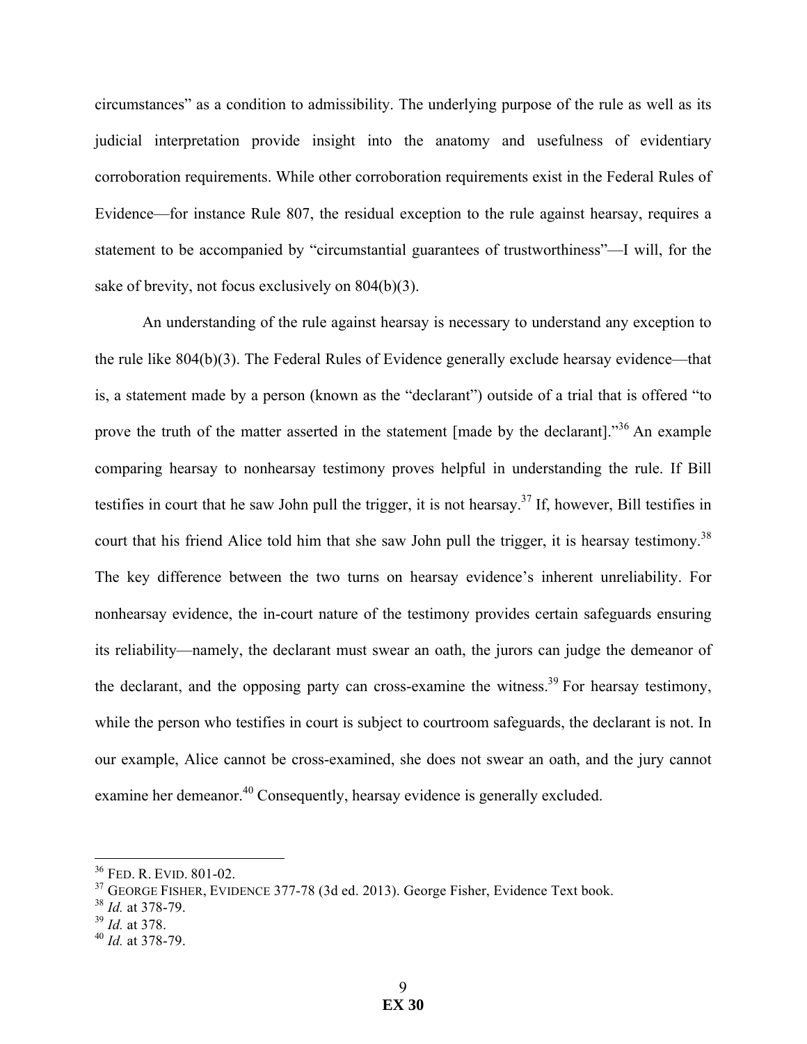circumstances" as a condition to admissibility. The underlying purpose of the rule as well as its judicial interpretation provide insight into the anatomy and usefulness of evidentiary corroboration requirements. While other corroboration requirements exist in the Federal Rules of Evidence—for instance Rule 807, the residual exception to the rule against hearsay, requires a statement to be accompanied by "circumstantial guarantees of trustworthiness"—I will, for the sake of brevity, not focus exclusively on 804(b)(3).

An understanding of the rule against hearsay is necessary to understand any exception to the rule like 804(b)(3). The Federal Rules of Evidence generally exclude hearsay evidence—that is, a statement made by a person (known as the "declarant") outside of a trial that is offered "to prove the truth of the matter asserted in the statement [made by the declarant]."[36] An example comparing hearsay to nonhearsay testimony proves helpful in understanding the rule. If Bill testifies in court that he saw John pull the trigger, it is not hearsay.[37] If, however, Bill testifies in court that his friend Alice told him that she saw John pull the trigger, it is hearsay testimony.[38] The key difference between the two turns on hearsay evidence's inherent unreliability. For nonhearsay evidence, the in-court nature of the testimony provides certain safeguards ensuring its reliability—namely, the declarant must swear an oath, the jurors can judge the demeanor of the declarant, and the opposing party can cross-examine the witness.[39] For hearsay testimony, while the person who testifies in court is subject to courtroom safeguards, the declarant is not. In our example, Alice cannot be cross-examined, she does not swear an oath, and the jury cannot examine her demeanor.[40] Consequently, hearsay evidence is generally excluded.

---

[36] FED. R. EVID. 801-02.
[37] GEORGE FISHER, EVIDENCE 377-78 (3d ed. 2013). George Fisher, Evidence Text book.
[38] *Id.* at 378-79.
[39] *Id.* at 378.
[40] *Id.* at 378-79.

**EX 30**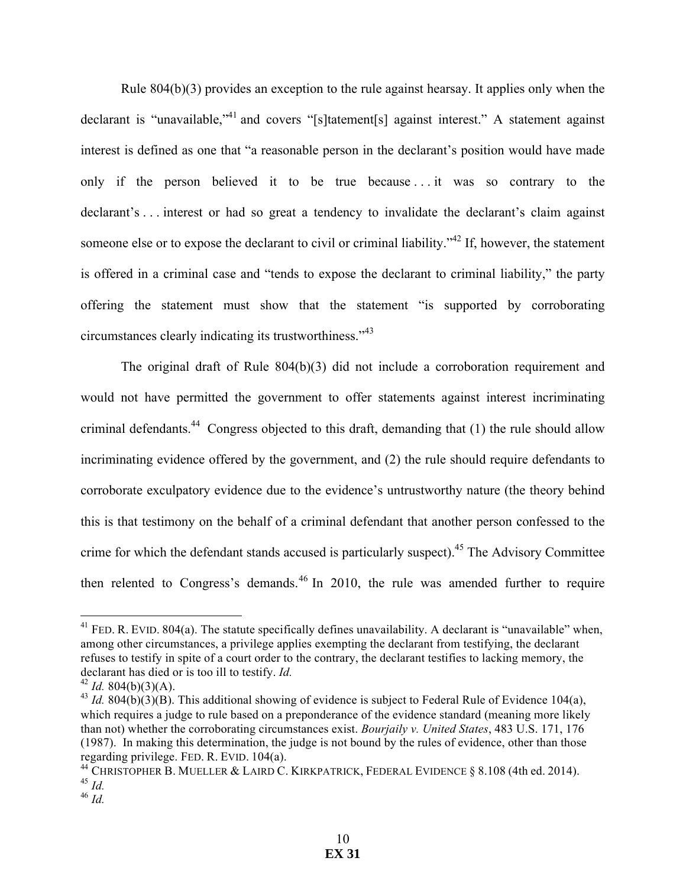Rule 804(b)(3) provides an exception to the rule against hearsay. It applies only when the declarant is "unavailable,"[41] and covers "[s]tatement[s] against interest." A statement against interest is defined as one that "a reasonable person in the declarant's position would have made only if the person believed it to be true because . . . it was so contrary to the declarant's . . . interest or had so great a tendency to invalidate the declarant's claim against someone else or to expose the declarant to civil or criminal liability."[42] If, however, the statement is offered in a criminal case and "tends to expose the declarant to criminal liability," the party offering the statement must show that the statement "is supported by corroborating circumstances clearly indicating its trustworthiness."[43]

The original draft of Rule 804(b)(3) did not include a corroboration requirement and would not have permitted the government to offer statements against interest incriminating criminal defendants.[44] Congress objected to this draft, demanding that (1) the rule should allow incriminating evidence offered by the government, and (2) the rule should require defendants to corroborate exculpatory evidence due to the evidence's untrustworthy nature (the theory behind this is that testimony on the behalf of a criminal defendant that another person confessed to the crime for which the defendant stands accused is particularly suspect).[45] The Advisory Committee then relented to Congress's demands.[46] In 2010, the rule was amended further to require

---

[41] FED. R. EVID. 804(a). The statute specifically defines unavailability. A declarant is "unavailable" when, among other circumstances, a privilege applies exempting the declarant from testifying, the declarant refuses to testify in spite of a court order to the contrary, the declarant testifies to lacking memory, the declarant has died or is too ill to testify. *Id.*

[42] *Id.* 804(b)(3)(A).

[43] *Id.* 804(b)(3)(B). This additional showing of evidence is subject to Federal Rule of Evidence 104(a), which requires a judge to rule based on a preponderance of the evidence standard (meaning more likely than not) whether the corroborating circumstances exist. *Bourjaily v. United States*, 483 U.S. 171, 176 (1987). In making this determination, the judge is not bound by the rules of evidence, other than those regarding privilege. FED. R. EVID. 104(a).

[44] CHRISTOPHER B. MUELLER & LAIRD C. KIRKPATRICK, FEDERAL EVIDENCE § 8.108 (4th ed. 2014).

[45] *Id.*

[46] *Id.*

EX 31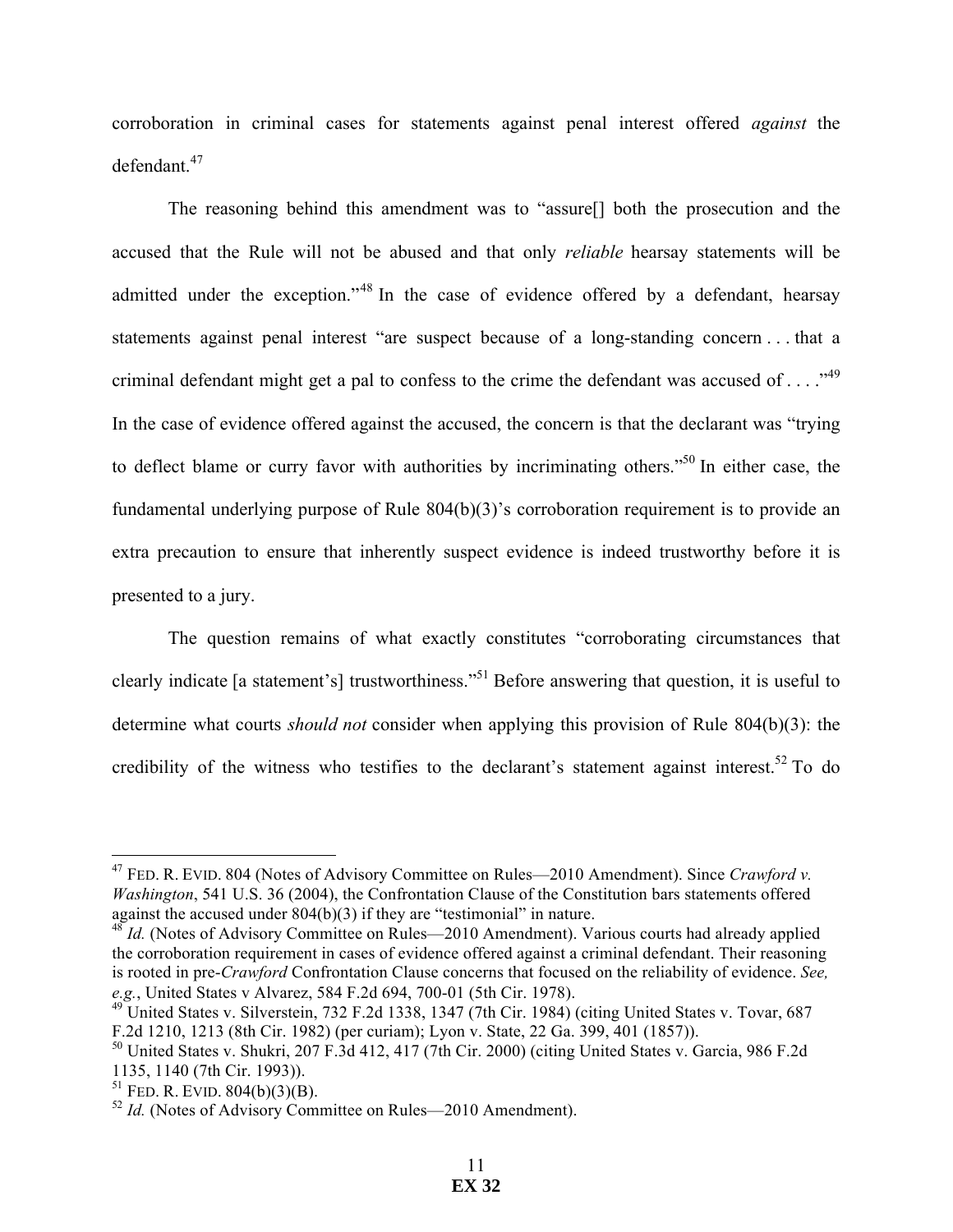corroboration in criminal cases for statements against penal interest offered *against* the defendant.[47]

The reasoning behind this amendment was to "assure[] both the prosecution and the accused that the Rule will not be abused and that only *reliable* hearsay statements will be admitted under the exception."[48] In the case of evidence offered by a defendant, hearsay statements against penal interest "are suspect because of a long-standing concern . . . that a criminal defendant might get a pal to confess to the crime the defendant was accused of . . . ."[49] In the case of evidence offered against the accused, the concern is that the declarant was "trying to deflect blame or curry favor with authorities by incriminating others."[50] In either case, the fundamental underlying purpose of Rule 804(b)(3)'s corroboration requirement is to provide an extra precaution to ensure that inherently suspect evidence is indeed trustworthy before it is presented to a jury.

The question remains of what exactly constitutes "corroborating circumstances that clearly indicate [a statement's] trustworthiness."[51] Before answering that question, it is useful to determine what courts *should not* consider when applying this provision of Rule 804(b)(3): the credibility of the witness who testifies to the declarant's statement against interest.[52] To do

---

[47] FED. R. EVID. 804 (Notes of Advisory Committee on Rules—2010 Amendment). Since *Crawford v. Washington*, 541 U.S. 36 (2004), the Confrontation Clause of the Constitution bars statements offered against the accused under 804(b)(3) if they are "testimonial" in nature.

[48] *Id.* (Notes of Advisory Committee on Rules—2010 Amendment). Various courts had already applied the corroboration requirement in cases of evidence offered against a criminal defendant. Their reasoning is rooted in pre-*Crawford* Confrontation Clause concerns that focused on the reliability of evidence. *See, e.g.*, United States v Alvarez, 584 F.2d 694, 700-01 (5th Cir. 1978).

[49] United States v. Silverstein, 732 F.2d 1338, 1347 (7th Cir. 1984) (citing United States v. Tovar, 687 F.2d 1210, 1213 (8th Cir. 1982) (per curiam); Lyon v. State, 22 Ga. 399, 401 (1857)).

[50] United States v. Shukri, 207 F.3d 412, 417 (7th Cir. 2000) (citing United States v. Garcia, 986 F.2d 1135, 1140 (7th Cir. 1993)).

[51] FED. R. EVID. 804(b)(3)(B).

[52] *Id.* (Notes of Advisory Committee on Rules—2010 Amendment).

**EX 32**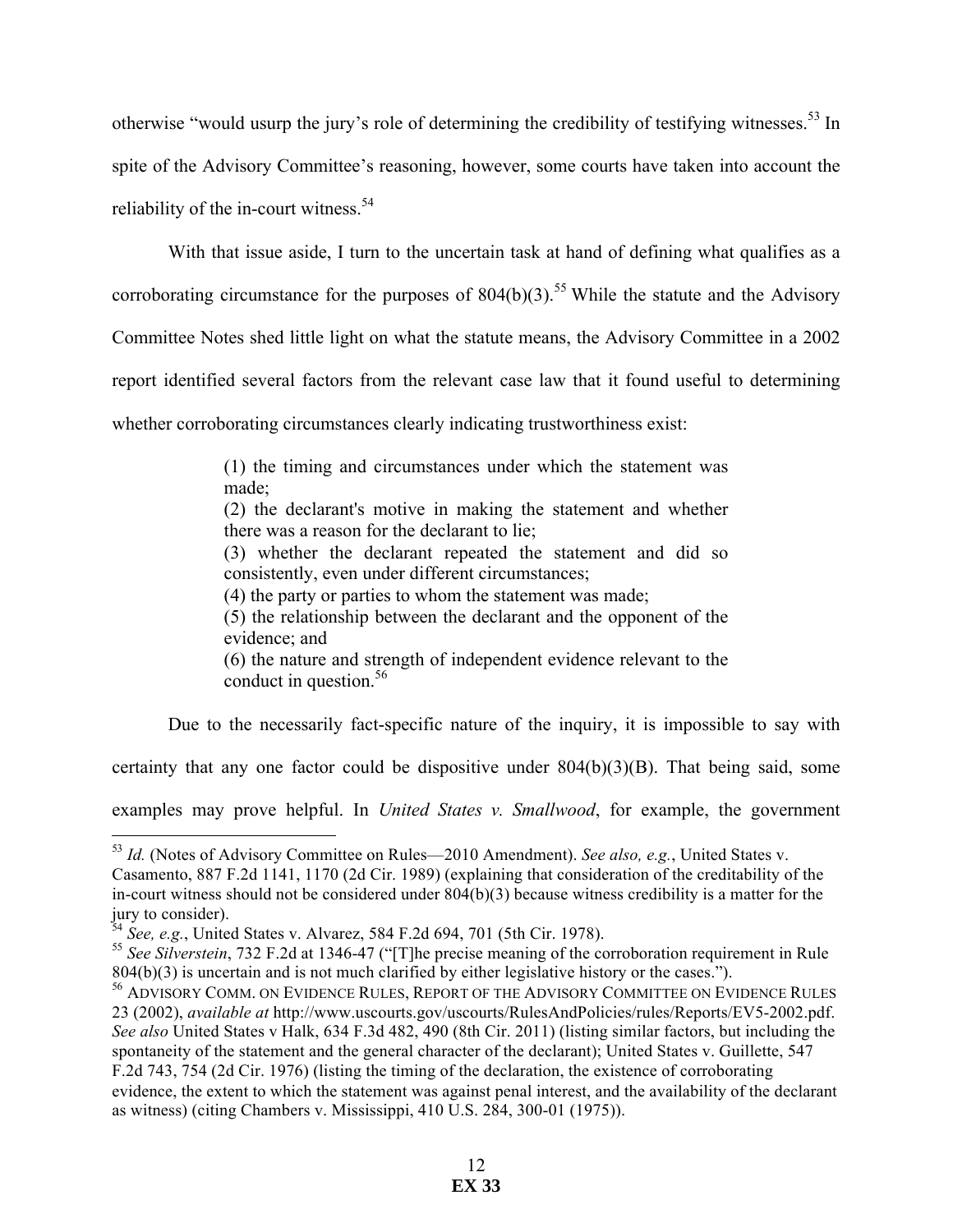otherwise "would usurp the jury's role of determining the credibility of testifying witnesses.[53] In spite of the Advisory Committee's reasoning, however, some courts have taken into account the reliability of the in-court witness.[54]

With that issue aside, I turn to the uncertain task at hand of defining what qualifies as a corroborating circumstance for the purposes of 804(b)(3).[55] While the statute and the Advisory Committee Notes shed little light on what the statute means, the Advisory Committee in a 2002 report identified several factors from the relevant case law that it found useful to determining whether corroborating circumstances clearly indicating trustworthiness exist:

> (1) the timing and circumstances under which the statement was made;
> (2) the declarant's motive in making the statement and whether there was a reason for the declarant to lie;
> (3) whether the declarant repeated the statement and did so consistently, even under different circumstances;
> (4) the party or parties to whom the statement was made;
> (5) the relationship between the declarant and the opponent of the evidence; and
> (6) the nature and strength of independent evidence relevant to the conduct in question.[56]

Due to the necessarily fact-specific nature of the inquiry, it is impossible to say with certainty that any one factor could be dispositive under 804(b)(3)(B). That being said, some examples may prove helpful. In *United States v. Smallwood*, for example, the government

---

[53] *Id.* (Notes of Advisory Committee on Rules—2010 Amendment). *See also, e.g.*, United States v. Casamento, 887 F.2d 1141, 1170 (2d Cir. 1989) (explaining that consideration of the creditability of the in-court witness should not be considered under 804(b)(3) because witness credibility is a matter for the jury to consider).

[54] *See, e.g.*, United States v. Alvarez, 584 F.2d 694, 701 (5th Cir. 1978).

[55] *See Silverstein*, 732 F.2d at 1346-47 ("[T]he precise meaning of the corroboration requirement in Rule 804(b)(3) is uncertain and is not much clarified by either legislative history or the cases.").

[56] ADVISORY COMM. ON EVIDENCE RULES, REPORT OF THE ADVISORY COMMITTEE ON EVIDENCE RULES 23 (2002), *available at* http://www.uscourts.gov/uscourts/RulesAndPolicies/rules/Reports/EV5-2002.pdf. *See also* United States v Halk, 634 F.3d 482, 490 (8th Cir. 2011) (listing similar factors, but including the spontaneity of the statement and the general character of the declarant); United States v. Guillette, 547 F.2d 743, 754 (2d Cir. 1976) (listing the timing of the declaration, the existence of corroborating evidence, the extent to which the statement was against penal interest, and the availability of the declarant as witness) (citing Chambers v. Mississippi, 410 U.S. 284, 300-01 (1975)).

**EX 33**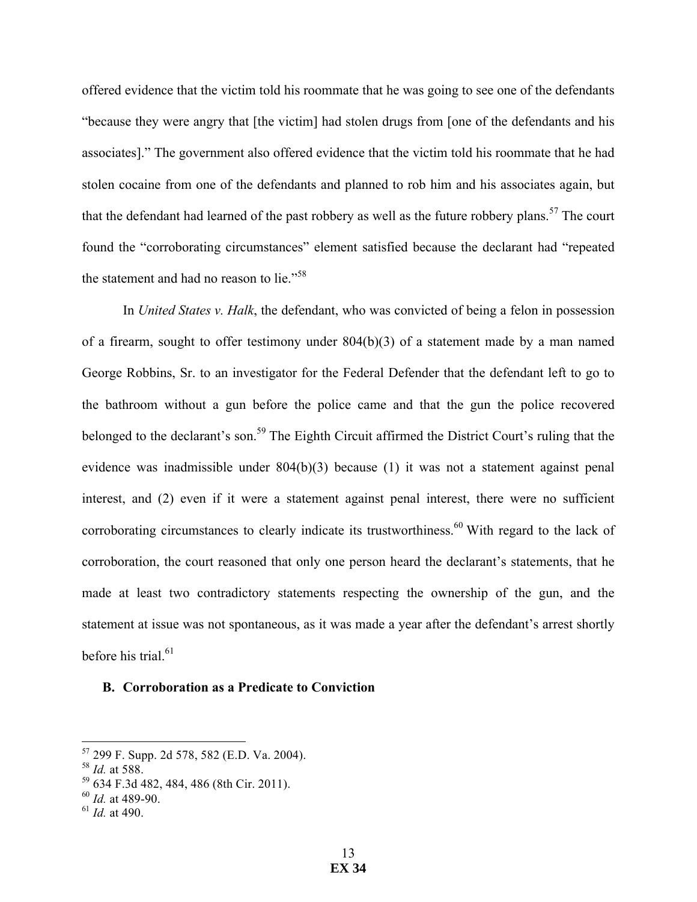offered evidence that the victim told his roommate that he was going to see one of the defendants "because they were angry that [the victim] had stolen drugs from [one of the defendants and his associates]." The government also offered evidence that the victim told his roommate that he had stolen cocaine from one of the defendants and planned to rob him and his associates again, but that the defendant had learned of the past robbery as well as the future robbery plans.[57] The court found the "corroborating circumstances" element satisfied because the declarant had "repeated the statement and had no reason to lie."[58]

In *United States v. Halk*, the defendant, who was convicted of being a felon in possession of a firearm, sought to offer testimony under 804(b)(3) of a statement made by a man named George Robbins, Sr. to an investigator for the Federal Defender that the defendant left to go to the bathroom without a gun before the police came and that the gun the police recovered belonged to the declarant's son.[59] The Eighth Circuit affirmed the District Court's ruling that the evidence was inadmissible under 804(b)(3) because (1) it was not a statement against penal interest, and (2) even if it were a statement against penal interest, there were no sufficient corroborating circumstances to clearly indicate its trustworthiness.[60] With regard to the lack of corroboration, the court reasoned that only one person heard the declarant's statements, that he made at least two contradictory statements respecting the ownership of the gun, and the statement at issue was not spontaneous, as it was made a year after the defendant's arrest shortly before his trial.[61]

### B. Corroboration as a Predicate to Conviction

---

[57] 299 F. Supp. 2d 578, 582 (E.D. Va. 2004).
[58] *Id.* at 588.
[59] 634 F.3d 482, 484, 486 (8th Cir. 2011).
[60] *Id.* at 489-90.
[61] *Id.* at 490.

**EX 34**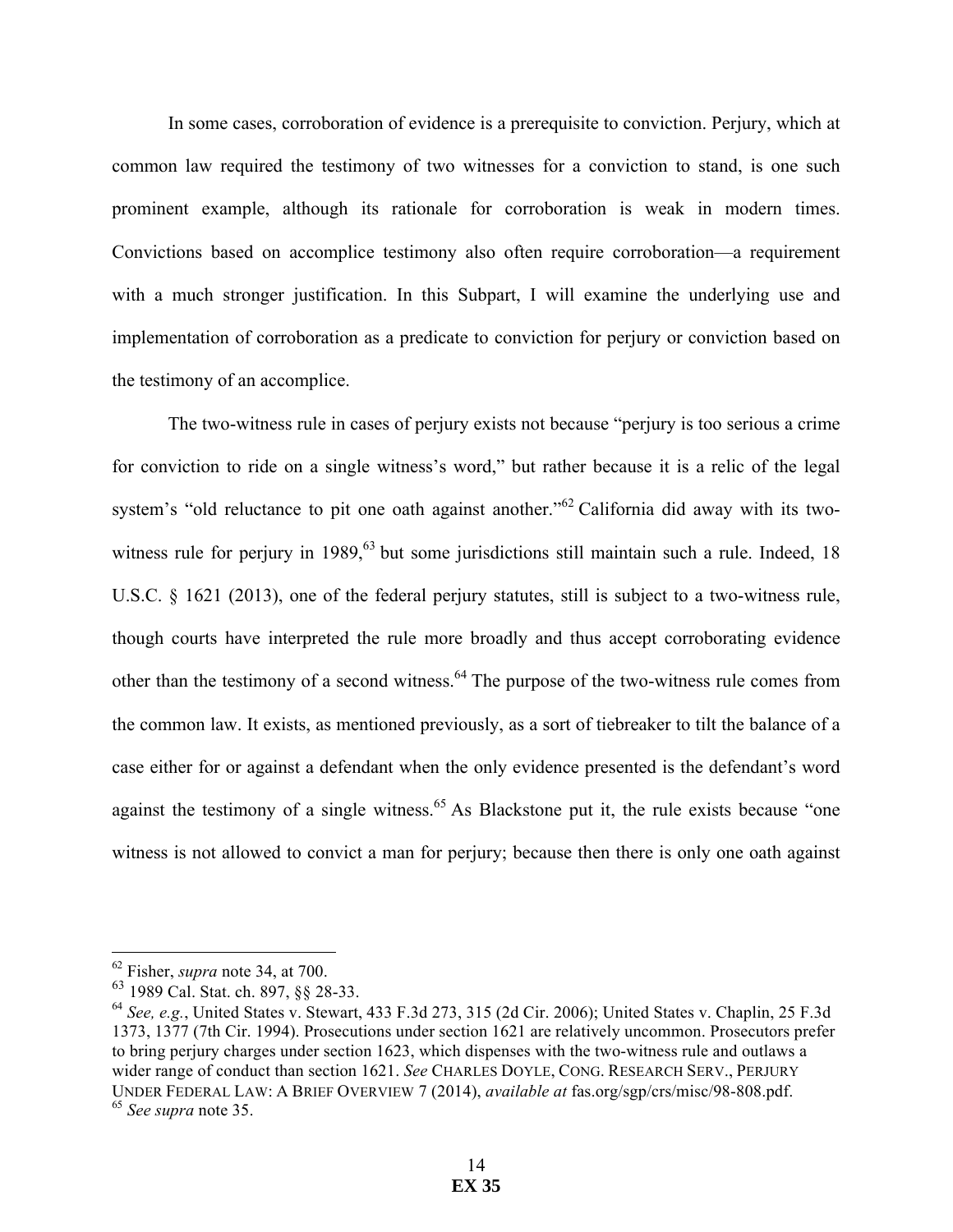In some cases, corroboration of evidence is a prerequisite to conviction. Perjury, which at common law required the testimony of two witnesses for a conviction to stand, is one such prominent example, although its rationale for corroboration is weak in modern times. Convictions based on accomplice testimony also often require corroboration—a requirement with a much stronger justification. In this Subpart, I will examine the underlying use and implementation of corroboration as a predicate to conviction for perjury or conviction based on the testimony of an accomplice.

The two-witness rule in cases of perjury exists not because "perjury is too serious a crime for conviction to ride on a single witness's word," but rather because it is a relic of the legal system's "old reluctance to pit one oath against another."[62] California did away with its two-witness rule for perjury in 1989,[63] but some jurisdictions still maintain such a rule. Indeed, 18 U.S.C. § 1621 (2013), one of the federal perjury statutes, still is subject to a two-witness rule, though courts have interpreted the rule more broadly and thus accept corroborating evidence other than the testimony of a second witness.[64] The purpose of the two-witness rule comes from the common law. It exists, as mentioned previously, as a sort of tiebreaker to tilt the balance of a case either for or against a defendant when the only evidence presented is the defendant's word against the testimony of a single witness.[65] As Blackstone put it, the rule exists because "one witness is not allowed to convict a man for perjury; because then there is only one oath against

---

[62] Fisher, *supra* note 34, at 700.

[63] 1989 Cal. Stat. ch. 897, §§ 28-33.

[64] *See, e.g.*, United States v. Stewart, 433 F.3d 273, 315 (2d Cir. 2006); United States v. Chaplin, 25 F.3d 1373, 1377 (7th Cir. 1994). Prosecutions under section 1621 are relatively uncommon. Prosecutors prefer to bring perjury charges under section 1623, which dispenses with the two-witness rule and outlaws a wider range of conduct than section 1621. *See* CHARLES DOYLE, CONG. RESEARCH SERV., PERJURY UNDER FEDERAL LAW: A BRIEF OVERVIEW 7 (2014), *available at* fas.org/sgp/crs/misc/98-808.pdf.

[65] *See supra* note 35.

**EX 35**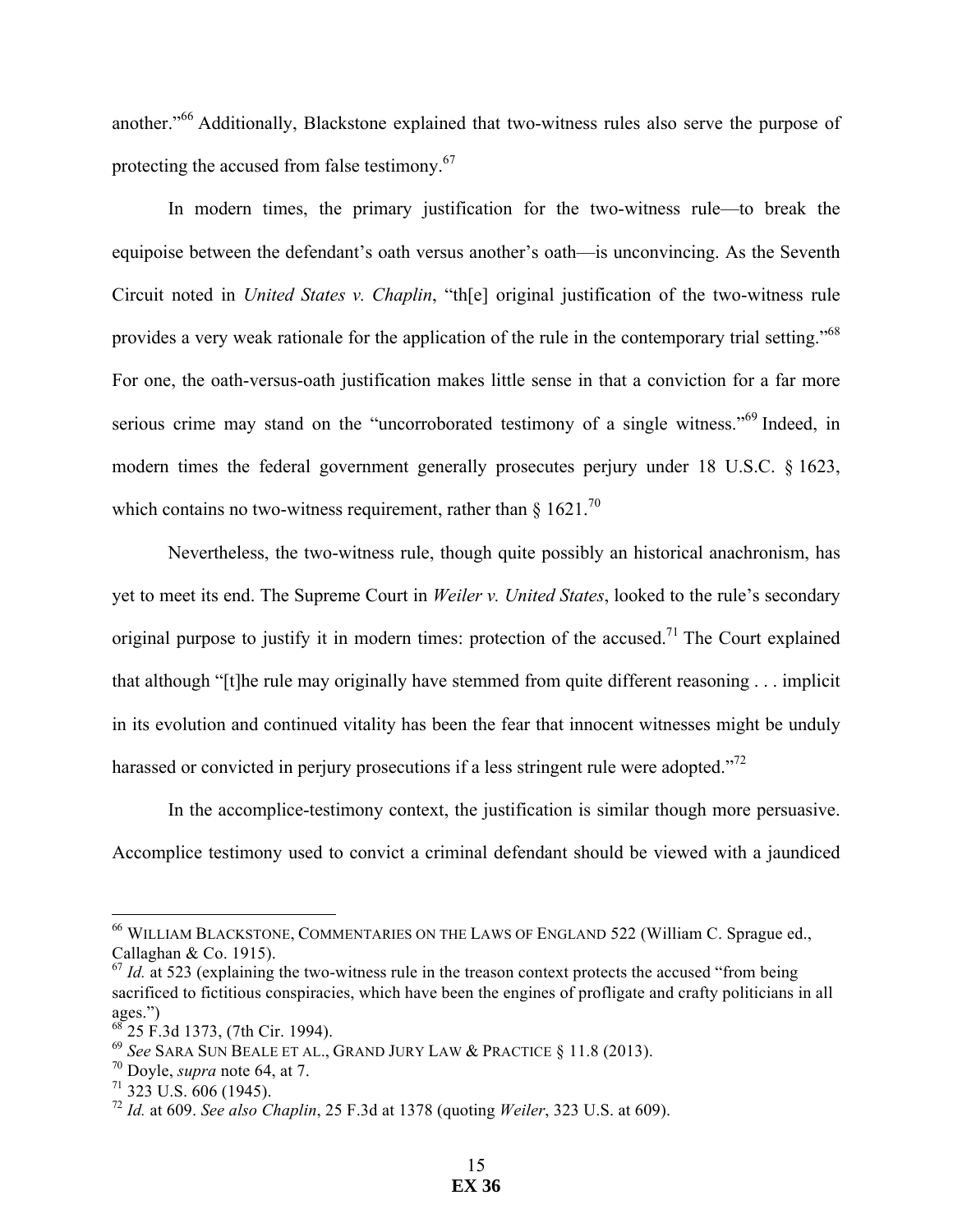another."[66] Additionally, Blackstone explained that two-witness rules also serve the purpose of protecting the accused from false testimony.[67]

In modern times, the primary justification for the two-witness rule—to break the equipoise between the defendant's oath versus another's oath—is unconvincing. As the Seventh Circuit noted in *United States v. Chaplin*, "th[e] original justification of the two-witness rule provides a very weak rationale for the application of the rule in the contemporary trial setting."[68] For one, the oath-versus-oath justification makes little sense in that a conviction for a far more serious crime may stand on the "uncorroborated testimony of a single witness."[69] Indeed, in modern times the federal government generally prosecutes perjury under 18 U.S.C. § 1623, which contains no two-witness requirement, rather than § 1621.[70]

Nevertheless, the two-witness rule, though quite possibly an historical anachronism, has yet to meet its end. The Supreme Court in *Weiler v. United States*, looked to the rule's secondary original purpose to justify it in modern times: protection of the accused.[71] The Court explained that although "[t]he rule may originally have stemmed from quite different reasoning . . . implicit in its evolution and continued vitality has been the fear that innocent witnesses might be unduly harassed or convicted in perjury prosecutions if a less stringent rule were adopted."[72]

In the accomplice-testimony context, the justification is similar though more persuasive. Accomplice testimony used to convict a criminal defendant should be viewed with a jaundiced

---

[66] WILLIAM BLACKSTONE, COMMENTARIES ON THE LAWS OF ENGLAND 522 (William C. Sprague ed., Callaghan & Co. 1915).

[67] *Id.* at 523 (explaining the two-witness rule in the treason context protects the accused "from being sacrificed to fictitious conspiracies, which have been the engines of profligate and crafty politicians in all ages.")

[68] 25 F.3d 1373, (7th Cir. 1994).

[69] *See* SARA SUN BEALE ET AL., GRAND JURY LAW & PRACTICE § 11.8 (2013).

[70] Doyle, *supra* note 64, at 7.

[71] 323 U.S. 606 (1945).

[72] *Id.* at 609. *See also Chaplin*, 25 F.3d at 1378 (quoting *Weiler*, 323 U.S. at 609).

EX 36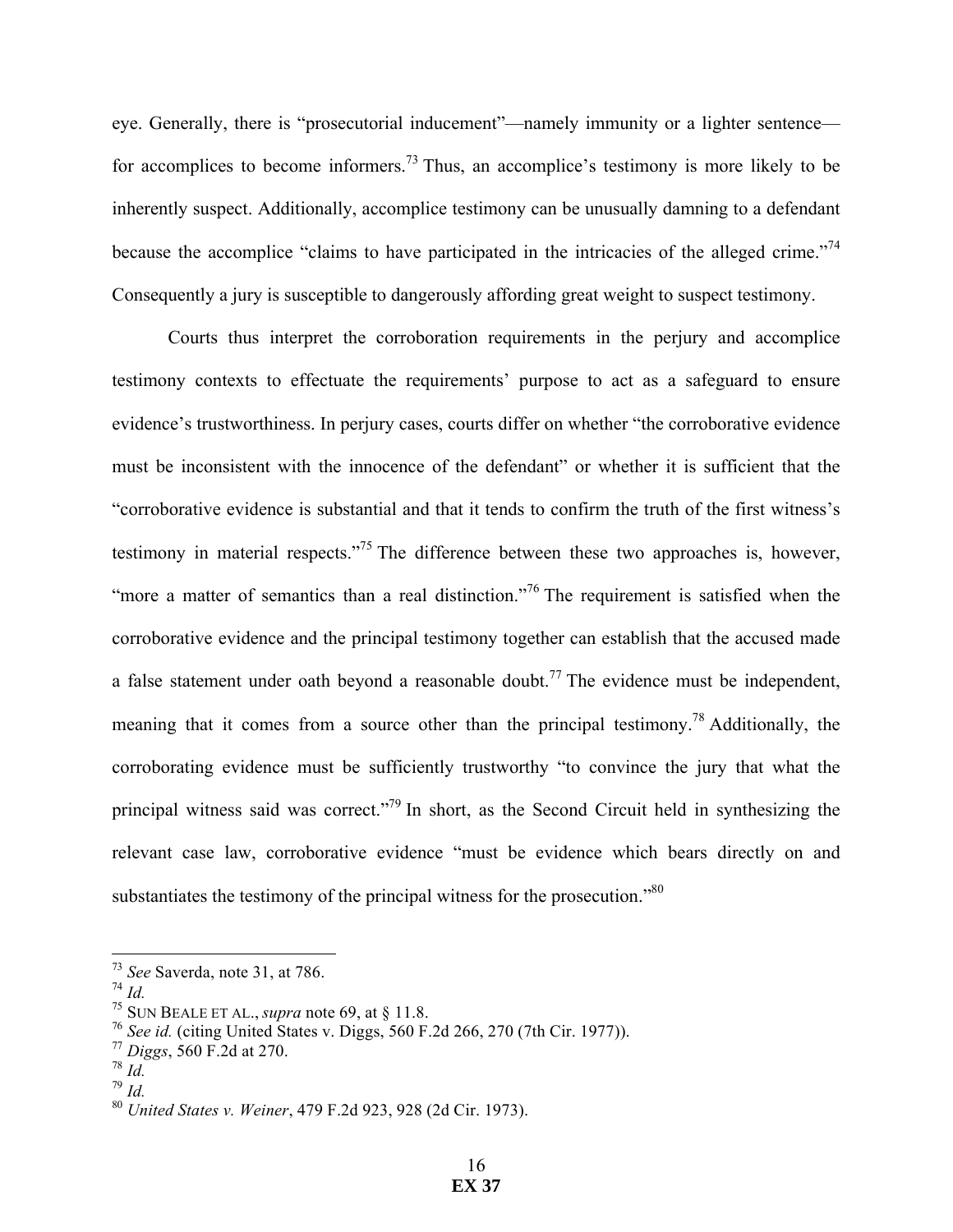eye. Generally, there is "prosecutorial inducement"—namely immunity or a lighter sentence—for accomplices to become informers.[73] Thus, an accomplice's testimony is more likely to be inherently suspect. Additionally, accomplice testimony can be unusually damning to a defendant because the accomplice "claims to have participated in the intricacies of the alleged crime."[74] Consequently a jury is susceptible to dangerously affording great weight to suspect testimony.

Courts thus interpret the corroboration requirements in the perjury and accomplice testimony contexts to effectuate the requirements' purpose to act as a safeguard to ensure evidence's trustworthiness. In perjury cases, courts differ on whether "the corroborative evidence must be inconsistent with the innocence of the defendant" or whether it is sufficient that the "corroborative evidence is substantial and that it tends to confirm the truth of the first witness's testimony in material respects."[75] The difference between these two approaches is, however, "more a matter of semantics than a real distinction."[76] The requirement is satisfied when the corroborative evidence and the principal testimony together can establish that the accused made a false statement under oath beyond a reasonable doubt.[77] The evidence must be independent, meaning that it comes from a source other than the principal testimony.[78] Additionally, the corroborating evidence must be sufficiently trustworthy "to convince the jury that what the principal witness said was correct."[79] In short, as the Second Circuit held in synthesizing the relevant case law, corroborative evidence "must be evidence which bears directly on and substantiates the testimony of the principal witness for the prosecution."[80]

---

[73] *See* Saverda, note 31, at 786.
[74] *Id.*
[75] SUN BEALE ET AL., *supra* note 69, at § 11.8.
[76] *See id.* (citing United States v. Diggs, 560 F.2d 266, 270 (7th Cir. 1977)).
[77] *Diggs*, 560 F.2d at 270.
[78] *Id.*
[79] *Id.*
[80] *United States v. Weiner*, 479 F.2d 923, 928 (2d Cir. 1973).

**EX 37**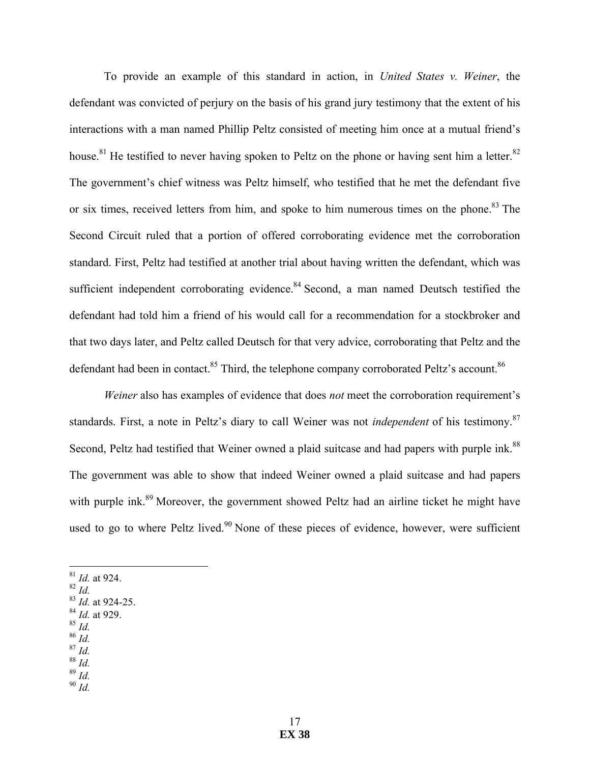To provide an example of this standard in action, in *United States v. Weiner*, the defendant was convicted of perjury on the basis of his grand jury testimony that the extent of his interactions with a man named Phillip Peltz consisted of meeting him once at a mutual friend's house.[81] He testified to never having spoken to Peltz on the phone or having sent him a letter.[82] The government's chief witness was Peltz himself, who testified that he met the defendant five or six times, received letters from him, and spoke to him numerous times on the phone.[83] The Second Circuit ruled that a portion of offered corroborating evidence met the corroboration standard. First, Peltz had testified at another trial about having written the defendant, which was sufficient independent corroborating evidence.[84] Second, a man named Deutsch testified the defendant had told him a friend of his would call for a recommendation for a stockbroker and that two days later, and Peltz called Deutsch for that very advice, corroborating that Peltz and the defendant had been in contact.[85] Third, the telephone company corroborated Peltz's account.[86]

*Weiner* also has examples of evidence that does *not* meet the corroboration requirement's standards. First, a note in Peltz's diary to call Weiner was not *independent* of his testimony.[87] Second, Peltz had testified that Weiner owned a plaid suitcase and had papers with purple ink.[88] The government was able to show that indeed Weiner owned a plaid suitcase and had papers with purple ink.[89] Moreover, the government showed Peltz had an airline ticket he might have used to go to where Peltz lived.[90] None of these pieces of evidence, however, were sufficient

---

[81] *Id.* at 924.
[82] *Id.*
[83] *Id.* at 924-25.
[84] *Id.* at 929.
[85] *Id.*
[86] *Id.*
[87] *Id.*
[88] *Id.*
[89] *Id.*
[90] *Id.*

**EX 38**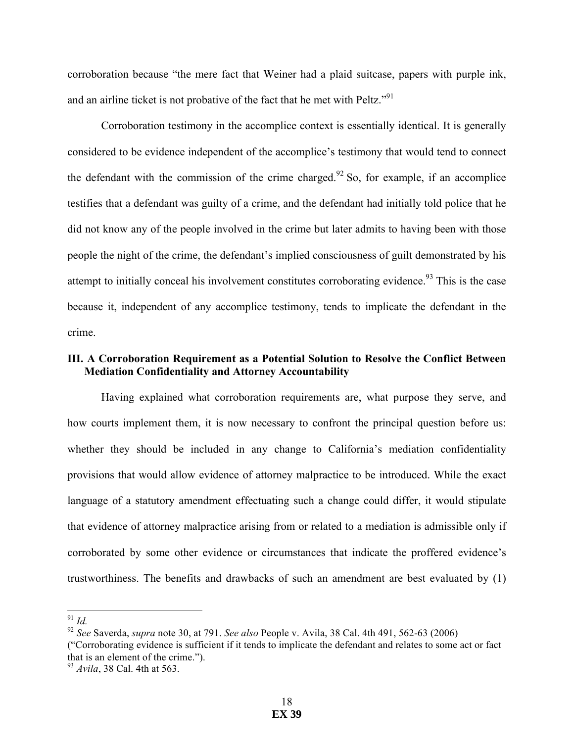corroboration because "the mere fact that Weiner had a plaid suitcase, papers with purple ink, and an airline ticket is not probative of the fact that he met with Peltz."[91]

Corroboration testimony in the accomplice context is essentially identical. It is generally considered to be evidence independent of the accomplice's testimony that would tend to connect the defendant with the commission of the crime charged.[92] So, for example, if an accomplice testifies that a defendant was guilty of a crime, and the defendant had initially told police that he did not know any of the people involved in the crime but later admits to having been with those people the night of the crime, the defendant's implied consciousness of guilt demonstrated by his attempt to initially conceal his involvement constitutes corroborating evidence.[93] This is the case because it, independent of any accomplice testimony, tends to implicate the defendant in the crime.

### III. A Corroboration Requirement as a Potential Solution to Resolve the Conflict Between Mediation Confidentiality and Attorney Accountability

Having explained what corroboration requirements are, what purpose they serve, and how courts implement them, it is now necessary to confront the principal question before us: whether they should be included in any change to California's mediation confidentiality provisions that would allow evidence of attorney malpractice to be introduced. While the exact language of a statutory amendment effectuating such a change could differ, it would stipulate that evidence of attorney malpractice arising from or related to a mediation is admissible only if corroborated by some other evidence or circumstances that indicate the proffered evidence's trustworthiness. The benefits and drawbacks of such an amendment are best evaluated by (1)

---

[91] *Id.*

[92] *See* Saverda, *supra* note 30, at 791. *See also* People v. Avila, 38 Cal. 4th 491, 562-63 (2006) ("Corroborating evidence is sufficient if it tends to implicate the defendant and relates to some act or fact that is an element of the crime.").

[93] *Avila*, 38 Cal. 4th at 563.

**EX 39**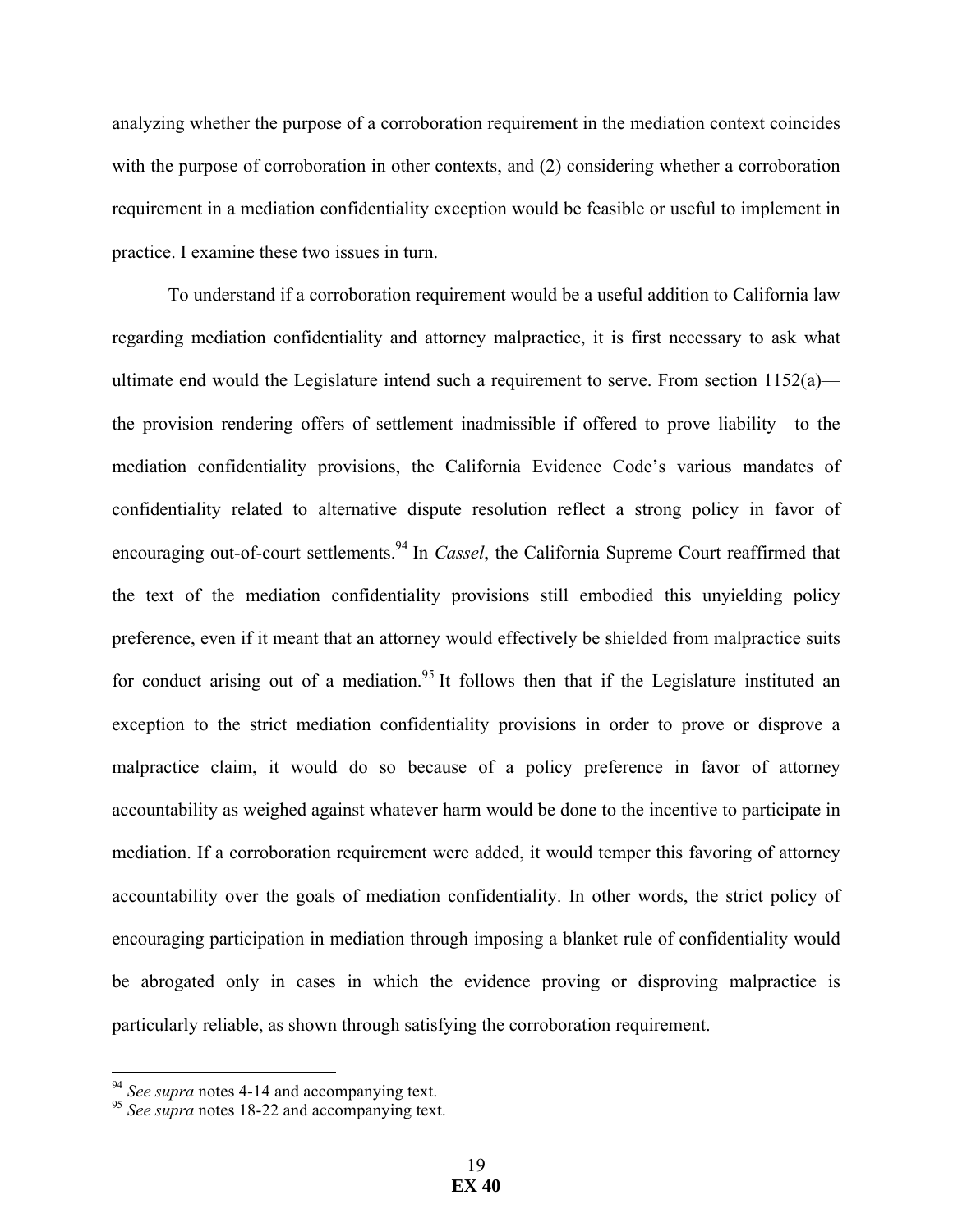analyzing whether the purpose of a corroboration requirement in the mediation context coincides with the purpose of corroboration in other contexts, and (2) considering whether a corroboration requirement in a mediation confidentiality exception would be feasible or useful to implement in practice. I examine these two issues in turn.

To understand if a corroboration requirement would be a useful addition to California law regarding mediation confidentiality and attorney malpractice, it is first necessary to ask what ultimate end would the Legislature intend such a requirement to serve. From section 1152(a)—the provision rendering offers of settlement inadmissible if offered to prove liability—to the mediation confidentiality provisions, the California Evidence Code's various mandates of confidentiality related to alternative dispute resolution reflect a strong policy in favor of encouraging out-of-court settlements.[94] In *Cassel*, the California Supreme Court reaffirmed that the text of the mediation confidentiality provisions still embodied this unyielding policy preference, even if it meant that an attorney would effectively be shielded from malpractice suits for conduct arising out of a mediation.[95] It follows then that if the Legislature instituted an exception to the strict mediation confidentiality provisions in order to prove or disprove a malpractice claim, it would do so because of a policy preference in favor of attorney accountability as weighed against whatever harm would be done to the incentive to participate in mediation. If a corroboration requirement were added, it would temper this favoring of attorney accountability over the goals of mediation confidentiality. In other words, the strict policy of encouraging participation in mediation through imposing a blanket rule of confidentiality would be abrogated only in cases in which the evidence proving or disproving malpractice is particularly reliable, as shown through satisfying the corroboration requirement.

---

[94] *See supra* notes 4-14 and accompanying text.

[95] *See supra* notes 18-22 and accompanying text.

**EX 40**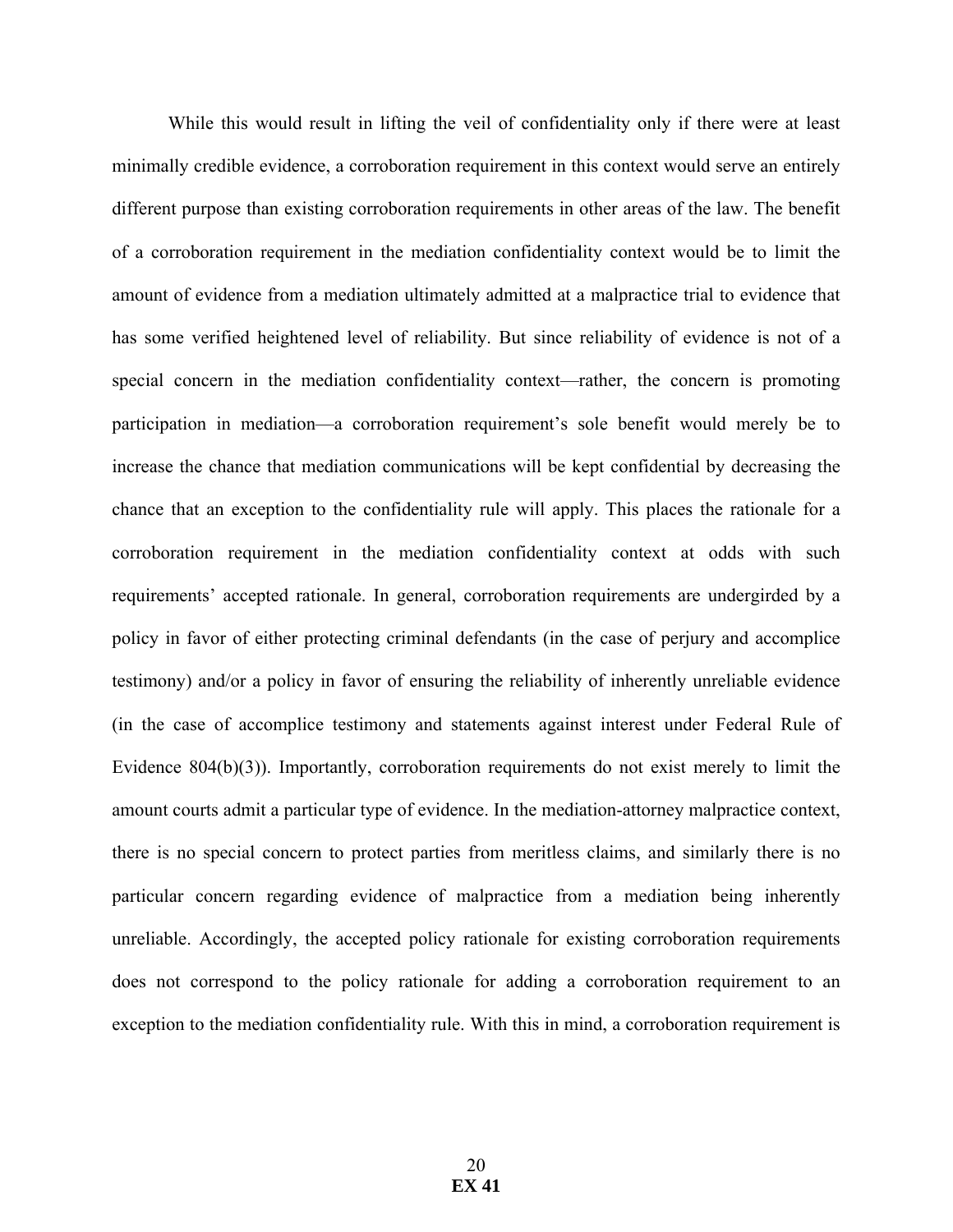While this would result in lifting the veil of confidentiality only if there were at least minimally credible evidence, a corroboration requirement in this context would serve an entirely different purpose than existing corroboration requirements in other areas of the law. The benefit of a corroboration requirement in the mediation confidentiality context would be to limit the amount of evidence from a mediation ultimately admitted at a malpractice trial to evidence that has some verified heightened level of reliability. But since reliability of evidence is not of a special concern in the mediation confidentiality context—rather, the concern is promoting participation in mediation—a corroboration requirement's sole benefit would merely be to increase the chance that mediation communications will be kept confidential by decreasing the chance that an exception to the confidentiality rule will apply. This places the rationale for a corroboration requirement in the mediation confidentiality context at odds with such requirements' accepted rationale. In general, corroboration requirements are undergirded by a policy in favor of either protecting criminal defendants (in the case of perjury and accomplice testimony) and/or a policy in favor of ensuring the reliability of inherently unreliable evidence (in the case of accomplice testimony and statements against interest under Federal Rule of Evidence 804(b)(3)). Importantly, corroboration requirements do not exist merely to limit the amount courts admit a particular type of evidence. In the mediation-attorney malpractice context, there is no special concern to protect parties from meritless claims, and similarly there is no particular concern regarding evidence of malpractice from a mediation being inherently unreliable. Accordingly, the accepted policy rationale for existing corroboration requirements does not correspond to the policy rationale for adding a corroboration requirement to an exception to the mediation confidentiality rule. With this in mind, a corroboration requirement is

**EX 41**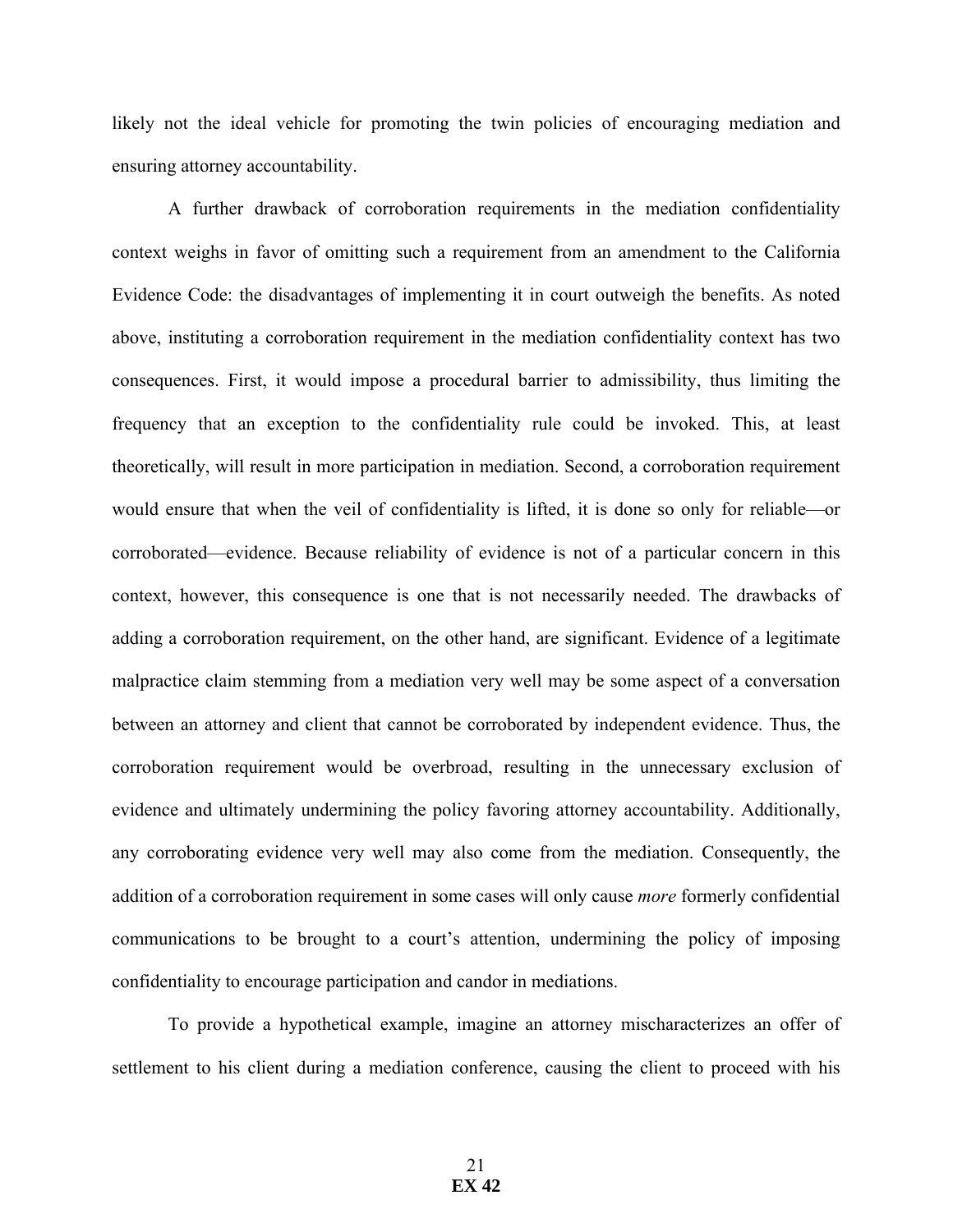likely not the ideal vehicle for promoting the twin policies of encouraging mediation and ensuring attorney accountability.

A further drawback of corroboration requirements in the mediation confidentiality context weighs in favor of omitting such a requirement from an amendment to the California Evidence Code: the disadvantages of implementing it in court outweigh the benefits. As noted above, instituting a corroboration requirement in the mediation confidentiality context has two consequences. First, it would impose a procedural barrier to admissibility, thus limiting the frequency that an exception to the confidentiality rule could be invoked. This, at least theoretically, will result in more participation in mediation. Second, a corroboration requirement would ensure that when the veil of confidentiality is lifted, it is done so only for reliable—or corroborated—evidence. Because reliability of evidence is not of a particular concern in this context, however, this consequence is one that is not necessarily needed. The drawbacks of adding a corroboration requirement, on the other hand, are significant. Evidence of a legitimate malpractice claim stemming from a mediation very well may be some aspect of a conversation between an attorney and client that cannot be corroborated by independent evidence. Thus, the corroboration requirement would be overbroad, resulting in the unnecessary exclusion of evidence and ultimately undermining the policy favoring attorney accountability. Additionally, any corroborating evidence very well may also come from the mediation. Consequently, the addition of a corroboration requirement in some cases will only cause *more* formerly confidential communications to be brought to a court's attention, undermining the policy of imposing confidentiality to encourage participation and candor in mediations.

To provide a hypothetical example, imagine an attorney mischaracterizes an offer of settlement to his client during a mediation conference, causing the client to proceed with his

**EX 42**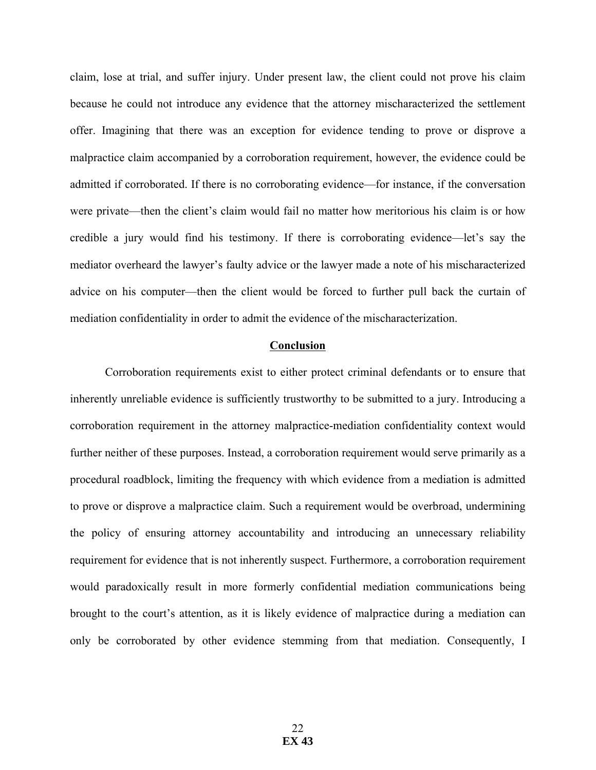claim, lose at trial, and suffer injury. Under present law, the client could not prove his claim because he could not introduce any evidence that the attorney mischaracterized the settlement offer. Imagining that there was an exception for evidence tending to prove or disprove a malpractice claim accompanied by a corroboration requirement, however, the evidence could be admitted if corroborated. If there is no corroborating evidence—for instance, if the conversation were private—then the client's claim would fail no matter how meritorious his claim is or how credible a jury would find his testimony. If there is corroborating evidence—let's say the mediator overheard the lawyer's faulty advice or the lawyer made a note of his mischaracterized advice on his computer—then the client would be forced to further pull back the curtain of mediation confidentiality in order to admit the evidence of the mischaracterization.

## Conclusion

Corroboration requirements exist to either protect criminal defendants or to ensure that inherently unreliable evidence is sufficiently trustworthy to be submitted to a jury. Introducing a corroboration requirement in the attorney malpractice-mediation confidentiality context would further neither of these purposes. Instead, a corroboration requirement would serve primarily as a procedural roadblock, limiting the frequency with which evidence from a mediation is admitted to prove or disprove a malpractice claim. Such a requirement would be overbroad, undermining the policy of ensuring attorney accountability and introducing an unnecessary reliability requirement for evidence that is not inherently suspect. Furthermore, a corroboration requirement would paradoxically result in more formerly confidential mediation communications being brought to the court's attention, as it is likely evidence of malpractice during a mediation can only be corroborated by other evidence stemming from that mediation. Consequently, I

**EX 43**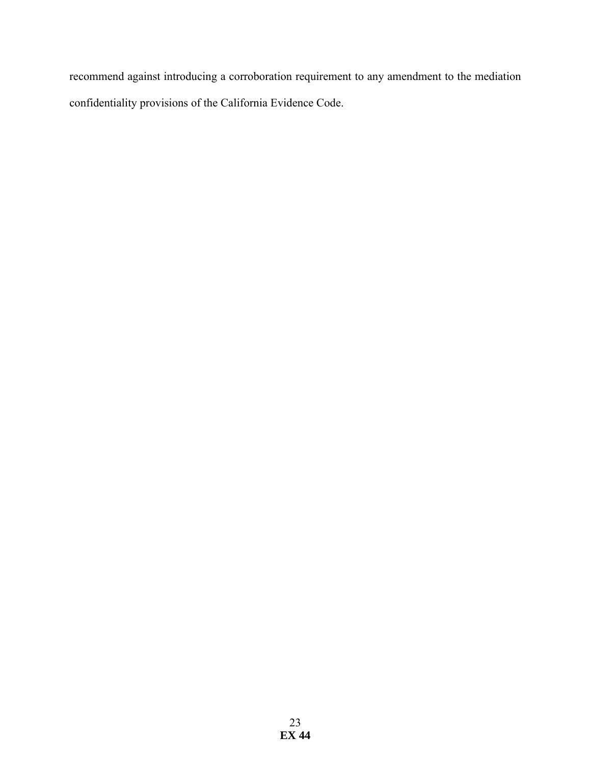recommend against introducing a corroboration requirement to any amendment to the mediation confidentiality provisions of the California Evidence Code.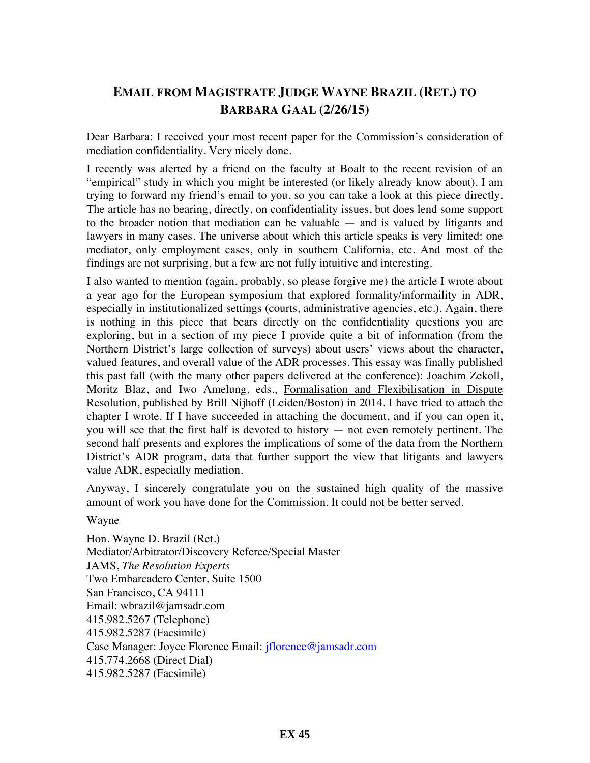## EMAIL FROM MAGISTRATE JUDGE WAYNE BRAZIL (RET.) TO BARBARA GAAL (2/26/15)

Dear Barbara: I received your most recent paper for the Commission's consideration of mediation confidentiality. Very nicely done.

I recently was alerted by a friend on the faculty at Boalt to the recent revision of an "empirical" study in which you might be interested (or likely already know about). I am trying to forward my friend's email to you, so you can take a look at this piece directly. The article has no bearing, directly, on confidentiality issues, but does lend some support to the broader notion that mediation can be valuable — and is valued by litigants and lawyers in many cases. The universe about which this article speaks is very limited: one mediator, only employment cases, only in southern California, etc. And most of the findings are not surprising, but a few are not fully intuitive and interesting.

I also wanted to mention (again, probably, so please forgive me) the article I wrote about a year ago for the European symposium that explored formality/informaility in ADR, especially in institutionalized settings (courts, administrative agencies, etc.). Again, there is nothing in this piece that bears directly on the confidentiality questions you are exploring, but in a section of my piece I provide quite a bit of information (from the Northern District's large collection of surveys) about users' views about the character, valued features, and overall value of the ADR processes. This essay was finally published this past fall (with the many other papers delivered at the conference): Joachim Zekoll, Moritz Blaz, and Iwo Amelung, eds., Formalisation and Flexibilisation in Dispute Resolution, published by Brill Nijhoff (Leiden/Boston) in 2014. I have tried to attach the chapter I wrote. If I have succeeded in attaching the document, and if you can open it, you will see that the first half is devoted to history — not even remotely pertinent. The second half presents and explores the implications of some of the data from the Northern District's ADR program, data that further support the view that litigants and lawyers value ADR, especially mediation.

Anyway, I sincerely congratulate you on the sustained high quality of the massive amount of work you have done for the Commission. It could not be better served.

Wayne

Hon. Wayne D. Brazil (Ret.)
Mediator/Arbitrator/Discovery Referee/Special Master
JAMS, *The Resolution Experts*
Two Embarcadero Center, Suite 1500
San Francisco, CA 94111
Email: wbrazil@jamsadr.com
415.982.5267 (Telephone)
415.982.5287 (Facsimile)
Case Manager: Joyce Florence Email: jflorence@jamsadr.com
415.774.2668 (Direct Dial)
415.982.5287 (Facsimile)

**EX 45**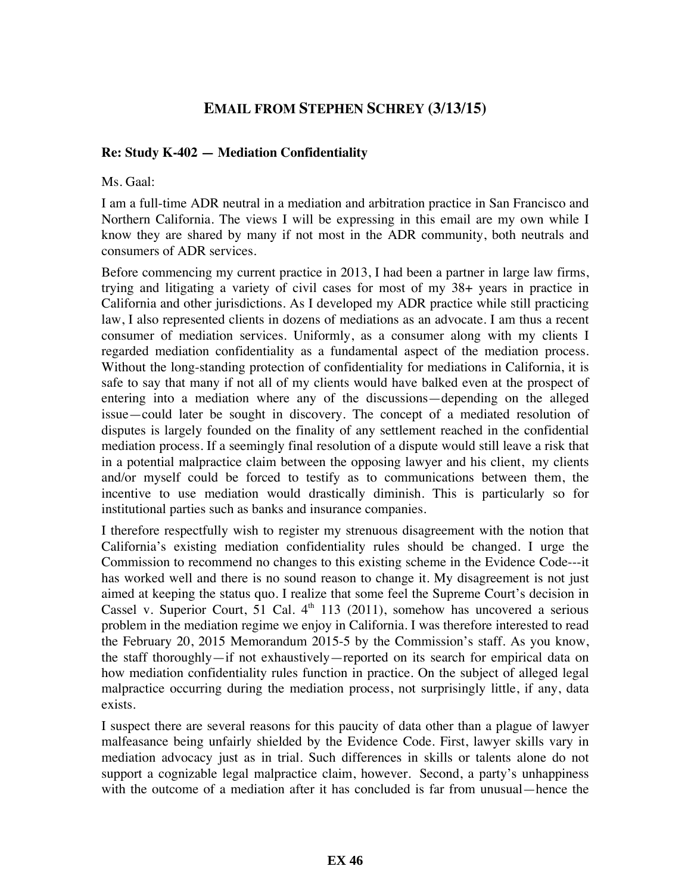## EMAIL FROM STEPHEN SCHREY (3/13/15)

**Re: Study K-402 — Mediation Confidentiality**

Ms. Gaal:

I am a full-time ADR neutral in a mediation and arbitration practice in San Francisco and Northern California. The views I will be expressing in this email are my own while I know they are shared by many if not most in the ADR community, both neutrals and consumers of ADR services.

Before commencing my current practice in 2013, I had been a partner in large law firms, trying and litigating a variety of civil cases for most of my 38+ years in practice in California and other jurisdictions. As I developed my ADR practice while still practicing law, I also represented clients in dozens of mediations as an advocate. I am thus a recent consumer of mediation services. Uniformly, as a consumer along with my clients I regarded mediation confidentiality as a fundamental aspect of the mediation process. Without the long-standing protection of confidentiality for mediations in California, it is safe to say that many if not all of my clients would have balked even at the prospect of entering into a mediation where any of the discussions—depending on the alleged issue—could later be sought in discovery. The concept of a mediated resolution of disputes is largely founded on the finality of any settlement reached in the confidential mediation process. If a seemingly final resolution of a dispute would still leave a risk that in a potential malpractice claim between the opposing lawyer and his client, my clients and/or myself could be forced to testify as to communications between them, the incentive to use mediation would drastically diminish. This is particularly so for institutional parties such as banks and insurance companies.

I therefore respectfully wish to register my strenuous disagreement with the notion that California's existing mediation confidentiality rules should be changed. I urge the Commission to recommend no changes to this existing scheme in the Evidence Code---it has worked well and there is no sound reason to change it. My disagreement is not just aimed at keeping the status quo. I realize that some feel the Supreme Court's decision in Cassel v. Superior Court, 51 Cal. 4th 113 (2011), somehow has uncovered a serious problem in the mediation regime we enjoy in California. I was therefore interested to read the February 20, 2015 Memorandum 2015-5 by the Commission's staff. As you know, the staff thoroughly—if not exhaustively—reported on its search for empirical data on how mediation confidentiality rules function in practice. On the subject of alleged legal malpractice occurring during the mediation process, not surprisingly little, if any, data exists.

I suspect there are several reasons for this paucity of data other than a plague of lawyer malfeasance being unfairly shielded by the Evidence Code. First, lawyer skills vary in mediation advocacy just as in trial. Such differences in skills or talents alone do not support a cognizable legal malpractice claim, however. Second, a party's unhappiness with the outcome of a mediation after it has concluded is far from unusual—hence the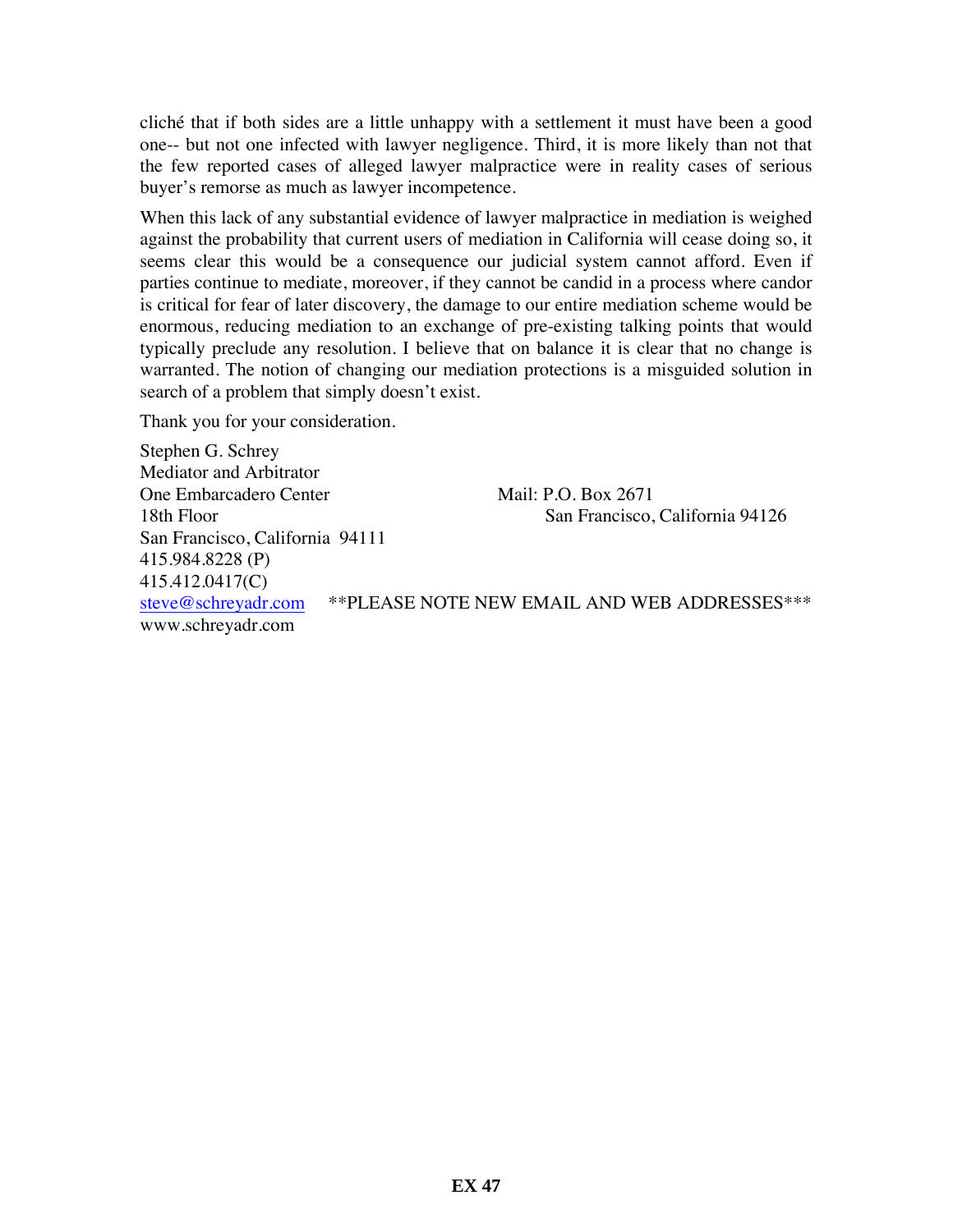cliché that if both sides are a little unhappy with a settlement it must have been a good one-- but not one infected with lawyer negligence. Third, it is more likely than not that the few reported cases of alleged lawyer malpractice were in reality cases of serious buyer's remorse as much as lawyer incompetence.

When this lack of any substantial evidence of lawyer malpractice in mediation is weighed against the probability that current users of mediation in California will cease doing so, it seems clear this would be a consequence our judicial system cannot afford. Even if parties continue to mediate, moreover, if they cannot be candid in a process where candor is critical for fear of later discovery, the damage to our entire mediation scheme would be enormous, reducing mediation to an exchange of pre-existing talking points that would typically preclude any resolution. I believe that on balance it is clear that no change is warranted. The notion of changing our mediation protections is a misguided solution in search of a problem that simply doesn't exist.

Thank you for your consideration.

Stephen G. Schrey
Mediator and Arbitrator
One Embarcadero Center
18th Floor
San Francisco, California 94111
415.984.8228 (P)
415.412.0417(C)
steve@schreyadr.com
www.schreyadr.com

Mail: P.O. Box 2671
San Francisco, California 94126

**PLEASE NOTE NEW EMAIL AND WEB ADDRESSES***

**EX 47**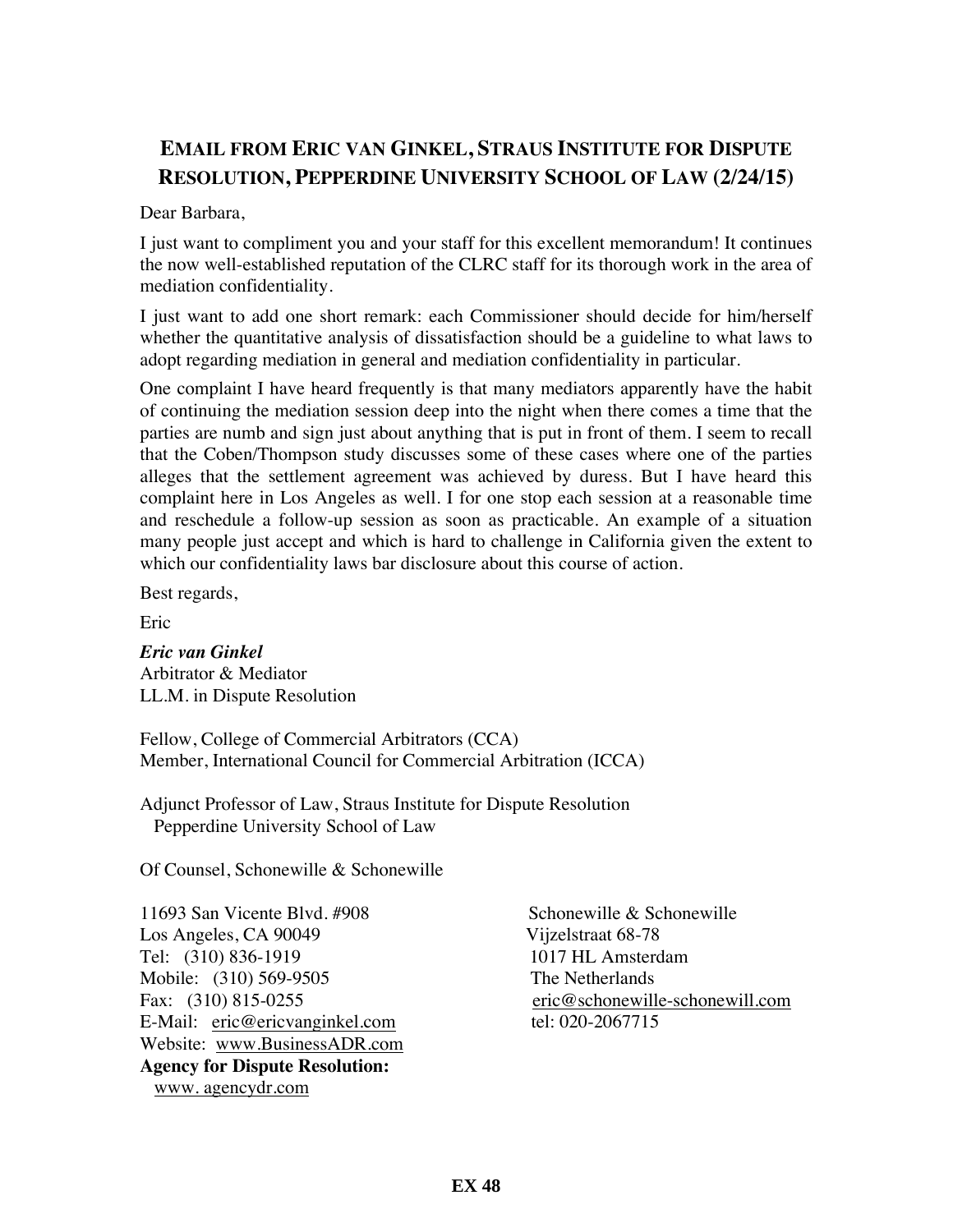## EMAIL FROM ERIC VAN GINKEL, STRAUS INSTITUTE FOR DISPUTE RESOLUTION, PEPPERDINE UNIVERSITY SCHOOL OF LAW (2/24/15)

Dear Barbara,

I just want to compliment you and your staff for this excellent memorandum! It continues the now well-established reputation of the CLRC staff for its thorough work in the area of mediation confidentiality.

I just want to add one short remark: each Commissioner should decide for him/herself whether the quantitative analysis of dissatisfaction should be a guideline to what laws to adopt regarding mediation in general and mediation confidentiality in particular.

One complaint I have heard frequently is that many mediators apparently have the habit of continuing the mediation session deep into the night when there comes a time that the parties are numb and sign just about anything that is put in front of them. I seem to recall that the Coben/Thompson study discusses some of these cases where one of the parties alleges that the settlement agreement was achieved by duress. But I have heard this complaint here in Los Angeles as well. I for one stop each session at a reasonable time and reschedule a follow-up session as soon as practicable. An example of a situation many people just accept and which is hard to challenge in California given the extent to which our confidentiality laws bar disclosure about this course of action.

Best regards,

Eric

***Eric van Ginkel***
Arbitrator & Mediator
LL.M. in Dispute Resolution

Fellow, College of Commercial Arbitrators (CCA)
Member, International Council for Commercial Arbitration (ICCA)

Adjunct Professor of Law, Straus Institute for Dispute Resolution
Pepperdine University School of Law

Of Counsel, Schonewille & Schonewille

11693 San Vicente Blvd. #908
Los Angeles, CA 90049
Tel: (310) 836-1919
Mobile: (310) 569-9505
Fax: (310) 815-0255
E-Mail: eric@ericvanginkel.com
Website: www.BusinessADR.com
**Agency for Dispute Resolution:**
www. agencydr.com

Schonewille & Schonewille
Vijzelstraat 68-78
1017 HL Amsterdam
The Netherlands
eric@schonewille-schonewill.com
tel: 020-2067715

**EX 48**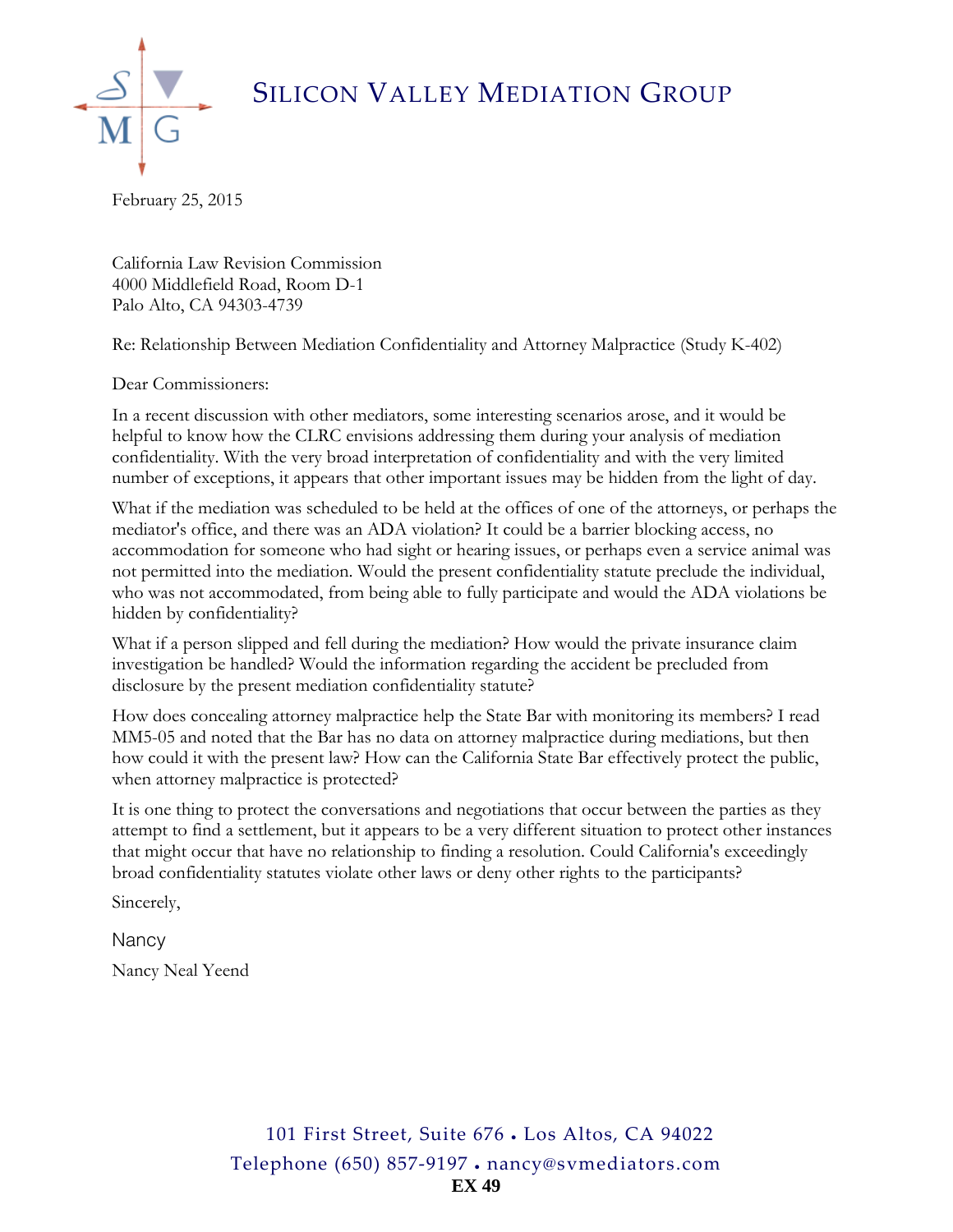# SILICON VALLEY MEDIATION GROUP

February 25, 2015

California Law Revision Commission
4000 Middlefield Road, Room D-1
Palo Alto, CA 94303-4739

Re: Relationship Between Mediation Confidentiality and Attorney Malpractice (Study K-402)

Dear Commissioners:

In a recent discussion with other mediators, some interesting scenarios arose, and it would be helpful to know how the CLRC envisions addressing them during your analysis of mediation confidentiality. With the very broad interpretation of confidentiality and with the very limited number of exceptions, it appears that other important issues may be hidden from the light of day.

What if the mediation was scheduled to be held at the offices of one of the attorneys, or perhaps the mediator's office, and there was an ADA violation? It could be a barrier blocking access, no accommodation for someone who had sight or hearing issues, or perhaps even a service animal was not permitted into the mediation. Would the present confidentiality statute preclude the individual, who was not accommodated, from being able to fully participate and would the ADA violations be hidden by confidentiality?

What if a person slipped and fell during the mediation? How would the private insurance claim investigation be handled? Would the information regarding the accident be precluded from disclosure by the present mediation confidentiality statute?

How does concealing attorney malpractice help the State Bar with monitoring its members? I read MM5-05 and noted that the Bar has no data on attorney malpractice during mediations, but then how could it with the present law? How can the California State Bar effectively protect the public, when attorney malpractice is protected?

It is one thing to protect the conversations and negotiations that occur between the parties as they attempt to find a settlement, but it appears to be a very different situation to protect other instances that might occur that have no relationship to finding a resolution. Could California's exceedingly broad confidentiality statutes violate other laws or deny other rights to the participants?

Sincerely,

Nancy

Nancy Neal Yeend

101 First Street, Suite 676 • Los Altos, CA 94022
Telephone (650) 857-9197 • nancy@svmediators.com

**EX 49**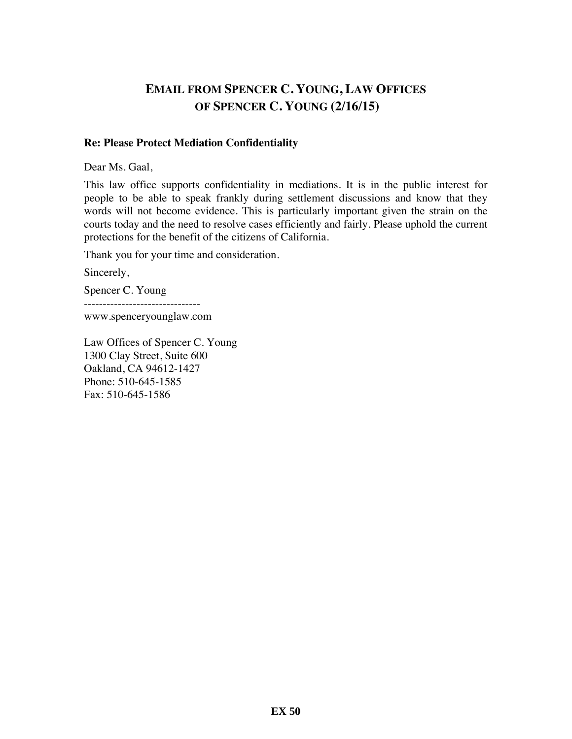# EMAIL FROM SPENCER C. YOUNG, LAW OFFICES OF SPENCER C. YOUNG (2/16/15)

**Re: Please Protect Mediation Confidentiality**

Dear Ms. Gaal,

This law office supports confidentiality in mediations. It is in the public interest for people to be able to speak frankly during settlement discussions and know that they words will not become evidence. This is particularly important given the strain on the courts today and the need to resolve cases efficiently and fairly. Please uphold the current protections for the benefit of the citizens of California.

Thank you for your time and consideration.

Sincerely,

Spencer C. Young

-------------------------------

www.spenceryounglaw.com

Law Offices of Spencer C. Young
1300 Clay Street, Suite 600
Oakland, CA 94612-1427
Phone: 510-645-1585
Fax: 510-645-1586

**EX 50**